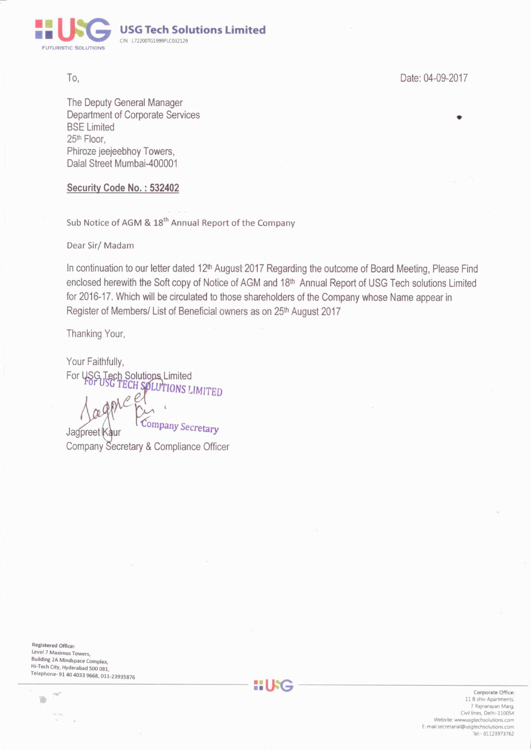**USG Tech Solutions Limited**
CIN : L72200TG1999PLC032129

To,

Date: 04-09-2017

The Deputy General Manager
Department of Corporate Services
BSE Limited
25th Floor,
Phiroze jeejeebhoy Towers,
Dalal Street Mumbai-400001

**Security Code No. : 532402**

Sub Notice of AGM & 18th Annual Report of the Company

Dear Sir/ Madam

In continuation to our letter dated 12th August 2017 Regarding the outcome of Board Meeting, Please Find enclosed herewith the Soft copy of Notice of AGM and 18th Annual Report of USG Tech solutions Limited for 2016-17. Which will be circulated to those shareholders of the Company whose Name appear in Register of Members/ List of Beneficial owners as on 25th August 2017

Thanking Your,

Your Faithfully,
For USG Tech Solutions Limited

For USG TECH SOLUTIONS LIMITED
Company Secretary

Jagpreet Kaur
Company Secretary & Compliance Officer

Registered Office:
Level 7 Maximus Towers,
Building 2A Mindspace Complex,
Hi-Tech City, Hyderabad 500 081,
Telephone- 91 40 4033 9668, 011-23935876

Corporate Office:
11 B shiv Apartments,
7 Rajnarayan Marg,
Civil lines, Delhi-110054
Website: wwwusgtechsolutions.com
E-mail:secretarial@usgtechsolutions.com
Tel:- 01123973762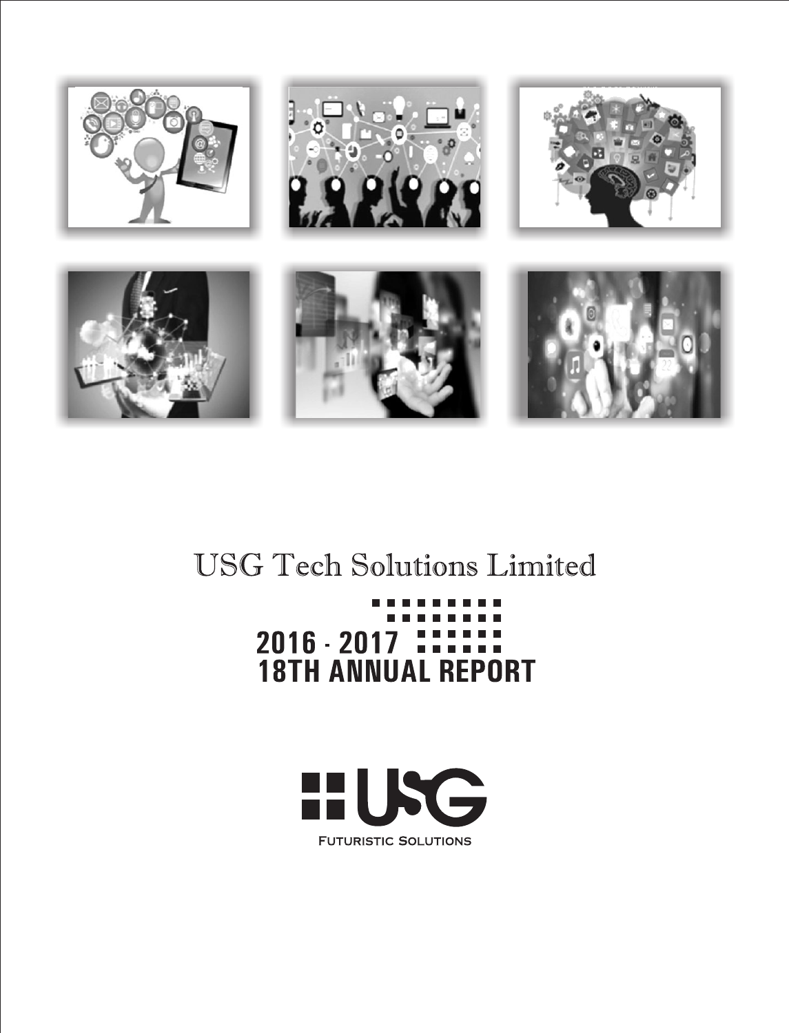# USG Tech Solutions Limited

## 2016 - 2017
## 18TH ANNUAL REPORT

USG

FUTURISTIC SOLUTIONS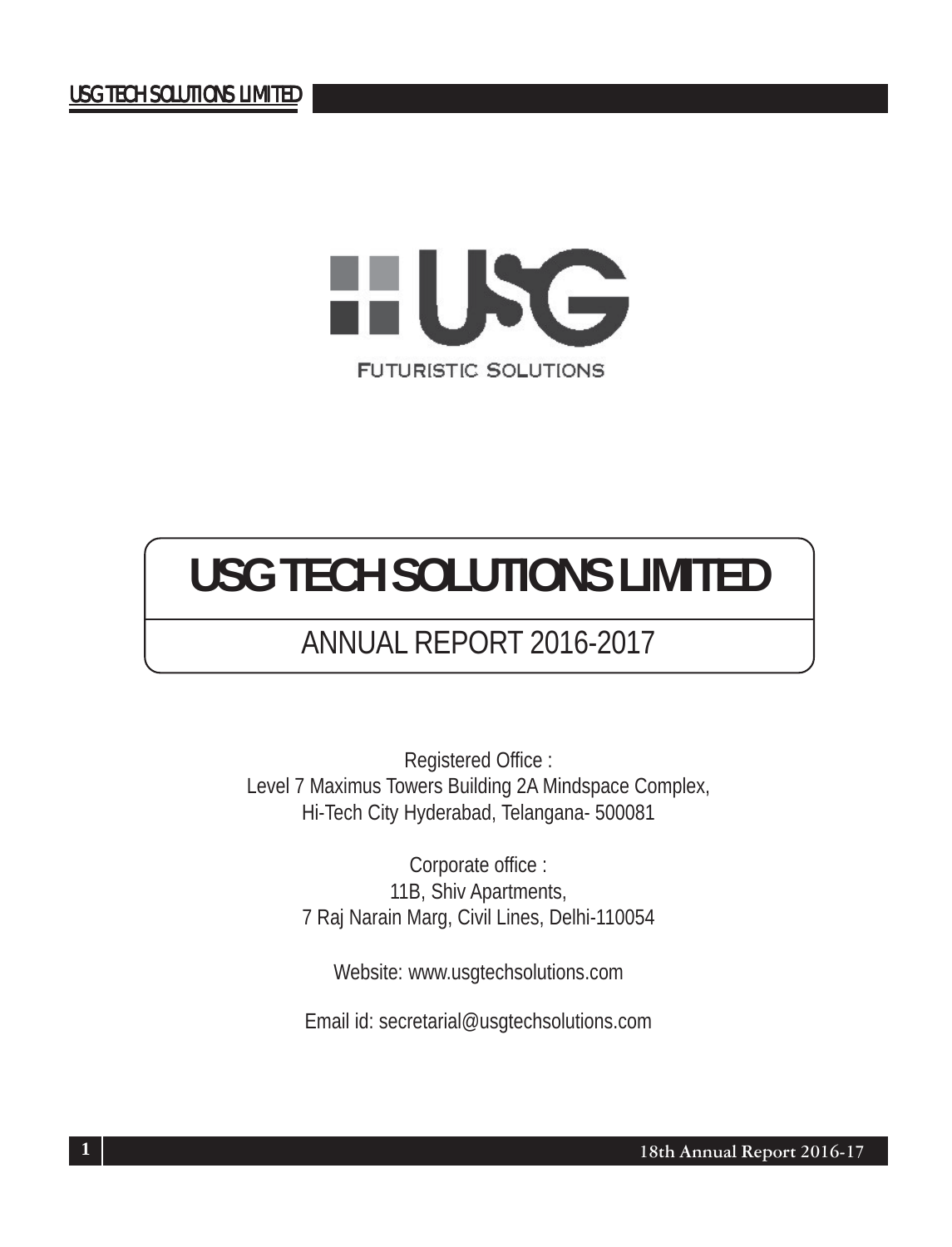USG

FUTURISTIC SOLUTIONS

# USG TECH SOLUTIONS LIMITED

## ANNUAL REPORT 2016-2017

Registered Office :
Level 7 Maximus Towers Building 2A Mindspace Complex,
Hi-Tech City Hyderabad, Telangana- 500081

Corporate office :
11B, Shiv Apartments,
7 Raj Narain Marg, Civil Lines, Delhi-110054

Website: www.usgtechsolutions.com

Email id: secretarial@usgtechsolutions.com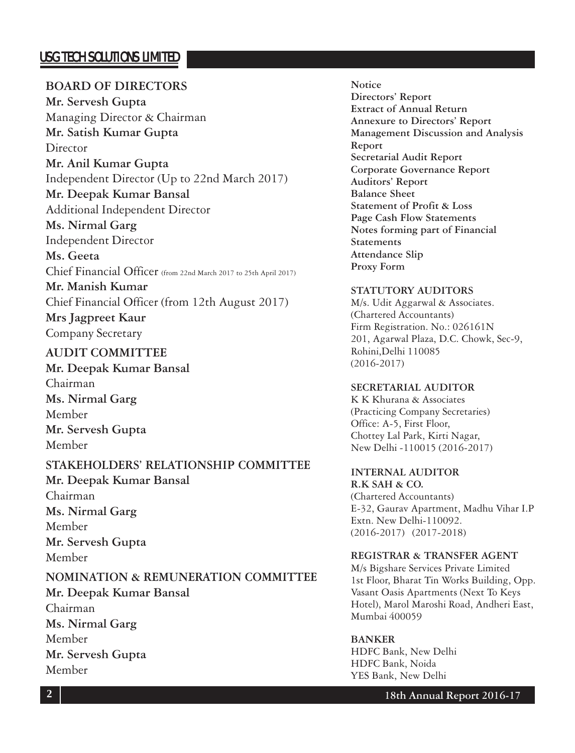## BOARD OF DIRECTORS

**Mr. Servesh Gupta**
Managing Director & Chairman

**Mr. Satish Kumar Gupta**
Director

**Mr. Anil Kumar Gupta**
Independent Director (Up to 22nd March 2017)

**Mr. Deepak Kumar Bansal**
Additional Independent Director

**Ms. Nirmal Garg**
Independent Director

**Ms. Geeta**
Chief Financial Officer (from 22nd March 2017 to 25th April 2017)

**Mr. Manish Kumar**
Chief Financial Officer (from 12th August 2017)

**Mrs Jagpreet Kaur**
Company Secretary

## AUDIT COMMITTEE

**Mr. Deepak Kumar Bansal**
Chairman

**Ms. Nirmal Garg**
Member

**Mr. Servesh Gupta**
Member

## STAKEHOLDERS' RELATIONSHIP COMMITTEE

**Mr. Deepak Kumar Bansal**
Chairman

**Ms. Nirmal Garg**
Member

**Mr. Servesh Gupta**
Member

## NOMINATION & REMUNERATION COMMITTEE

**Mr. Deepak Kumar Bansal**
Chairman

**Ms. Nirmal Garg**
Member

**Mr. Servesh Gupta**
Member

**Notice**
**Directors' Report**
**Extract of Annual Return**
**Annexure to Directors' Report**
**Management Discussion and Analysis Report**
**Secretarial Audit Report**
**Corporate Governance Report**
**Auditors' Report**
**Balance Sheet**
**Statement of Profit & Loss**
**Page Cash Flow Statements**
**Notes forming part of Financial Statements**
**Attendance Slip**
**Proxy Form**

## STATUTORY AUDITORS

M/s. Udit Aggarwal & Associates.
(Chartered Accountants)
Firm Registration. No.: 026161N
201, Agarwal Plaza, D.C. Chowk, Sec-9,
Rohini,Delhi 110085
(2016-2017)

## SECRETARIAL AUDITOR

K K Khurana & Associates
(Practicing Company Secretaries)
Office: A-5, First Floor,
Chottey Lal Park, Kirti Nagar,
New Delhi -110015 (2016-2017)

## INTERNAL AUDITOR

**R.K SAH & CO.**
(Chartered Accountants)
E-32, Gaurav Apartment, Madhu Vihar I.P Extn. New Delhi-110092.
(2016-2017) (2017-2018)

## REGISTRAR & TRANSFER AGENT

M/s Bigshare Services Private Limited
1st Floor, Bharat Tin Works Building, Opp. Vasant Oasis Apartments (Next To Keys Hotel), Marol Maroshi Road, Andheri East, Mumbai 400059

## BANKER

HDFC Bank, New Delhi
HDFC Bank, Noida
YES Bank, New Delhi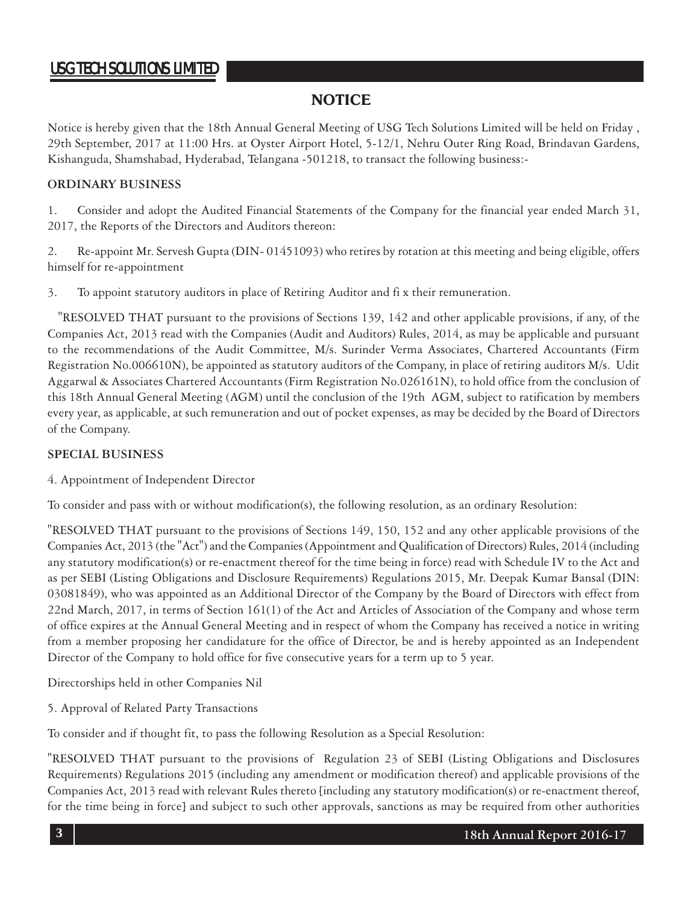## NOTICE

Notice is hereby given that the 18th Annual General Meeting of USG Tech Solutions Limited will be held on Friday , 29th September, 2017 at 11:00 Hrs. at Oyster Airport Hotel, 5-12/1, Nehru Outer Ring Road, Brindavan Gardens, Kishanguda, Shamshabad, Hyderabad, Telangana -501218, to transact the following business:-

### ORDINARY BUSINESS

1. Consider and adopt the Audited Financial Statements of the Company for the financial year ended March 31, 2017, the Reports of the Directors and Auditors thereon:

2. Re-appoint Mr. Servesh Gupta (DIN- 01451093) who retires by rotation at this meeting and being eligible, offers himself for re-appointment

3. To appoint statutory auditors in place of Retiring Auditor and fi x their remuneration.

"RESOLVED THAT pursuant to the provisions of Sections 139, 142 and other applicable provisions, if any, of the Companies Act, 2013 read with the Companies (Audit and Auditors) Rules, 2014, as may be applicable and pursuant to the recommendations of the Audit Committee, M/s. Surinder Verma Associates, Chartered Accountants (Firm Registration No.006610N), be appointed as statutory auditors of the Company, in place of retiring auditors M/s. Udit Aggarwal & Associates Chartered Accountants (Firm Registration No.026161N), to hold office from the conclusion of this 18th Annual General Meeting (AGM) until the conclusion of the 19th AGM, subject to ratification by members every year, as applicable, at such remuneration and out of pocket expenses, as may be decided by the Board of Directors of the Company.

### SPECIAL BUSINESS

4. Appointment of Independent Director

To consider and pass with or without modification(s), the following resolution, as an ordinary Resolution:

"RESOLVED THAT pursuant to the provisions of Sections 149, 150, 152 and any other applicable provisions of the Companies Act, 2013 (the "Act") and the Companies (Appointment and Qualification of Directors) Rules, 2014 (including any statutory modification(s) or re-enactment thereof for the time being in force) read with Schedule IV to the Act and as per SEBI (Listing Obligations and Disclosure Requirements) Regulations 2015, Mr. Deepak Kumar Bansal (DIN: 03081849), who was appointed as an Additional Director of the Company by the Board of Directors with effect from 22nd March, 2017, in terms of Section 161(1) of the Act and Articles of Association of the Company and whose term of office expires at the Annual General Meeting and in respect of whom the Company has received a notice in writing from a member proposing her candidature for the office of Director, be and is hereby appointed as an Independent Director of the Company to hold office for five consecutive years for a term up to 5 year.

Directorships held in other Companies Nil

5. Approval of Related Party Transactions

To consider and if thought fit, to pass the following Resolution as a Special Resolution:

"RESOLVED THAT pursuant to the provisions of Regulation 23 of SEBI (Listing Obligations and Disclosures Requirements) Regulations 2015 (including any amendment or modification thereof) and applicable provisions of the Companies Act, 2013 read with relevant Rules thereto [including any statutory modification(s) or re-enactment thereof, for the time being in force] and subject to such other approvals, sanctions as may be required from other authorities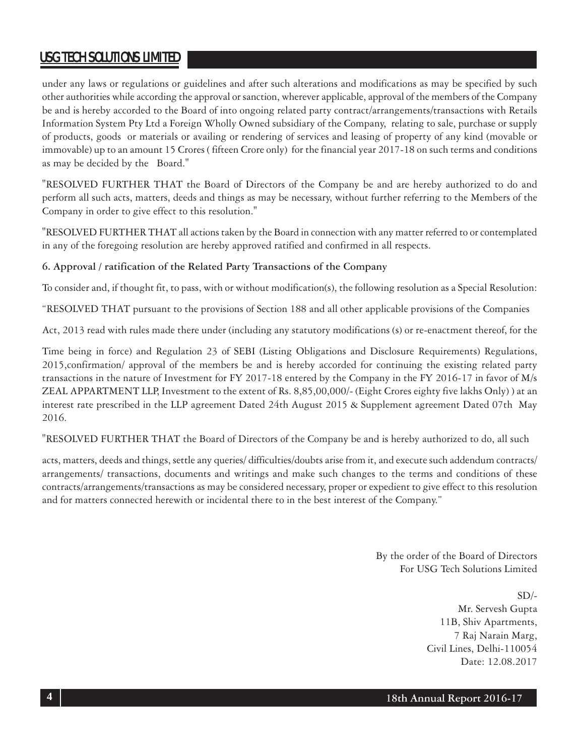under any laws or regulations or guidelines and after such alterations and modifications as may be specified by such other authorities while according the approval or sanction, wherever applicable, approval of the members of the Company be and is hereby accorded to the Board of into ongoing related party contract/arrangements/transactions with Retails Information System Pty Ltd a Foreign Wholly Owned subsidiary of the Company, relating to sale, purchase or supply of products, goods or materials or availing or rendering of services and leasing of property of any kind (movable or immovable) up to an amount 15 Crores ( fifteen Crore only) for the financial year 2017-18 on such terms and conditions as may be decided by the Board."

"RESOLVED FURTHER THAT the Board of Directors of the Company be and are hereby authorized to do and perform all such acts, matters, deeds and things as may be necessary, without further referring to the Members of the Company in order to give effect to this resolution."

"RESOLVED FURTHER THAT all actions taken by the Board in connection with any matter referred to or contemplated in any of the foregoing resolution are hereby approved ratified and confirmed in all respects.

**6. Approval / ratification of the Related Party Transactions of the Company**

To consider and, if thought fit, to pass, with or without modification(s), the following resolution as a Special Resolution:

"RESOLVED THAT pursuant to the provisions of Section 188 and all other applicable provisions of the Companies

Act, 2013 read with rules made there under (including any statutory modifications (s) or re-enactment thereof, for the

Time being in force) and Regulation 23 of SEBI (Listing Obligations and Disclosure Requirements) Regulations, 2015,confirmation/ approval of the members be and is hereby accorded for continuing the existing related party transactions in the nature of Investment for FY 2017-18 entered by the Company in the FY 2016-17 in favor of M/s ZEAL APPARTMENT LLP, Investment to the extent of Rs. 8,85,00,000/- (Eight Crores eighty five lakhs Only) ) at an interest rate prescribed in the LLP agreement Dated 24th August 2015 & Supplement agreement Dated 07th May 2016.

"RESOLVED FURTHER THAT the Board of Directors of the Company be and is hereby authorized to do, all such

acts, matters, deeds and things, settle any queries/ difficulties/doubts arise from it, and execute such addendum contracts/ arrangements/ transactions, documents and writings and make such changes to the terms and conditions of these contracts/arrangements/transactions as may be considered necessary, proper or expedient to give effect to this resolution and for matters connected herewith or incidental there to in the best interest of the Company."

By the order of the Board of Directors
For USG Tech Solutions Limited

SD/-
Mr. Servesh Gupta
11B, Shiv Apartments,
7 Raj Narain Marg,
Civil Lines, Delhi-110054
Date: 12.08.2017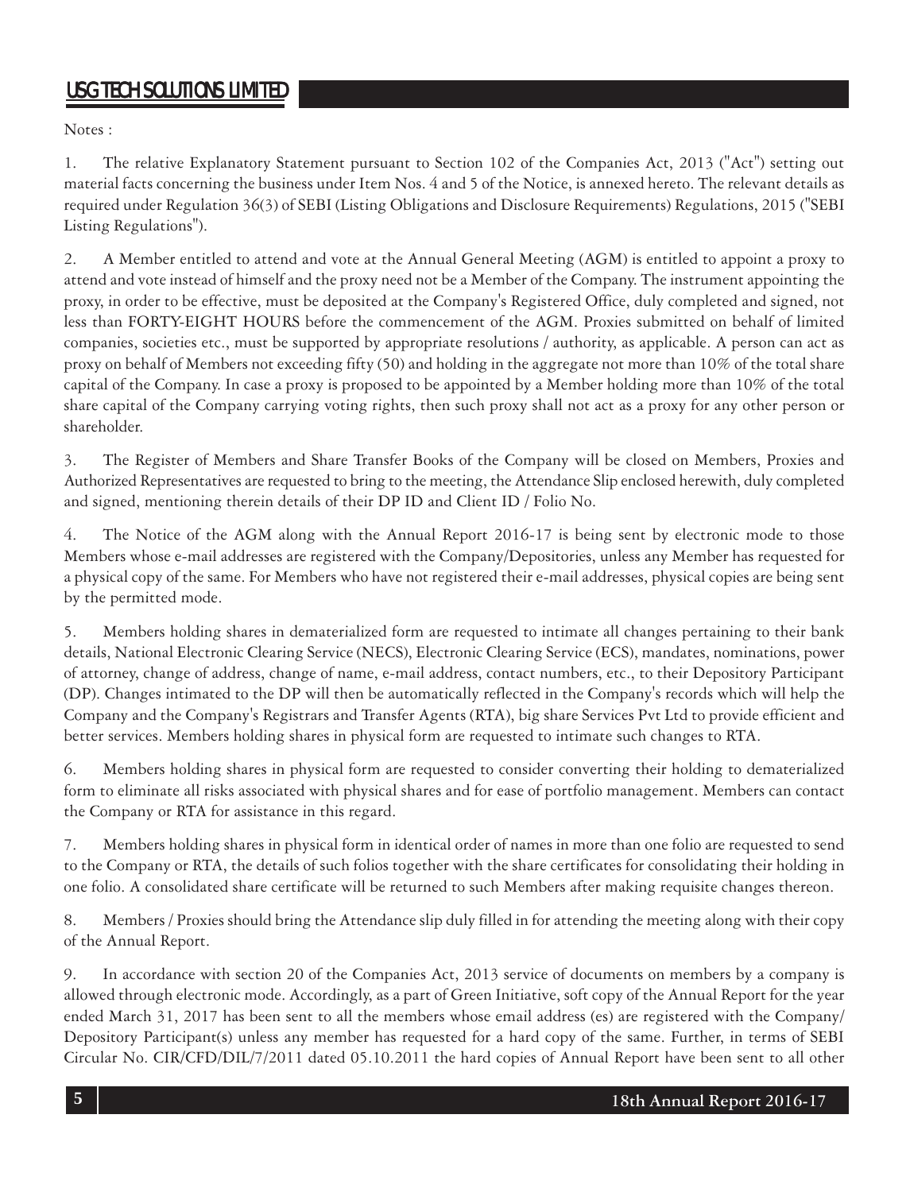Notes :

1. The relative Explanatory Statement pursuant to Section 102 of the Companies Act, 2013 ("Act") setting out material facts concerning the business under Item Nos. 4 and 5 of the Notice, is annexed hereto. The relevant details as required under Regulation 36(3) of SEBI (Listing Obligations and Disclosure Requirements) Regulations, 2015 ("SEBI Listing Regulations").

2. A Member entitled to attend and vote at the Annual General Meeting (AGM) is entitled to appoint a proxy to attend and vote instead of himself and the proxy need not be a Member of the Company. The instrument appointing the proxy, in order to be effective, must be deposited at the Company's Registered Office, duly completed and signed, not less than FORTY-EIGHT HOURS before the commencement of the AGM. Proxies submitted on behalf of limited companies, societies etc., must be supported by appropriate resolutions / authority, as applicable. A person can act as proxy on behalf of Members not exceeding fifty (50) and holding in the aggregate not more than 10% of the total share capital of the Company. In case a proxy is proposed to be appointed by a Member holding more than 10% of the total share capital of the Company carrying voting rights, then such proxy shall not act as a proxy for any other person or shareholder.

3. The Register of Members and Share Transfer Books of the Company will be closed on Members, Proxies and Authorized Representatives are requested to bring to the meeting, the Attendance Slip enclosed herewith, duly completed and signed, mentioning therein details of their DP ID and Client ID / Folio No.

4. The Notice of the AGM along with the Annual Report 2016-17 is being sent by electronic mode to those Members whose e-mail addresses are registered with the Company/Depositories, unless any Member has requested for a physical copy of the same. For Members who have not registered their e-mail addresses, physical copies are being sent by the permitted mode.

5. Members holding shares in dematerialized form are requested to intimate all changes pertaining to their bank details, National Electronic Clearing Service (NECS), Electronic Clearing Service (ECS), mandates, nominations, power of attorney, change of address, change of name, e-mail address, contact numbers, etc., to their Depository Participant (DP). Changes intimated to the DP will then be automatically reflected in the Company's records which will help the Company and the Company's Registrars and Transfer Agents (RTA), big share Services Pvt Ltd to provide efficient and better services. Members holding shares in physical form are requested to intimate such changes to RTA.

6. Members holding shares in physical form are requested to consider converting their holding to dematerialized form to eliminate all risks associated with physical shares and for ease of portfolio management. Members can contact the Company or RTA for assistance in this regard.

7. Members holding shares in physical form in identical order of names in more than one folio are requested to send to the Company or RTA, the details of such folios together with the share certificates for consolidating their holding in one folio. A consolidated share certificate will be returned to such Members after making requisite changes thereon.

8. Members / Proxies should bring the Attendance slip duly filled in for attending the meeting along with their copy of the Annual Report.

9. In accordance with section 20 of the Companies Act, 2013 service of documents on members by a company is allowed through electronic mode. Accordingly, as a part of Green Initiative, soft copy of the Annual Report for the year ended March 31, 2017 has been sent to all the members whose email address (es) are registered with the Company/ Depository Participant(s) unless any member has requested for a hard copy of the same. Further, in terms of SEBI Circular No. CIR/CFD/DIL/7/2011 dated 05.10.2011 the hard copies of Annual Report have been sent to all other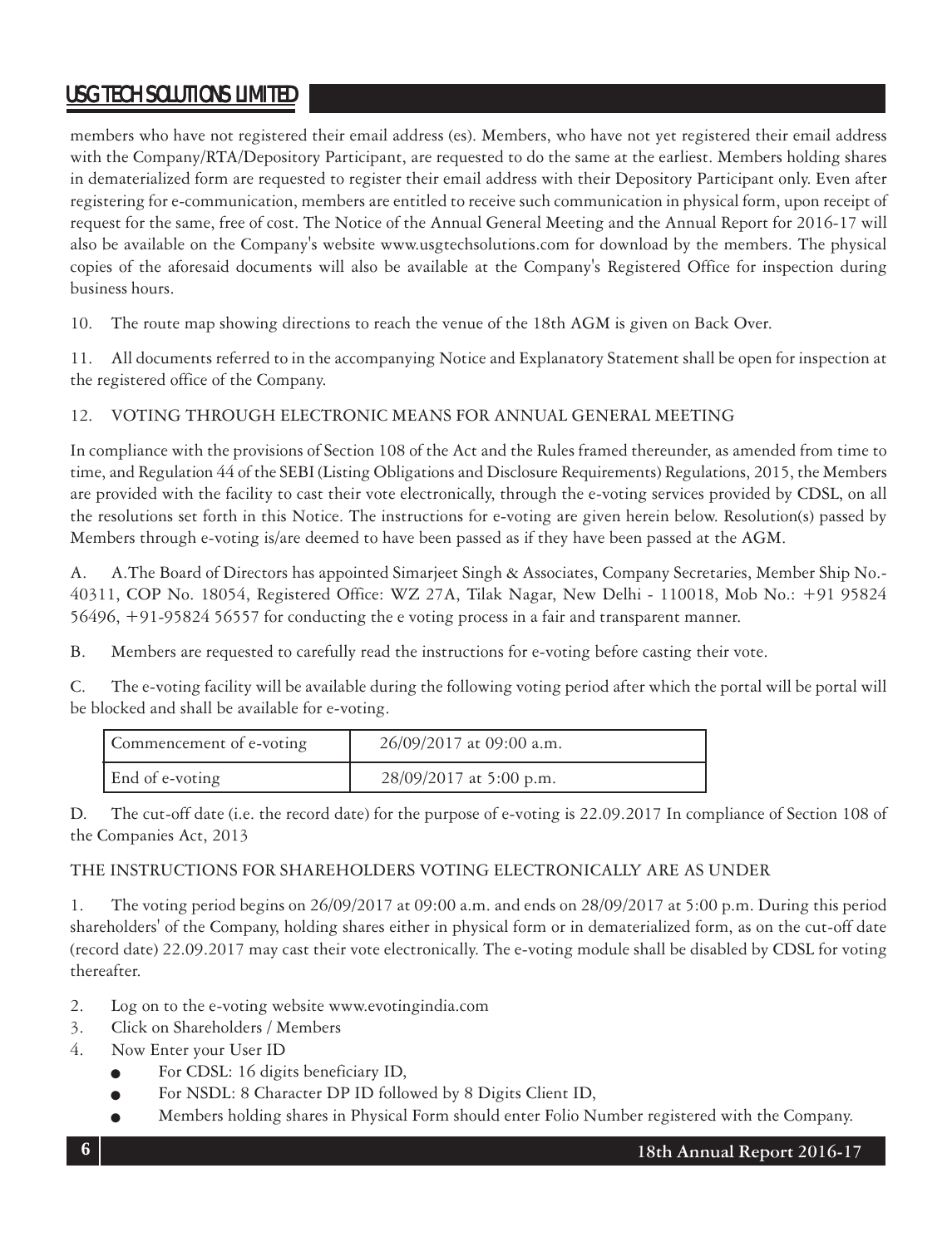members who have not registered their email address (es). Members, who have not yet registered their email address with the Company/RTA/Depository Participant, are requested to do the same at the earliest. Members holding shares in dematerialized form are requested to register their email address with their Depository Participant only. Even after registering for e-communication, members are entitled to receive such communication in physical form, upon receipt of request for the same, free of cost. The Notice of the Annual General Meeting and the Annual Report for 2016-17 will also be available on the Company's website www.usgtechsolutions.com for download by the members. The physical copies of the aforesaid documents will also be available at the Company's Registered Office for inspection during business hours.

10. The route map showing directions to reach the venue of the 18th AGM is given on Back Over.

11. All documents referred to in the accompanying Notice and Explanatory Statement shall be open for inspection at the registered office of the Company.

12. VOTING THROUGH ELECTRONIC MEANS FOR ANNUAL GENERAL MEETING

In compliance with the provisions of Section 108 of the Act and the Rules framed thereunder, as amended from time to time, and Regulation 44 of the SEBI (Listing Obligations and Disclosure Requirements) Regulations, 2015, the Members are provided with the facility to cast their vote electronically, through the e-voting services provided by CDSL, on all the resolutions set forth in this Notice. The instructions for e-voting are given herein below. Resolution(s) passed by Members through e-voting is/are deemed to have been passed as if they have been passed at the AGM.

A. A.The Board of Directors has appointed Simarjeet Singh & Associates, Company Secretaries, Member Ship No.- 40311, COP No. 18054, Registered Office: WZ 27A, Tilak Nagar, New Delhi - 110018, Mob No.: +91 95824 56496, +91-95824 56557 for conducting the e voting process in a fair and transparent manner.

B. Members are requested to carefully read the instructions for e-voting before casting their vote.

C. The e-voting facility will be available during the following voting period after which the portal will be portal will be blocked and shall be available for e-voting.

| Commencement of e-voting | 26/09/2017 at 09:00 a.m. |
|---|---|
| End of e-voting | 28/09/2017 at 5:00 p.m. |

D. The cut-off date (i.e. the record date) for the purpose of e-voting is 22.09.2017 In compliance of Section 108 of the Companies Act, 2013

THE INSTRUCTIONS FOR SHAREHOLDERS VOTING ELECTRONICALLY ARE AS UNDER

1. The voting period begins on 26/09/2017 at 09:00 a.m. and ends on 28/09/2017 at 5:00 p.m. During this period shareholders' of the Company, holding shares either in physical form or in dematerialized form, as on the cut-off date (record date) 22.09.2017 may cast their vote electronically. The e-voting module shall be disabled by CDSL for voting thereafter.

2. Log on to the e-voting website www.evotingindia.com
3. Click on Shareholders / Members
4. Now Enter your User ID
   - For CDSL: 16 digits beneficiary ID,
   - For NSDL: 8 Character DP ID followed by 8 Digits Client ID,
   - Members holding shares in Physical Form should enter Folio Number registered with the Company.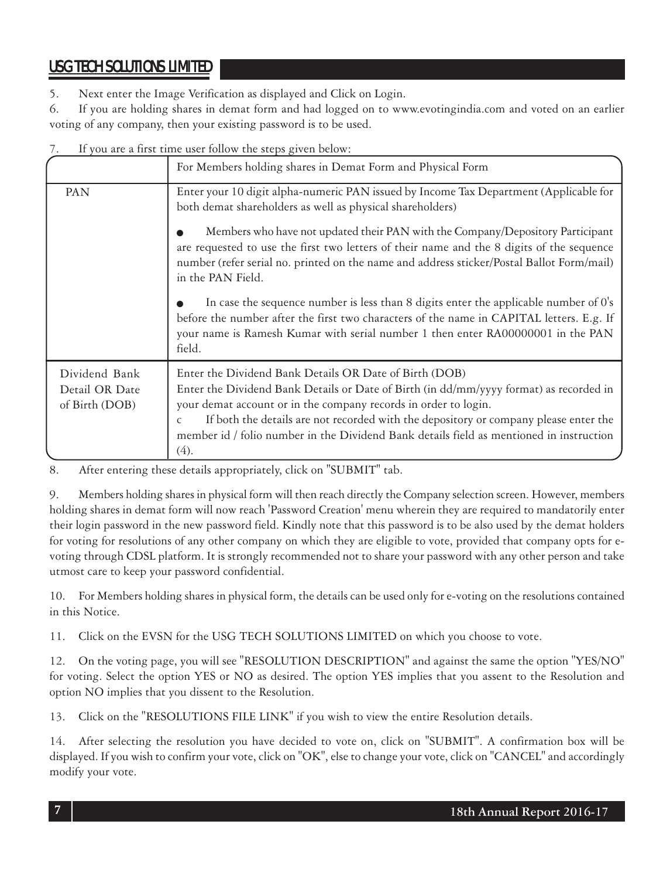5. Next enter the Image Verification as displayed and Click on Login.

6. If you are holding shares in demat form and had logged on to www.evotingindia.com and voted on an earlier voting of any company, then your existing password is to be used.

7. If you are a first time user follow the steps given below:

| | For Members holding shares in Demat Form and Physical Form |
|---|---|
| PAN | Enter your 10 digit alpha-numeric PAN issued by Income Tax Department (Applicable for both demat shareholders as well as physical shareholders)<br>● Members who have not updated their PAN with the Company/Depository Participant are requested to use the first two letters of their name and the 8 digits of the sequence number (refer serial no. printed on the name and address sticker/Postal Ballot Form/mail) in the PAN Field.<br>● In case the sequence number is less than 8 digits enter the applicable number of 0's before the number after the first two characters of the name in CAPITAL letters. E.g. If your name is Ramesh Kumar with serial number 1 then enter RA00000001 in the PAN field. |
| Dividend Bank Detail OR Date of Birth (DOB) | Enter the Dividend Bank Details OR Date of Birth (DOB)<br>Enter the Dividend Bank Details or Date of Birth (in dd/mm/yyyy format) as recorded in your demat account or in the company records in order to login.<br>c If both the details are not recorded with the depository or company please enter the member id / folio number in the Dividend Bank details field as mentioned in instruction (4). |

8. After entering these details appropriately, click on "SUBMIT" tab.

9. Members holding shares in physical form will then reach directly the Company selection screen. However, members holding shares in demat form will now reach 'Password Creation' menu wherein they are required to mandatorily enter their login password in the new password field. Kindly note that this password is to be also used by the demat holders for voting for resolutions of any other company on which they are eligible to vote, provided that company opts for e-voting through CDSL platform. It is strongly recommended not to share your password with any other person and take utmost care to keep your password confidential.

10. For Members holding shares in physical form, the details can be used only for e-voting on the resolutions contained in this Notice.

11. Click on the EVSN for the USG TECH SOLUTIONS LIMITED on which you choose to vote.

12. On the voting page, you will see "RESOLUTION DESCRIPTION" and against the same the option "YES/NO" for voting. Select the option YES or NO as desired. The option YES implies that you assent to the Resolution and option NO implies that you dissent to the Resolution.

13. Click on the "RESOLUTIONS FILE LINK" if you wish to view the entire Resolution details.

14. After selecting the resolution you have decided to vote on, click on "SUBMIT". A confirmation box will be displayed. If you wish to confirm your vote, click on "OK", else to change your vote, click on "CANCEL" and accordingly modify your vote.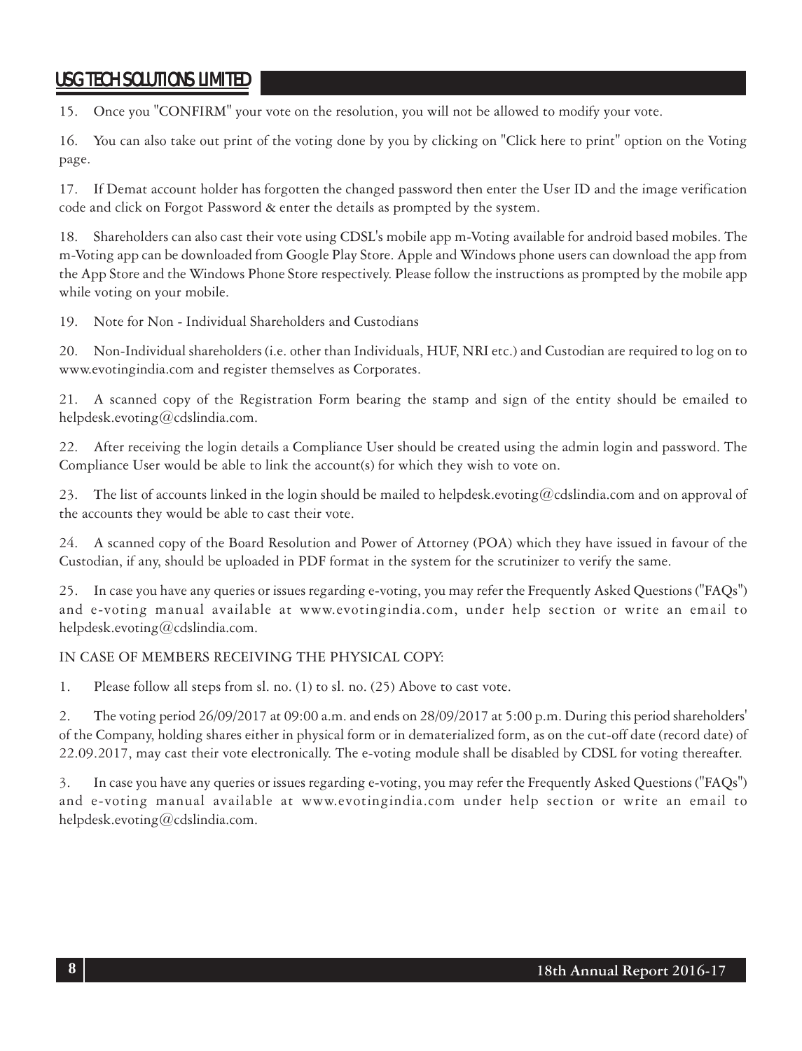15. Once you "CONFIRM" your vote on the resolution, you will not be allowed to modify your vote.

16. You can also take out print of the voting done by you by clicking on "Click here to print" option on the Voting page.

17. If Demat account holder has forgotten the changed password then enter the User ID and the image verification code and click on Forgot Password & enter the details as prompted by the system.

18. Shareholders can also cast their vote using CDSL's mobile app m-Voting available for android based mobiles. The m-Voting app can be downloaded from Google Play Store. Apple and Windows phone users can download the app from the App Store and the Windows Phone Store respectively. Please follow the instructions as prompted by the mobile app while voting on your mobile.

19. Note for Non - Individual Shareholders and Custodians

20. Non-Individual shareholders (i.e. other than Individuals, HUF, NRI etc.) and Custodian are required to log on to www.evotingindia.com and register themselves as Corporates.

21. A scanned copy of the Registration Form bearing the stamp and sign of the entity should be emailed to helpdesk.evoting@cdslindia.com.

22. After receiving the login details a Compliance User should be created using the admin login and password. The Compliance User would be able to link the account(s) for which they wish to vote on.

23. The list of accounts linked in the login should be mailed to helpdesk.evoting@cdslindia.com and on approval of the accounts they would be able to cast their vote.

24. A scanned copy of the Board Resolution and Power of Attorney (POA) which they have issued in favour of the Custodian, if any, should be uploaded in PDF format in the system for the scrutinizer to verify the same.

25. In case you have any queries or issues regarding e-voting, you may refer the Frequently Asked Questions ("FAQs") and e-voting manual available at www.evotingindia.com, under help section or write an email to helpdesk.evoting@cdslindia.com.

IN CASE OF MEMBERS RECEIVING THE PHYSICAL COPY:

1. Please follow all steps from sl. no. (1) to sl. no. (25) Above to cast vote.

2. The voting period 26/09/2017 at 09:00 a.m. and ends on 28/09/2017 at 5:00 p.m. During this period shareholders' of the Company, holding shares either in physical form or in dematerialized form, as on the cut-off date (record date) of 22.09.2017, may cast their vote electronically. The e-voting module shall be disabled by CDSL for voting thereafter.

3. In case you have any queries or issues regarding e-voting, you may refer the Frequently Asked Questions ("FAQs") and e-voting manual available at www.evotingindia.com under help section or write an email to helpdesk.evoting@cdslindia.com.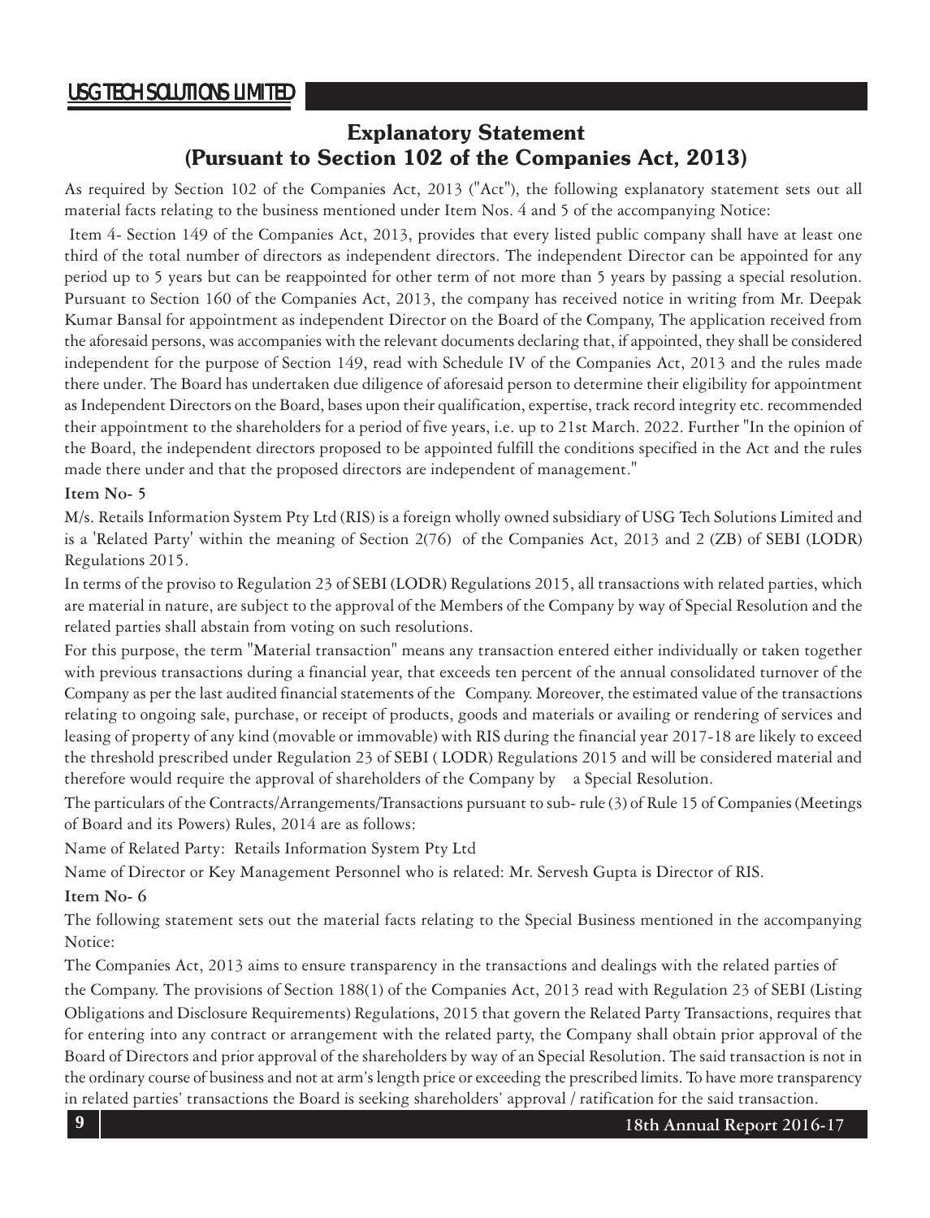# Explanatory Statement
## (Pursuant to Section 102 of the Companies Act, 2013)

As required by Section 102 of the Companies Act, 2013 ("Act"), the following explanatory statement sets out all material facts relating to the business mentioned under Item Nos. 4 and 5 of the accompanying Notice:

Item 4- Section 149 of the Companies Act, 2013, provides that every listed public company shall have at least one third of the total number of directors as independent directors. The independent Director can be appointed for any period up to 5 years but can be reappointed for other term of not more than 5 years by passing a special resolution. Pursuant to Section 160 of the Companies Act, 2013, the company has received notice in writing from Mr. Deepak Kumar Bansal for appointment as independent Director on the Board of the Company, The application received from the aforesaid persons, was accompanies with the relevant documents declaring that, if appointed, they shall be considered independent for the purpose of Section 149, read with Schedule IV of the Companies Act, 2013 and the rules made there under. The Board has undertaken due diligence of aforesaid person to determine their eligibility for appointment as Independent Directors on the Board, bases upon their qualification, expertise, track record integrity etc. recommended their appointment to the shareholders for a period of five years, i.e. up to 21st March. 2022. Further "In the opinion of the Board, the independent directors proposed to be appointed fulfill the conditions specified in the Act and the rules made there under and that the proposed directors are independent of management."

**Item No- 5**

M/s. Retails Information System Pty Ltd (RIS) is a foreign wholly owned subsidiary of USG Tech Solutions Limited and is a 'Related Party' within the meaning of Section 2(76) of the Companies Act, 2013 and 2 (ZB) of SEBI (LODR) Regulations 2015.

In terms of the proviso to Regulation 23 of SEBI (LODR) Regulations 2015, all transactions with related parties, which are material in nature, are subject to the approval of the Members of the Company by way of Special Resolution and the related parties shall abstain from voting on such resolutions.

For this purpose, the term "Material transaction" means any transaction entered either individually or taken together with previous transactions during a financial year, that exceeds ten percent of the annual consolidated turnover of the Company as per the last audited financial statements of the Company. Moreover, the estimated value of the transactions relating to ongoing sale, purchase, or receipt of products, goods and materials or availing or rendering of services and leasing of property of any kind (movable or immovable) with RIS during the financial year 2017-18 are likely to exceed the threshold prescribed under Regulation 23 of SEBI ( LODR) Regulations 2015 and will be considered material and therefore would require the approval of shareholders of the Company by a Special Resolution.

The particulars of the Contracts/Arrangements/Transactions pursuant to sub- rule (3) of Rule 15 of Companies (Meetings of Board and its Powers) Rules, 2014 are as follows:

Name of Related Party: Retails Information System Pty Ltd

Name of Director or Key Management Personnel who is related: Mr. Servesh Gupta is Director of RIS.

**Item No- 6**

The following statement sets out the material facts relating to the Special Business mentioned in the accompanying Notice:

The Companies Act, 2013 aims to ensure transparency in the transactions and dealings with the related parties of the Company. The provisions of Section 188(1) of the Companies Act, 2013 read with Regulation 23 of SEBI (Listing Obligations and Disclosure Requirements) Regulations, 2015 that govern the Related Party Transactions, requires that for entering into any contract or arrangement with the related party, the Company shall obtain prior approval of the Board of Directors and prior approval of the shareholders by way of an Special Resolution. The said transaction is not in the ordinary course of business and not at arm's length price or exceeding the prescribed limits. To have more transparency in related parties' transactions the Board is seeking shareholders' approval / ratification for the said transaction.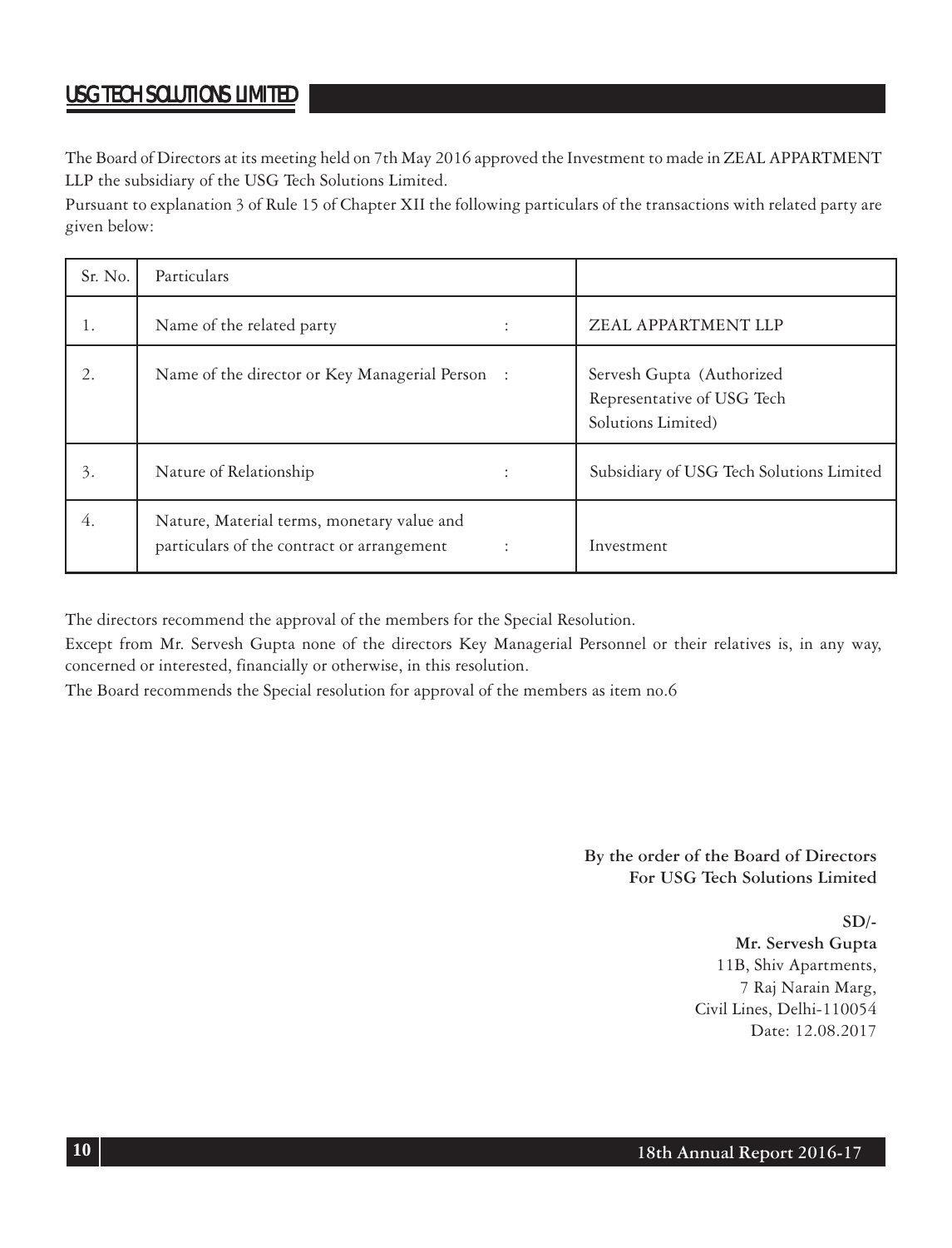The Board of Directors at its meeting held on 7th May 2016 approved the Investment to made in ZEAL APPARTMENT LLP the subsidiary of the USG Tech Solutions Limited.

Pursuant to explanation 3 of Rule 15 of Chapter XII the following particulars of the transactions with related party are given below:

| Sr. No. | Particulars | |
|---|---|---|
| 1. | Name of the related party : | ZEAL APPARTMENT LLP |
| 2. | Name of the director or Key Managerial Person : | Servesh Gupta (Authorized Representative of USG Tech Solutions Limited) |
| 3. | Nature of Relationship : | Subsidiary of USG Tech Solutions Limited |
| 4. | Nature, Material terms, monetary value and particulars of the contract or arrangement : | Investment |

The directors recommend the approval of the members for the Special Resolution.

Except from Mr. Servesh Gupta none of the directors Key Managerial Personnel or their relatives is, in any way, concerned or interested, financially or otherwise, in this resolution.

The Board recommends the Special resolution for approval of the members as item no.6

**By the order of the Board of Directors**
**For USG Tech Solutions Limited**

**SD/-**
**Mr. Servesh Gupta**
11B, Shiv Apartments,
7 Raj Narain Marg,
Civil Lines, Delhi-110054
Date: 12.08.2017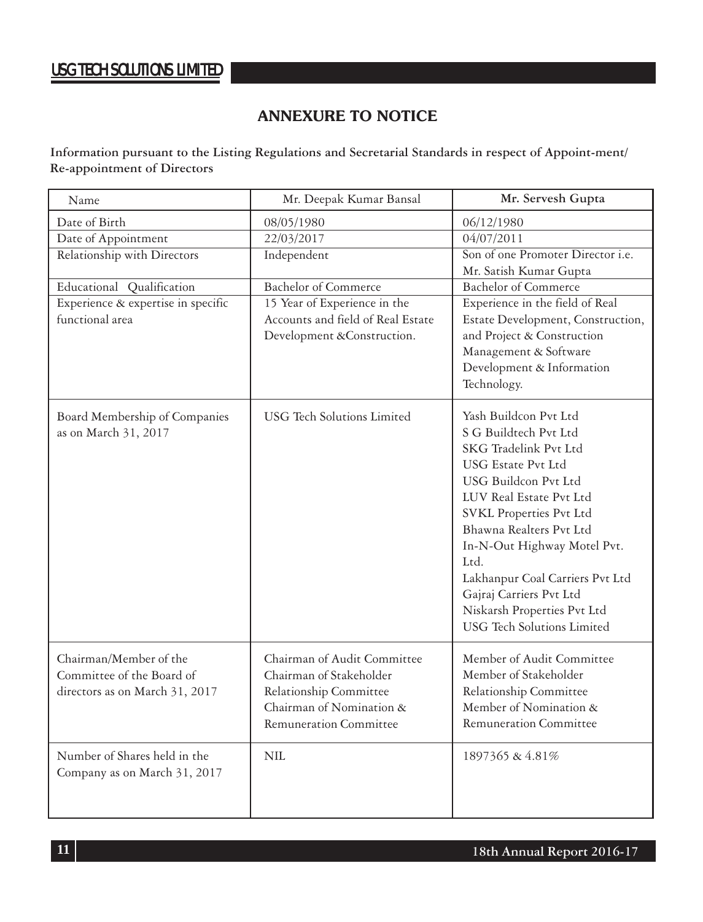# ANNEXURE TO NOTICE

**Information pursuant to the Listing Regulations and Secretarial Standards in respect of Appoint-ment/ Re-appointment of Directors**

| Name | Mr. Deepak Kumar Bansal | **Mr. Servesh Gupta** |
|---|---|---|
| Date of Birth | 08/05/1980 | 06/12/1980 |
| Date of Appointment | 22/03/2017 | 04/07/2011 |
| Relationship with Directors | Independent | Son of one Promoter Director i.e. Mr. Satish Kumar Gupta |
| Educational Qualification | Bachelor of Commerce | Bachelor of Commerce |
| Experience & expertise in specific functional area | 15 Year of Experience in the Accounts and field of Real Estate Development &Construction. | Experience in the field of Real Estate Development, Construction, and Project & Construction Management & Software Development & Information Technology. |
| Board Membership of Companies as on March 31, 2017 | USG Tech Solutions Limited | Yash Buildcon Pvt Ltd<br>S G Buildtech Pvt Ltd<br>SKG Tradelink Pvt Ltd<br>USG Estate Pvt Ltd<br>USG Buildcon Pvt Ltd<br>LUV Real Estate Pvt Ltd<br>SVKL Properties Pvt Ltd<br>Bhawna Realters Pvt Ltd<br>In-N-Out Highway Motel Pvt. Ltd.<br>Lakhanpur Coal Carriers Pvt Ltd<br>Gajraj Carriers Pvt Ltd<br>Niskarsh Properties Pvt Ltd<br>USG Tech Solutions Limited |
| Chairman/Member of the Committee of the Board of directors as on March 31, 2017 | Chairman of Audit Committee<br>Chairman of Stakeholder Relationship Committee<br>Chairman of Nomination & Remuneration Committee | Member of Audit Committee<br>Member of Stakeholder Relationship Committee<br>Member of Nomination & Remuneration Committee |
| Number of Shares held in the Company as on March 31, 2017 | NIL | 1897365 & 4.81% |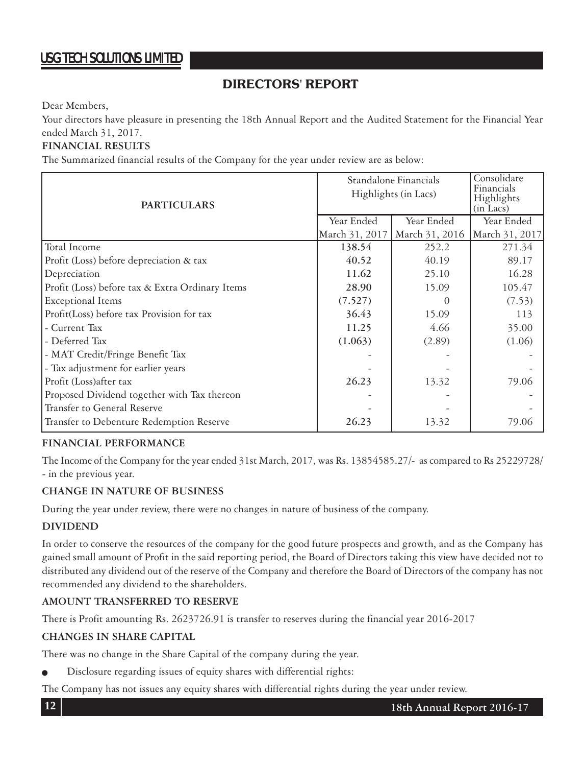# DIRECTORS' REPORT

Dear Members,

Your directors have pleasure in presenting the 18th Annual Report and the Audited Statement for the Financial Year ended March 31, 2017.

**FINANCIAL RESULTS**

The Summarized financial results of the Company for the year under review are as below:

| PARTICULARS | Standalone Financials Highlights (in Lacs) | | Consolidate Financials Highlights (in Lacs) |
|---|---|---|---|
| | Year Ended March 31, 2017 | Year Ended March 31, 2016 | Year Ended March 31, 2017 |
| Total Income | **138.54** | 252.2 | 271.34 |
| Profit (Loss) before depreciation & tax | **40.52** | 40.19 | 89.17 |
| Depreciation | **11.62** | 25.10 | 16.28 |
| Profit (Loss) before tax & Extra Ordinary Items | **28.90** | 15.09 | 105.47 |
| Exceptional Items | **(7.527)** | 0 | (7.53) |
| Profit(Loss) before tax Provision for tax | **36.43** | 15.09 | 113 |
| - Current Tax | **11.25** | 4.66 | 35.00 |
| - Deferred Tax | **(1.063)** | (2.89) | (1.06) |
| - MAT Credit/Fringe Benefit Tax | - | - | - |
| - Tax adjustment for earlier years | - | - | - |
| Profit (Loss)after tax | **26.23** | 13.32 | 79.06 |
| Proposed Dividend together with Tax thereon | - | - | - |
| Transfer to General Reserve | - | - | - |
| Transfer to Debenture Redemption Reserve | **26.23** | 13.32 | 79.06 |

**FINANCIAL PERFORMANCE**

The Income of the Company for the year ended 31st March, 2017, was Rs. 13854585.27/- as compared to Rs 25229728/- in the previous year.

**CHANGE IN NATURE OF BUSINESS**

During the year under review, there were no changes in nature of business of the company.

**DIVIDEND**

In order to conserve the resources of the company for the good future prospects and growth, and as the Company has gained small amount of Profit in the said reporting period, the Board of Directors taking this view have decided not to distributed any dividend out of the reserve of the Company and therefore the Board of Directors of the company has not recommended any dividend to the shareholders.

**AMOUNT TRANSFERRED TO RESERVE**

There is Profit amounting Rs. 2623726.91 is transfer to reserves during the financial year 2016-2017

**CHANGES IN SHARE CAPITAL**

There was no change in the Share Capital of the company during the year.

- Disclosure regarding issues of equity shares with differential rights:

The Company has not issues any equity shares with differential rights during the year under review.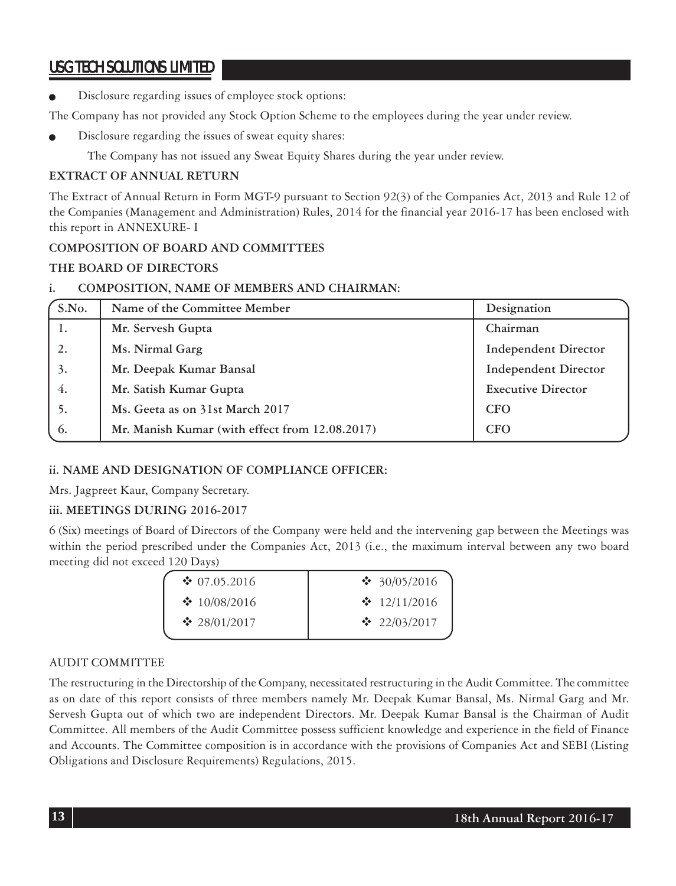- Disclosure regarding issues of employee stock options:

The Company has not provided any Stock Option Scheme to the employees during the year under review.

- Disclosure regarding the issues of sweat equity shares:

  The Company has not issued any Sweat Equity Shares during the year under review.

**EXTRACT OF ANNUAL RETURN**

The Extract of Annual Return in Form MGT-9 pursuant to Section 92(3) of the Companies Act, 2013 and Rule 12 of the Companies (Management and Administration) Rules, 2014 for the financial year 2016-17 has been enclosed with this report in ANNEXURE- I

**COMPOSITION OF BOARD AND COMMITTEES**

**THE BOARD OF DIRECTORS**

**i. COMPOSITION, NAME OF MEMBERS AND CHAIRMAN:**

| S.No. | Name of the Committee Member | Designation |
|---|---|---|
| 1. | Mr. Servesh Gupta | Chairman |
| 2. | Ms. Nirmal Garg | Independent Director |
| 3. | Mr. Deepak Kumar Bansal | Independent Director |
| 4. | Mr. Satish Kumar Gupta | Executive Director |
| 5. | Ms. Geeta as on 31st March 2017 | CFO |
| 6. | Mr. Manish Kumar (with effect from 12.08.2017) | CFO |

**ii. NAME AND DESIGNATION OF COMPLIANCE OFFICER:**

Mrs. Jagpreet Kaur, Company Secretary.

**iii. MEETINGS DURING 2016-2017**

6 (Six) meetings of Board of Directors of the Company were held and the intervening gap between the Meetings was within the period prescribed under the Companies Act, 2013 (i.e., the maximum interval between any two board meeting did not exceed 120 Days)

| | |
|---|---|
| ❖ 07.05.2016 | ❖ 30/05/2016 |
| ❖ 10/08/2016 | ❖ 12/11/2016 |
| ❖ 28/01/2017 | ❖ 22/03/2017 |

AUDIT COMMITTEE

The restructuring in the Directorship of the Company, necessitated restructuring in the Audit Committee. The committee as on date of this report consists of three members namely Mr. Deepak Kumar Bansal, Ms. Nirmal Garg and Mr. Servesh Gupta out of which two are independent Directors. Mr. Deepak Kumar Bansal is the Chairman of Audit Committee. All members of the Audit Committee possess sufficient knowledge and experience in the field of Finance and Accounts. The Committee composition is in accordance with the provisions of Companies Act and SEBI (Listing Obligations and Disclosure Requirements) Regulations, 2015.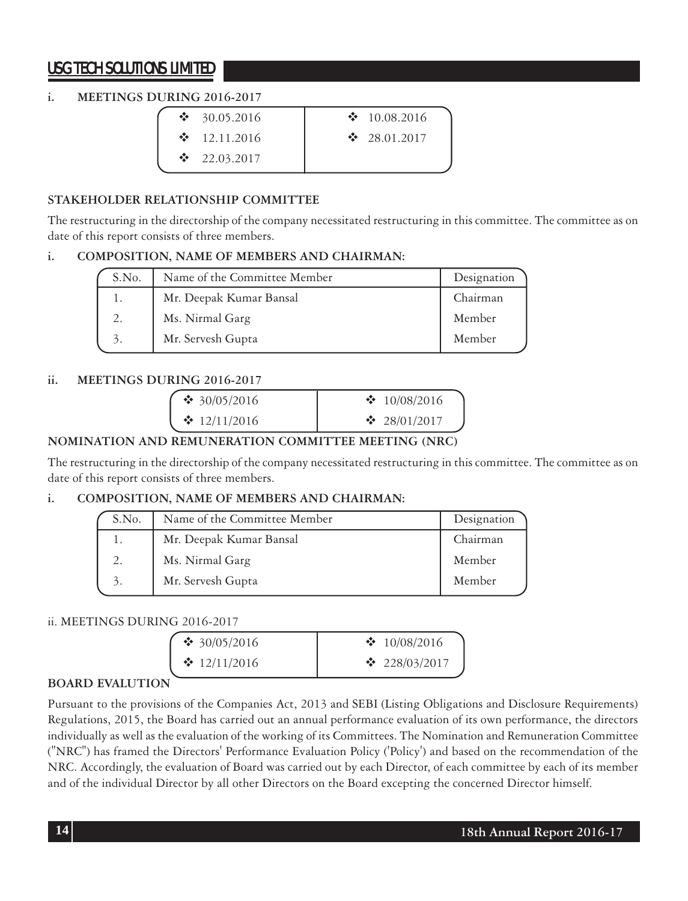### i. MEETINGS DURING 2016-2017

| | |
|---|---|
| ❖ 30.05.2016 | ❖ 10.08.2016 |
| ❖ 12.11.2016 | ❖ 28.01.2017 |
| ❖ 22.03.2017 | |

## STAKEHOLDER RELATIONSHIP COMMITTEE

The restructuring in the directorship of the company necessitated restructuring in this committee. The committee as on date of this report consists of three members.

### i. COMPOSITION, NAME OF MEMBERS AND CHAIRMAN:

| S.No. | Name of the Committee Member | Designation |
|---|---|---|
| 1. | Mr. Deepak Kumar Bansal | Chairman |
| 2. | Ms. Nirmal Garg | Member |
| 3. | Mr. Servesh Gupta | Member |

### ii. MEETINGS DURING 2016-2017

| | |
|---|---|
| ❖ 30/05/2016 | ❖ 10/08/2016 |
| ❖ 12/11/2016 | ❖ 28/01/2017 |

## NOMINATION AND REMUNERATION COMMITTEE MEETING (NRC)

The restructuring in the directorship of the company necessitated restructuring in this committee. The committee as on date of this report consists of three members.

### i. COMPOSITION, NAME OF MEMBERS AND CHAIRMAN:

| S.No. | Name of the Committee Member | Designation |
|---|---|---|
| 1. | Mr. Deepak Kumar Bansal | Chairman |
| 2. | Ms. Nirmal Garg | Member |
| 3. | Mr. Servesh Gupta | Member |

### ii. MEETINGS DURING 2016-2017

| | |
|---|---|
| ❖ 30/05/2016 | ❖ 10/08/2016 |
| ❖ 12/11/2016 | ❖ 228/03/2017 |

## BOARD EVALUTION

Pursuant to the provisions of the Companies Act, 2013 and SEBI (Listing Obligations and Disclosure Requirements) Regulations, 2015, the Board has carried out an annual performance evaluation of its own performance, the directors individually as well as the evaluation of the working of its Committees. The Nomination and Remuneration Committee ("NRC") has framed the Directors' Performance Evaluation Policy ('Policy') and based on the recommendation of the NRC. Accordingly, the evaluation of Board was carried out by each Director, of each committee by each of its member and of the individual Director by all other Directors on the Board excepting the concerned Director himself.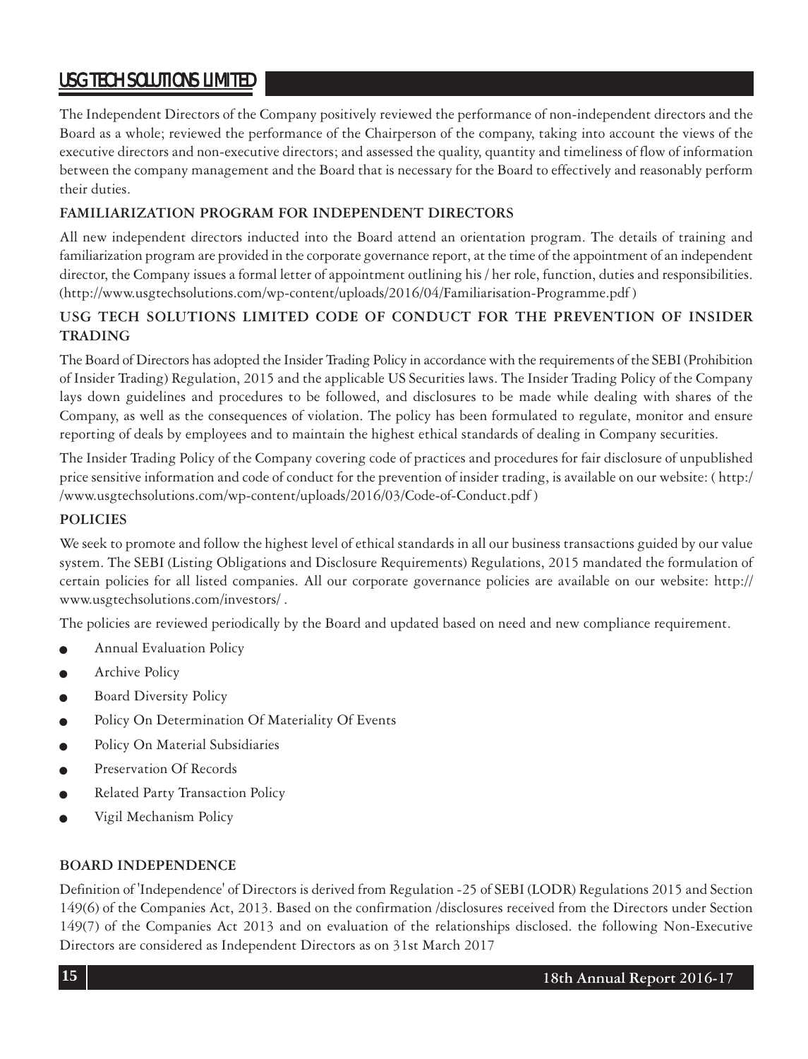The Independent Directors of the Company positively reviewed the performance of non-independent directors and the Board as a whole; reviewed the performance of the Chairperson of the company, taking into account the views of the executive directors and non-executive directors; and assessed the quality, quantity and timeliness of flow of information between the company management and the Board that is necessary for the Board to effectively and reasonably perform their duties.

**FAMILIARIZATION PROGRAM FOR INDEPENDENT DIRECTORS**

All new independent directors inducted into the Board attend an orientation program. The details of training and familiarization program are provided in the corporate governance report, at the time of the appointment of an independent director, the Company issues a formal letter of appointment outlining his / her role, function, duties and responsibilities. (http://www.usgtechsolutions.com/wp-content/uploads/2016/04/Familiarisation-Programme.pdf )

**USG TECH SOLUTIONS LIMITED CODE OF CONDUCT FOR THE PREVENTION OF INSIDER TRADING**

The Board of Directors has adopted the Insider Trading Policy in accordance with the requirements of the SEBI (Prohibition of Insider Trading) Regulation, 2015 and the applicable US Securities laws. The Insider Trading Policy of the Company lays down guidelines and procedures to be followed, and disclosures to be made while dealing with shares of the Company, as well as the consequences of violation. The policy has been formulated to regulate, monitor and ensure reporting of deals by employees and to maintain the highest ethical standards of dealing in Company securities.

The Insider Trading Policy of the Company covering code of practices and procedures for fair disclosure of unpublished price sensitive information and code of conduct for the prevention of insider trading, is available on our website: ( http://www.usgtechsolutions.com/wp-content/uploads/2016/03/Code-of-Conduct.pdf )

**POLICIES**

We seek to promote and follow the highest level of ethical standards in all our business transactions guided by our value system. The SEBI (Listing Obligations and Disclosure Requirements) Regulations, 2015 mandated the formulation of certain policies for all listed companies. All our corporate governance policies are available on our website: http://www.usgtechsolutions.com/investors/ .

The policies are reviewed periodically by the Board and updated based on need and new compliance requirement.

- Annual Evaluation Policy
- Archive Policy
- Board Diversity Policy
- Policy On Determination Of Materiality Of Events
- Policy On Material Subsidiaries
- Preservation Of Records
- Related Party Transaction Policy
- Vigil Mechanism Policy

**BOARD INDEPENDENCE**

Definition of 'Independence' of Directors is derived from Regulation -25 of SEBI (LODR) Regulations 2015 and Section 149(6) of the Companies Act, 2013. Based on the confirmation /disclosures received from the Directors under Section 149(7) of the Companies Act 2013 and on evaluation of the relationships disclosed. the following Non-Executive Directors are considered as Independent Directors as on 31st March 2017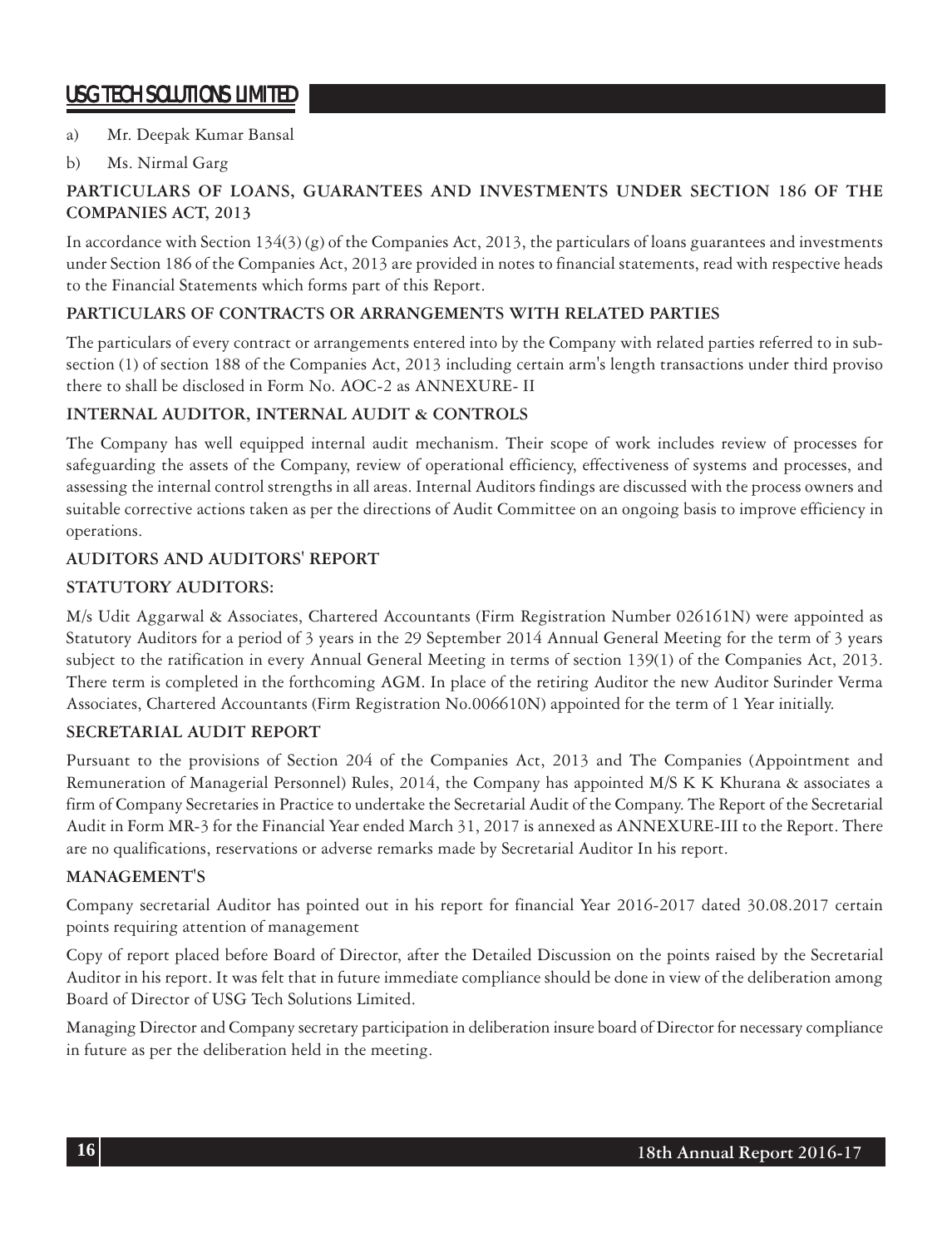a) Mr. Deepak Kumar Bansal

b) Ms. Nirmal Garg

**PARTICULARS OF LOANS, GUARANTEES AND INVESTMENTS UNDER SECTION 186 OF THE COMPANIES ACT, 2013**

In accordance with Section 134(3) (g) of the Companies Act, 2013, the particulars of loans guarantees and investments under Section 186 of the Companies Act, 2013 are provided in notes to financial statements, read with respective heads to the Financial Statements which forms part of this Report.

**PARTICULARS OF CONTRACTS OR ARRANGEMENTS WITH RELATED PARTIES**

The particulars of every contract or arrangements entered into by the Company with related parties referred to in sub-section (1) of section 188 of the Companies Act, 2013 including certain arm's length transactions under third proviso there to shall be disclosed in Form No. AOC-2 as ANNEXURE- II

**INTERNAL AUDITOR, INTERNAL AUDIT & CONTROLS**

The Company has well equipped internal audit mechanism. Their scope of work includes review of processes for safeguarding the assets of the Company, review of operational efficiency, effectiveness of systems and processes, and assessing the internal control strengths in all areas. Internal Auditors findings are discussed with the process owners and suitable corrective actions taken as per the directions of Audit Committee on an ongoing basis to improve efficiency in operations.

**AUDITORS AND AUDITORS' REPORT**

**STATUTORY AUDITORS:**

M/s Udit Aggarwal & Associates, Chartered Accountants (Firm Registration Number 026161N) were appointed as Statutory Auditors for a period of 3 years in the 29 September 2014 Annual General Meeting for the term of 3 years subject to the ratification in every Annual General Meeting in terms of section 139(1) of the Companies Act, 2013. There term is completed in the forthcoming AGM. In place of the retiring Auditor the new Auditor Surinder Verma Associates, Chartered Accountants (Firm Registration No.006610N) appointed for the term of 1 Year initially.

**SECRETARIAL AUDIT REPORT**

Pursuant to the provisions of Section 204 of the Companies Act, 2013 and The Companies (Appointment and Remuneration of Managerial Personnel) Rules, 2014, the Company has appointed M/S K K Khurana & associates a firm of Company Secretaries in Practice to undertake the Secretarial Audit of the Company. The Report of the Secretarial Audit in Form MR-3 for the Financial Year ended March 31, 2017 is annexed as ANNEXURE-III to the Report. There are no qualifications, reservations or adverse remarks made by Secretarial Auditor In his report.

**MANAGEMENT'S**

Company secretarial Auditor has pointed out in his report for financial Year 2016-2017 dated 30.08.2017 certain points requiring attention of management

Copy of report placed before Board of Director, after the Detailed Discussion on the points raised by the Secretarial Auditor in his report. It was felt that in future immediate compliance should be done in view of the deliberation among Board of Director of USG Tech Solutions Limited.

Managing Director and Company secretary participation in deliberation insure board of Director for necessary compliance in future as per the deliberation held in the meeting.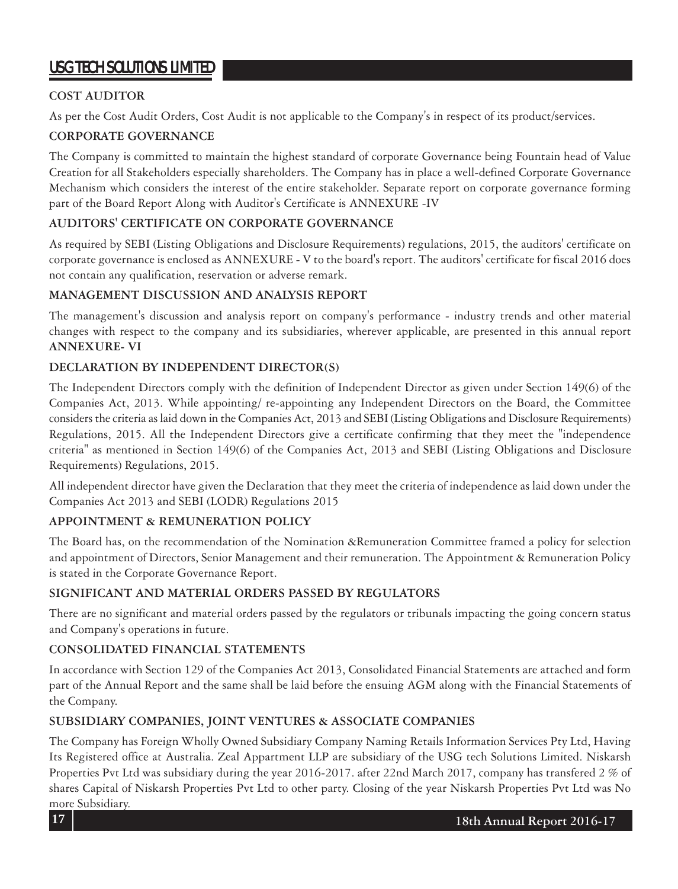## COST AUDITOR

As per the Cost Audit Orders, Cost Audit is not applicable to the Company's in respect of its product/services.

## CORPORATE GOVERNANCE

The Company is committed to maintain the highest standard of corporate Governance being Fountain head of Value Creation for all Stakeholders especially shareholders. The Company has in place a well-defined Corporate Governance Mechanism which considers the interest of the entire stakeholder. Separate report on corporate governance forming part of the Board Report Along with Auditor's Certificate is ANNEXURE -IV

## AUDITORS' CERTIFICATE ON CORPORATE GOVERNANCE

As required by SEBI (Listing Obligations and Disclosure Requirements) regulations, 2015, the auditors' certificate on corporate governance is enclosed as ANNEXURE - V to the board's report. The auditors' certificate for fiscal 2016 does not contain any qualification, reservation or adverse remark.

## MANAGEMENT DISCUSSION AND ANALYSIS REPORT

The management's discussion and analysis report on company's performance - industry trends and other material changes with respect to the company and its subsidiaries, wherever applicable, are presented in this annual report **ANNEXURE- VI**

## DECLARATION BY INDEPENDENT DIRECTOR(S)

The Independent Directors comply with the definition of Independent Director as given under Section 149(6) of the Companies Act, 2013. While appointing/ re-appointing any Independent Directors on the Board, the Committee considers the criteria as laid down in the Companies Act, 2013 and SEBI (Listing Obligations and Disclosure Requirements) Regulations, 2015. All the Independent Directors give a certificate confirming that they meet the "independence criteria" as mentioned in Section 149(6) of the Companies Act, 2013 and SEBI (Listing Obligations and Disclosure Requirements) Regulations, 2015.

All independent director have given the Declaration that they meet the criteria of independence as laid down under the Companies Act 2013 and SEBI (LODR) Regulations 2015

## APPOINTMENT & REMUNERATION POLICY

The Board has, on the recommendation of the Nomination &Remuneration Committee framed a policy for selection and appointment of Directors, Senior Management and their remuneration. The Appointment & Remuneration Policy is stated in the Corporate Governance Report.

## SIGNIFICANT AND MATERIAL ORDERS PASSED BY REGULATORS

There are no significant and material orders passed by the regulators or tribunals impacting the going concern status and Company's operations in future.

## CONSOLIDATED FINANCIAL STATEMENTS

In accordance with Section 129 of the Companies Act 2013, Consolidated Financial Statements are attached and form part of the Annual Report and the same shall be laid before the ensuing AGM along with the Financial Statements of the Company.

## SUBSIDIARY COMPANIES, JOINT VENTURES & ASSOCIATE COMPANIES

The Company has Foreign Wholly Owned Subsidiary Company Naming Retails Information Services Pty Ltd, Having Its Registered office at Australia. Zeal Appartment LLP are subsidiary of the USG tech Solutions Limited. Niskarsh Properties Pvt Ltd was subsidiary during the year 2016-2017. after 22nd March 2017, company has transfered 2 % of shares Capital of Niskarsh Properties Pvt Ltd to other party. Closing of the year Niskarsh Properties Pvt Ltd was No more Subsidiary.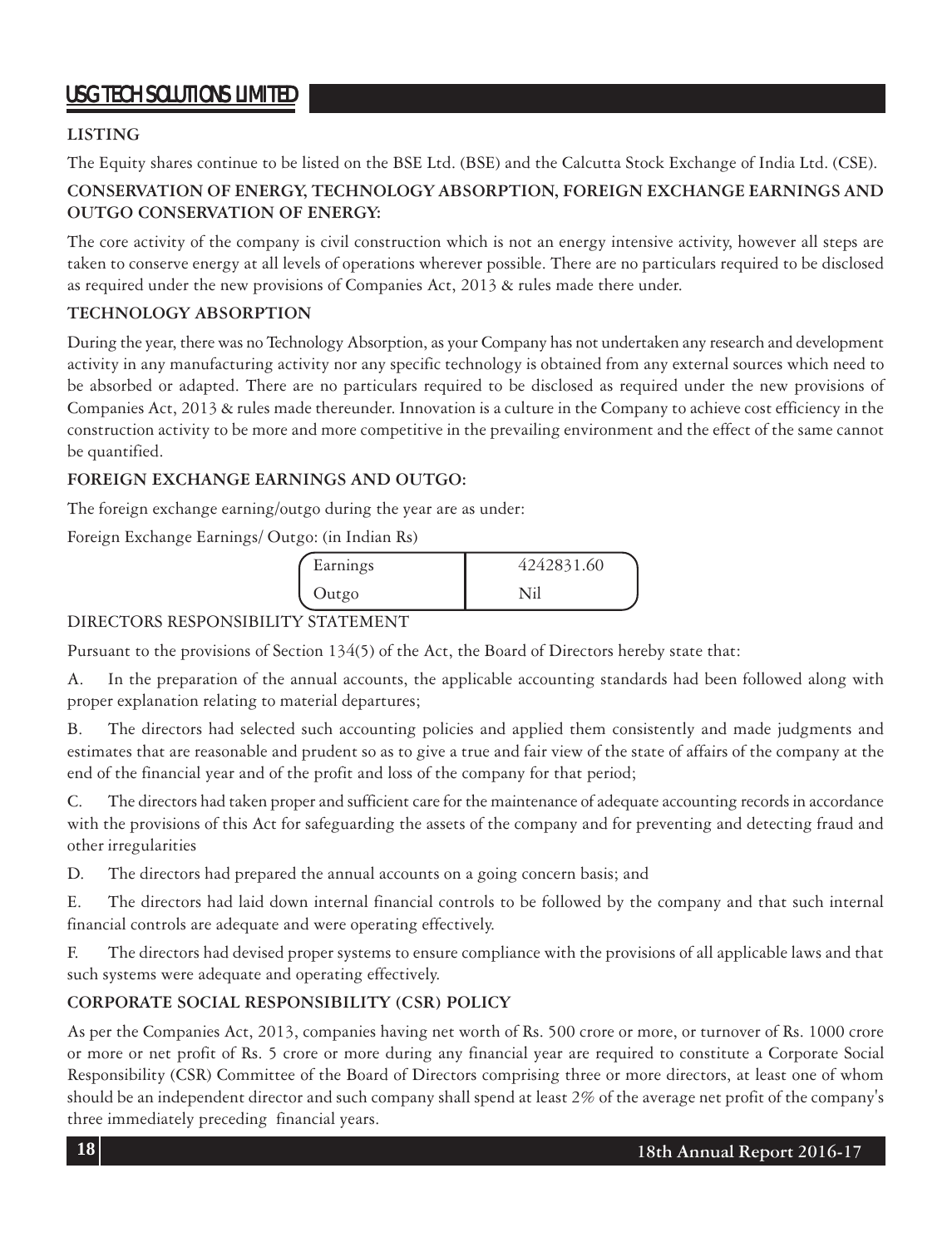## LISTING

The Equity shares continue to be listed on the BSE Ltd. (BSE) and the Calcutta Stock Exchange of India Ltd. (CSE).

## CONSERVATION OF ENERGY, TECHNOLOGY ABSORPTION, FOREIGN EXCHANGE EARNINGS AND OUTGO CONSERVATION OF ENERGY:

The core activity of the company is civil construction which is not an energy intensive activity, however all steps are taken to conserve energy at all levels of operations wherever possible. There are no particulars required to be disclosed as required under the new provisions of Companies Act, 2013 & rules made there under.

## TECHNOLOGY ABSORPTION

During the year, there was no Technology Absorption, as your Company has not undertaken any research and development activity in any manufacturing activity nor any specific technology is obtained from any external sources which need to be absorbed or adapted. There are no particulars required to be disclosed as required under the new provisions of Companies Act, 2013 & rules made thereunder. Innovation is a culture in the Company to achieve cost efficiency in the construction activity to be more and more competitive in the prevailing environment and the effect of the same cannot be quantified.

## FOREIGN EXCHANGE EARNINGS AND OUTGO:

The foreign exchange earning/outgo during the year are as under:

Foreign Exchange Earnings/ Outgo: (in Indian Rs)

| Earnings | 4242831.60 |
|---|---|
| Outgo | Nil |

## DIRECTORS RESPONSIBILITY STATEMENT

Pursuant to the provisions of Section 134(5) of the Act, the Board of Directors hereby state that:

A. In the preparation of the annual accounts, the applicable accounting standards had been followed along with proper explanation relating to material departures;

B. The directors had selected such accounting policies and applied them consistently and made judgments and estimates that are reasonable and prudent so as to give a true and fair view of the state of affairs of the company at the end of the financial year and of the profit and loss of the company for that period;

C. The directors had taken proper and sufficient care for the maintenance of adequate accounting records in accordance with the provisions of this Act for safeguarding the assets of the company and for preventing and detecting fraud and other irregularities

D. The directors had prepared the annual accounts on a going concern basis; and

E. The directors had laid down internal financial controls to be followed by the company and that such internal financial controls are adequate and were operating effectively.

F. The directors had devised proper systems to ensure compliance with the provisions of all applicable laws and that such systems were adequate and operating effectively.

## CORPORATE SOCIAL RESPONSIBILITY (CSR) POLICY

As per the Companies Act, 2013, companies having net worth of Rs. 500 crore or more, or turnover of Rs. 1000 crore or more or net profit of Rs. 5 crore or more during any financial year are required to constitute a Corporate Social Responsibility (CSR) Committee of the Board of Directors comprising three or more directors, at least one of whom should be an independent director and such company shall spend at least 2% of the average net profit of the company's three immediately preceding financial years.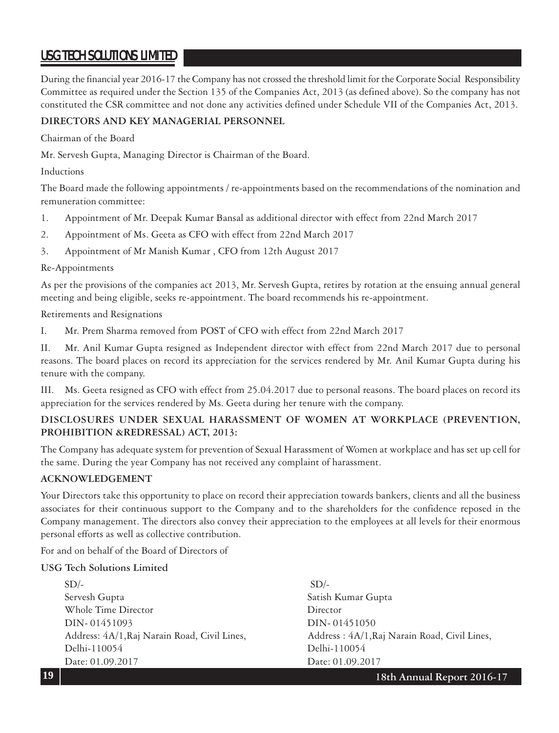During the financial year 2016-17 the Company has not crossed the threshold limit for the Corporate Social Responsibility Committee as required under the Section 135 of the Companies Act, 2013 (as defined above). So the company has not constituted the CSR committee and not done any activities defined under Schedule VII of the Companies Act, 2013.

**DIRECTORS AND KEY MANAGERIAL PERSONNEL**

Chairman of the Board

Mr. Servesh Gupta, Managing Director is Chairman of the Board.

Inductions

The Board made the following appointments / re-appointments based on the recommendations of the nomination and remuneration committee:

1. Appointment of Mr. Deepak Kumar Bansal as additional director with effect from 22nd March 2017
2. Appointment of Ms. Geeta as CFO with effect from 22nd March 2017
3. Appointment of Mr Manish Kumar , CFO from 12th August 2017

Re-Appointments

As per the provisions of the companies act 2013, Mr. Servesh Gupta, retires by rotation at the ensuing annual general meeting and being eligible, seeks re-appointment. The board recommends his re-appointment.

Retirements and Resignations

I. Mr. Prem Sharma removed from POST of CFO with effect from 22nd March 2017

II. Mr. Anil Kumar Gupta resigned as Independent director with effect from 22nd March 2017 due to personal reasons. The board places on record its appreciation for the services rendered by Mr. Anil Kumar Gupta during his tenure with the company.

III. Ms. Geeta resigned as CFO with effect from 25.04.2017 due to personal reasons. The board places on record its appreciation for the services rendered by Ms. Geeta during her tenure with the company.

**DISCLOSURES UNDER SEXUAL HARASSMENT OF WOMEN AT WORKPLACE (PREVENTION, PROHIBITION &REDRESSAL) ACT, 2013:**

The Company has adequate system for prevention of Sexual Harassment of Women at workplace and has set up cell for the same. During the year Company has not received any complaint of harassment.

**ACKNOWLEDGEMENT**

Your Directors take this opportunity to place on record their appreciation towards bankers, clients and all the business associates for their continuous support to the Company and to the shareholders for the confidence reposed in the Company management. The directors also convey their appreciation to the employees at all levels for their enormous personal efforts as well as collective contribution.

For and on behalf of the Board of Directors of

**USG Tech Solutions Limited**

SD/-
Servesh Gupta
Whole Time Director
DIN- 01451093
Address: 4A/1,Raj Narain Road, Civil Lines,
Delhi-110054
Date: 01.09.2017

SD/-
Satish Kumar Gupta
Director
DIN- 01451050
Address : 4A/1,Raj Narain Road, Civil Lines,
Delhi-110054
Date: 01.09.2017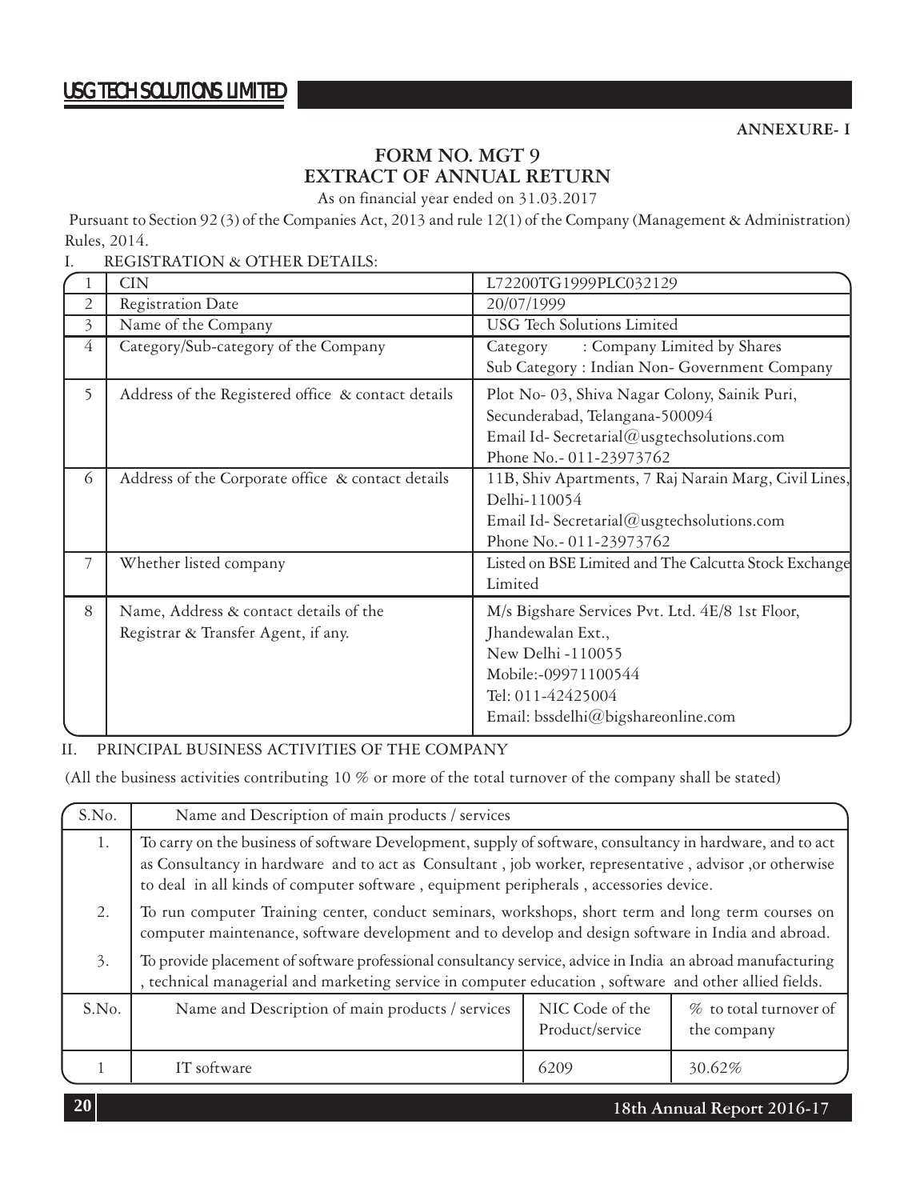**ANNEXURE- I**

## FORM NO. MGT 9
## EXTRACT OF ANNUAL RETURN

As on financial year ended on 31.03.2017

Pursuant to Section 92 (3) of the Companies Act, 2013 and rule 12(1) of the Company (Management & Administration) Rules, 2014.

I. REGISTRATION & OTHER DETAILS:

| | | |
|---|---|---|
| 1 | CIN | L72200TG1999PLC032129 |
| 2 | Registration Date | 20/07/1999 |
| 3 | Name of the Company | USG Tech Solutions Limited |
| 4 | Category/Sub-category of the Company | Category : Company Limited by Shares<br>Sub Category : Indian Non- Government Company |
| 5 | Address of the Registered office & contact details | Plot No- 03, Shiva Nagar Colony, Sainik Puri, Secunderabad, Telangana-500094<br>Email Id- Secretarial@usgtechsolutions.com<br>Phone No.- 011-23973762 |
| 6 | Address of the Corporate office & contact details | 11B, Shiv Apartments, 7 Raj Narain Marg, Civil Lines, Delhi-110054<br>Email Id- Secretarial@usgtechsolutions.com<br>Phone No.- 011-23973762 |
| 7 | Whether listed company | Listed on BSE Limited and The Calcutta Stock Exchange Limited |
| 8 | Name, Address & contact details of the Registrar & Transfer Agent, if any. | M/s Bigshare Services Pvt. Ltd. 4E/8 1st Floor, Jhandewalan Ext.,<br>New Delhi -110055<br>Mobile:-09971100544<br>Tel: 011-42425004<br>Email: bssdelhi@bigshareonline.com |

II. PRINCIPAL BUSINESS ACTIVITIES OF THE COMPANY

(All the business activities contributing 10 % or more of the total turnover of the company shall be stated)

| S.No. | Name and Description of main products / services |
|---|---|
| 1. | To carry on the business of software Development, supply of software, consultancy in hardware, and to act as Consultancy in hardware and to act as Consultant , job worker, representative , advisor ,or otherwise to deal in all kinds of computer software , equipment peripherals , accessories device. |
| 2. | To run computer Training center, conduct seminars, workshops, short term and long term courses on computer maintenance, software development and to develop and design software in India and abroad. |
| 3. | To provide placement of software professional consultancy service, advice in India an abroad manufacturing , technical managerial and marketing service in computer education , software and other allied fields. |

| S.No. | Name and Description of main products / services | NIC Code of the Product/service | % to total turnover of the company |
|---|---|---|---|
| 1 | IT software | 6209 | 30.62% |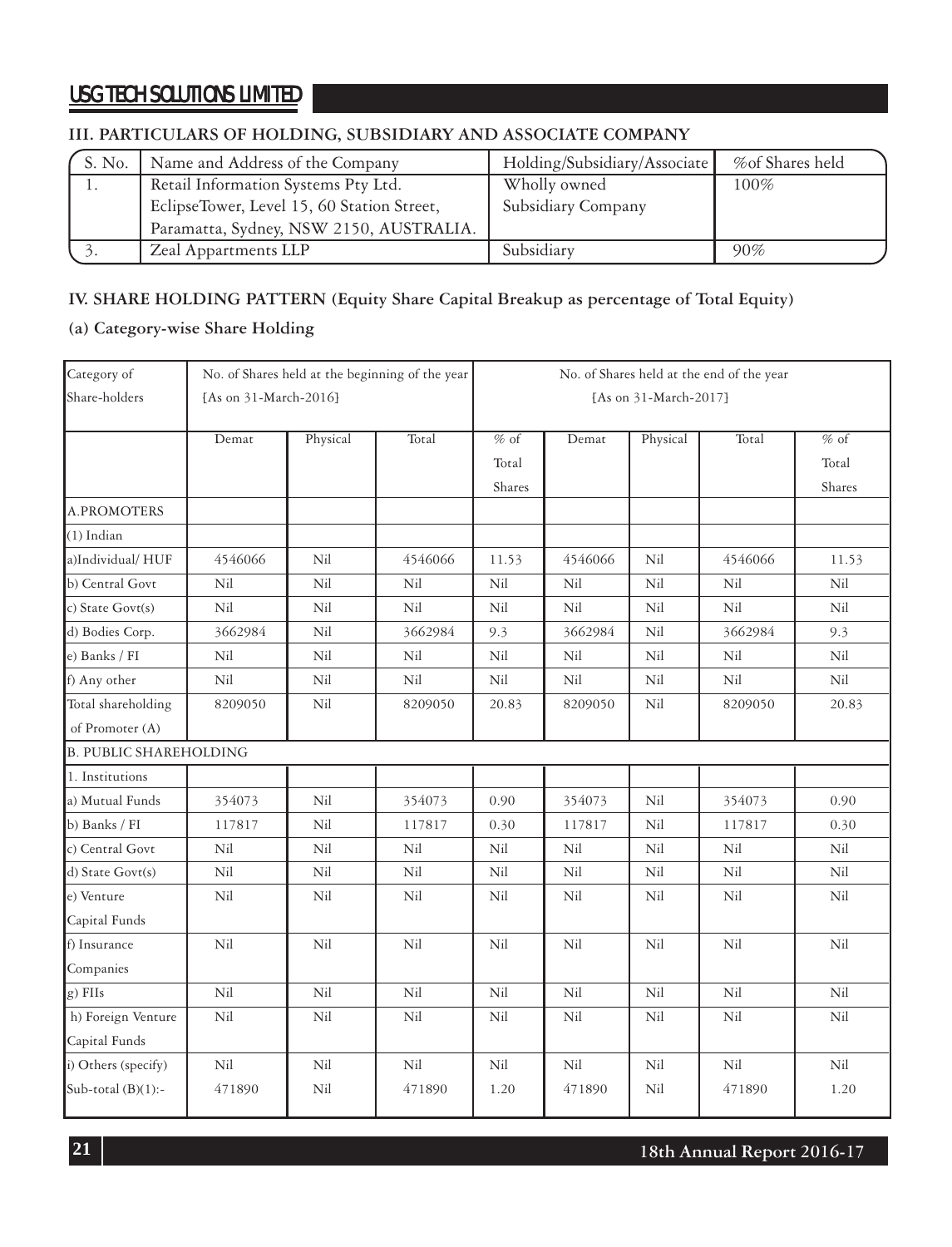## III. PARTICULARS OF HOLDING, SUBSIDIARY AND ASSOCIATE COMPANY

| S. No. | Name and Address of the Company | Holding/Subsidiary/Associate | %of Shares held |
|---|---|---|---|
| 1. | Retail Information Systems Pty Ltd. EclipseTower, Level 15, 60 Station Street, Paramatta, Sydney, NSW 2150, AUSTRALIA. | Wholly owned Subsidiary Company | 100% |
| 3. | Zeal Appartments LLP | Subsidiary | 90% |

## IV. SHARE HOLDING PATTERN (Equity Share Capital Breakup as percentage of Total Equity)

### (a) Category-wise Share Holding

| Category of Share-holders | No. of Shares held at the beginning of the year [As on 31-March-2016] | | | | No. of Shares held at the end of the year [As on 31-March-2017] | | | |
|---|---|---|---|---|---|---|---|---|
| | Demat | Physical | Total | % of Total Shares | Demat | Physical | Total | % of Total Shares |
| A.PROMOTERS | | | | | | | | |
| (1) Indian | | | | | | | | |
| a)Individual/ HUF | 4546066 | Nil | 4546066 | 11.53 | 4546066 | Nil | 4546066 | 11.53 |
| b) Central Govt | Nil | Nil | Nil | Nil | Nil | Nil | Nil | Nil |
| c) State Govt(s) | Nil | Nil | Nil | Nil | Nil | Nil | Nil | Nil |
| d) Bodies Corp. | 3662984 | Nil | 3662984 | 9.3 | 3662984 | Nil | 3662984 | 9.3 |
| e) Banks / FI | Nil | Nil | Nil | Nil | Nil | Nil | Nil | Nil |
| f) Any other | Nil | Nil | Nil | Nil | Nil | Nil | Nil | Nil |
| Total shareholding of Promoter (A) | 8209050 | Nil | 8209050 | 20.83 | 8209050 | Nil | 8209050 | 20.83 |
| B. PUBLIC SHAREHOLDING | | | | | | | | |
| 1. Institutions | | | | | | | | |
| a) Mutual Funds | 354073 | Nil | 354073 | 0.90 | 354073 | Nil | 354073 | 0.90 |
| b) Banks / FI | 117817 | Nil | 117817 | 0.30 | 117817 | Nil | 117817 | 0.30 |
| c) Central Govt | Nil | Nil | Nil | Nil | Nil | Nil | Nil | Nil |
| d) State Govt(s) | Nil | Nil | Nil | Nil | Nil | Nil | Nil | Nil |
| e) Venture Capital Funds | Nil | Nil | Nil | Nil | Nil | Nil | Nil | Nil |
| f) Insurance Companies | Nil | Nil | Nil | Nil | Nil | Nil | Nil | Nil |
| g) FIIs | Nil | Nil | Nil | Nil | Nil | Nil | Nil | Nil |
| h) Foreign Venture Capital Funds | Nil | Nil | Nil | Nil | Nil | Nil | Nil | Nil |
| i) Others (specify) | Nil | Nil | Nil | Nil | Nil | Nil | Nil | Nil |
| Sub-total (B)(1):- | 471890 | Nil | 471890 | 1.20 | 471890 | Nil | 471890 | 1.20 |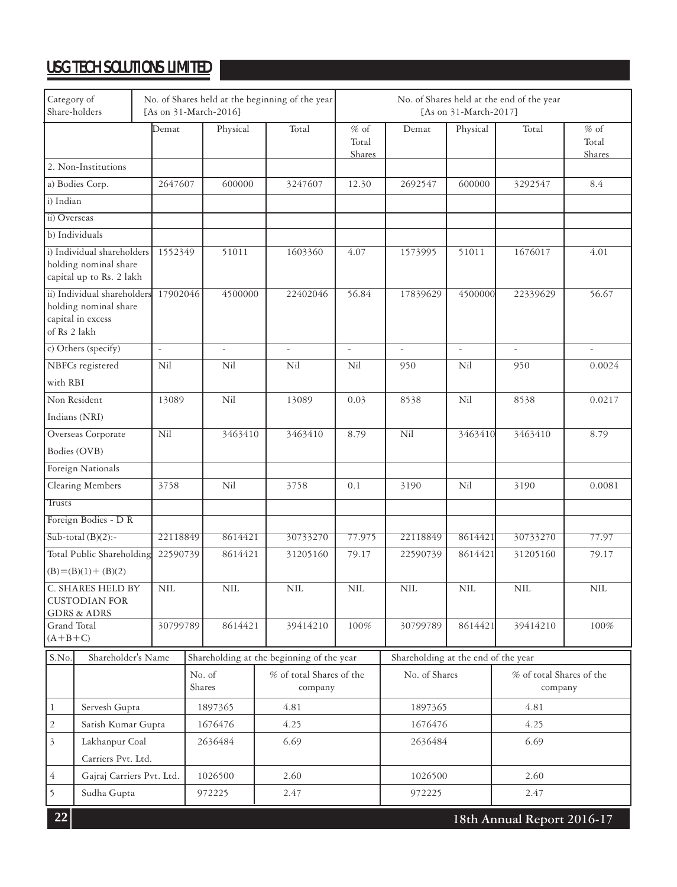| Category of Share-holders | No. of Shares held at the beginning of the year [As on 31-March-2016] | | | | No. of Shares held at the end of the year [As on 31-March-2017] | | | |
|---|---|---|---|---|---|---|---|---|
| | Demat | Physical | Total | % of Total Shares | Demat | Physical | Total | % of Total Shares |
| 2. Non-Institutions | | | | | | | | |
| a) Bodies Corp. | 2647607 | 600000 | 3247607 | 12.30 | 2692547 | 600000 | 3292547 | 8.4 |
| i) Indian | | | | | | | | |
| ii) Overseas | | | | | | | | |
| b) Individuals | | | | | | | | |
| i) Individual shareholders holding nominal share capital up to Rs. 2 lakh | 1552349 | 51011 | 1603360 | 4.07 | 1573995 | 51011 | 1676017 | 4.01 |
| ii) Individual shareholders holding nominal share capital in excess of Rs 2 lakh | 17902046 | 4500000 | 22402046 | 56.84 | 17839629 | 4500000 | 22339629 | 56.67 |
| c) Others (specify) | - | - | - | - | - | - | - | - |
| NBFCs registered with RBI | Nil | Nil | Nil | Nil | 950 | Nil | 950 | 0.0024 |
| Non Resident Indians (NRI) | 13089 | Nil | 13089 | 0.03 | 8538 | Nil | 8538 | 0.0217 |
| Overseas Corporate Bodies (OVB) | Nil | 3463410 | 3463410 | 8.79 | Nil | 3463410 | 3463410 | 8.79 |
| Foreign Nationals | | | | | | | | |
| Clearing Members | 3758 | Nil | 3758 | 0.1 | 3190 | Nil | 3190 | 0.0081 |
| Trusts | | | | | | | | |
| Foreign Bodies - D R | | | | | | | | |
| Sub-total (B)(2):- | 22118849 | 8614421 | 30733270 | 77.975 | 22118849 | 8614421 | 30733270 | 77.97 |
| Total Public Shareholding (B)=(B)(1)+ (B)(2) | 22590739 | 8614421 | 31205160 | 79.17 | 22590739 | 8614421 | 31205160 | 79.17 |
| C. SHARES HELD BY CUSTODIAN FOR GDRS & ADRS | NIL | NIL | NIL | NIL | NIL | NIL | NIL | NIL |
| Grand Total (A+B+C) | 30799789 | 8614421 | 39414210 | 100% | 30799789 | 8614421 | 39414210 | 100% |

| S.No. | Shareholder's Name | Shareholding at the beginning of the year | | Shareholding at the end of the year | |
|---|---|---|---|---|---|
| | | No. of Shares | % of total Shares of the company | No. of Shares | % of total Shares of the company |
| 1 | Servesh Gupta | 1897365 | 4.81 | 1897365 | 4.81 |
| 2 | Satish Kumar Gupta | 1676476 | 4.25 | 1676476 | 4.25 |
| 3 | Lakhanpur Coal Carriers Pvt. Ltd. | 2636484 | 6.69 | 2636484 | 6.69 |
| 4 | Gajraj Carriers Pvt. Ltd. | 1026500 | 2.60 | 1026500 | 2.60 |
| 5 | Sudha Gupta | 972225 | 2.47 | 972225 | 2.47 |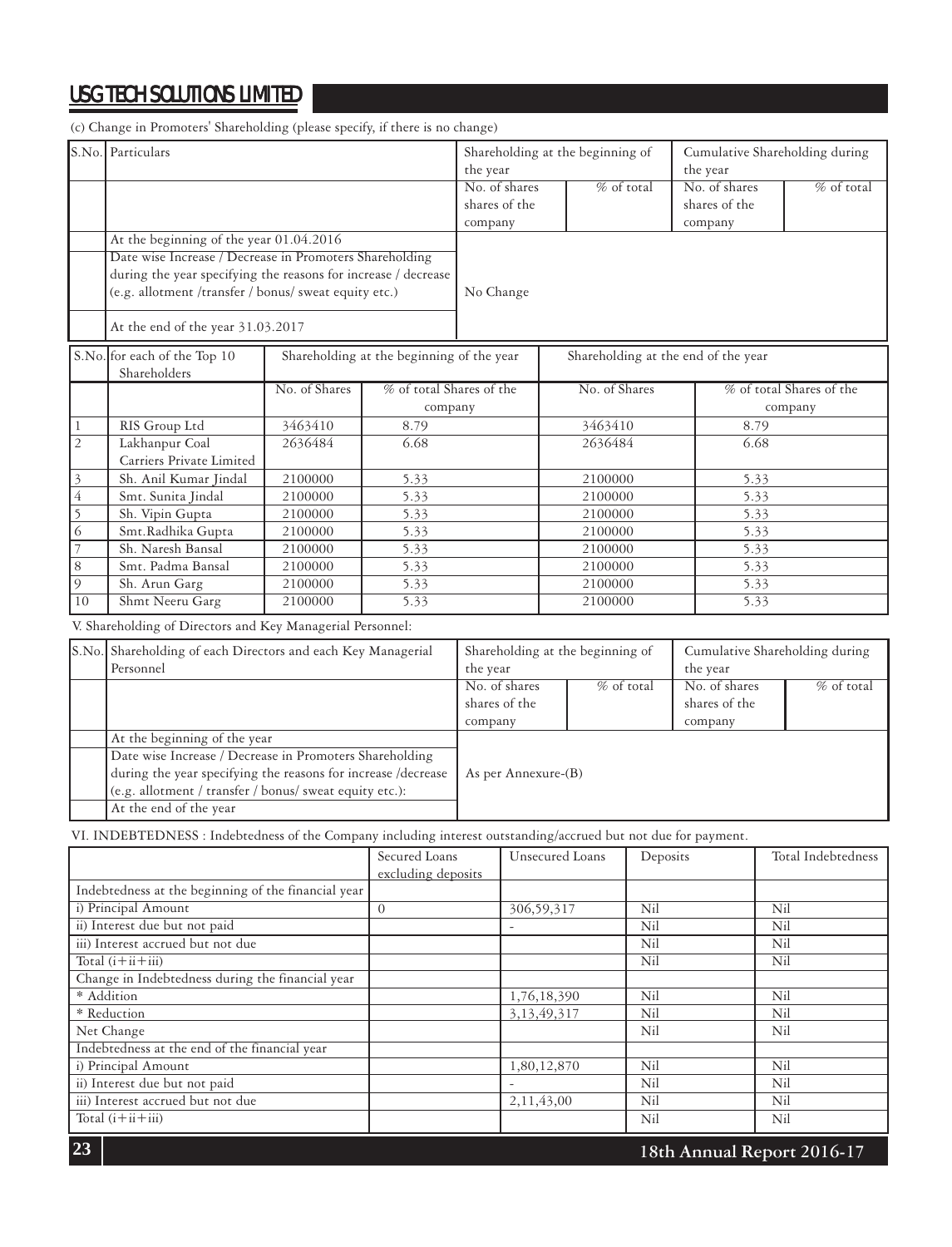(c) Change in Promoters' Shareholding (please specify, if there is no change)

| S.No. | Particulars | Shareholding at the beginning of the year | | Cumulative Shareholding during the year | |
|---|---|---|---|---|---|
| | | No. of shares shares of the company | % of total | No. of shares shares of the company | % of total |
| | At the beginning of the year 01.04.2016 | No Change | | | |
| | Date wise Increase / Decrease in Promoters Shareholding during the year specifying the reasons for increase / decrease (e.g. allotment /transfer / bonus/ sweat equity etc.) | | | | |
| | At the end of the year 31.03.2017 | | | | |

| S.No. | for each of the Top 10 Shareholders | Shareholding at the beginning of the year | | Shareholding at the end of the year | |
|---|---|---|---|---|---|
| | | No. of Shares | % of total Shares of the company | No. of Shares | % of total Shares of the company |
| 1 | RIS Group Ltd | 3463410 | 8.79 | 3463410 | 8.79 |
| 2 | Lakhanpur Coal Carriers Private Limited | 2636484 | 6.68 | 2636484 | 6.68 |
| 3 | Sh. Anil Kumar Jindal | 2100000 | 5.33 | 2100000 | 5.33 |
| 4 | Smt. Sunita Jindal | 2100000 | 5.33 | 2100000 | 5.33 |
| 5 | Sh. Vipin Gupta | 2100000 | 5.33 | 2100000 | 5.33 |
| 6 | Smt.Radhika Gupta | 2100000 | 5.33 | 2100000 | 5.33 |
| 7 | Sh. Naresh Bansal | 2100000 | 5.33 | 2100000 | 5.33 |
| 8 | Smt. Padma Bansal | 2100000 | 5.33 | 2100000 | 5.33 |
| 9 | Sh. Arun Garg | 2100000 | 5.33 | 2100000 | 5.33 |
| 10 | Shmt Neeru Garg | 2100000 | 5.33 | 2100000 | 5.33 |

V. Shareholding of Directors and Key Managerial Personnel:

| S.No. | Shareholding of each Directors and each Key Managerial Personnel | Shareholding at the beginning of the year | | Cumulative Shareholding during the year | |
|---|---|---|---|---|---|
| | | No. of shares shares of the company | % of total | No. of shares shares of the company | % of total |
| | At the beginning of the year | As per Annexure-(B) | | | |
| | Date wise Increase / Decrease in Promoters Shareholding during the year specifying the reasons for increase /decrease (e.g. allotment / transfer / bonus/ sweat equity etc.): | | | | |
| | At the end of the year | | | | |

VI. INDEBTEDNESS : Indebtedness of the Company including interest outstanding/accrued but not due for payment.

| | Secured Loans excluding deposits | Unsecured Loans | Deposits | Total Indebtedness |
|---|---|---|---|---|
| Indebtedness at the beginning of the financial year | | | | |
| i) Principal Amount | 0 | 306,59,317 | Nil | Nil |
| ii) Interest due but not paid | | - | Nil | Nil |
| iii) Interest accrued but not due | | | Nil | Nil |
| Total (i+ii+iii) | | | Nil | Nil |
| Change in Indebtedness during the financial year | | | | |
| * Addition | | 1,76,18,390 | Nil | Nil |
| * Reduction | | 3,13,49,317 | Nil | Nil |
| Net Change | | | Nil | Nil |
| Indebtedness at the end of the financial year | | | | |
| i) Principal Amount | | 1,80,12,870 | Nil | Nil |
| ii) Interest due but not paid | | - | Nil | Nil |
| iii) Interest accrued but not due | | 2,11,43,00 | Nil | Nil |
| Total (i+ii+iii) | | | Nil | Nil |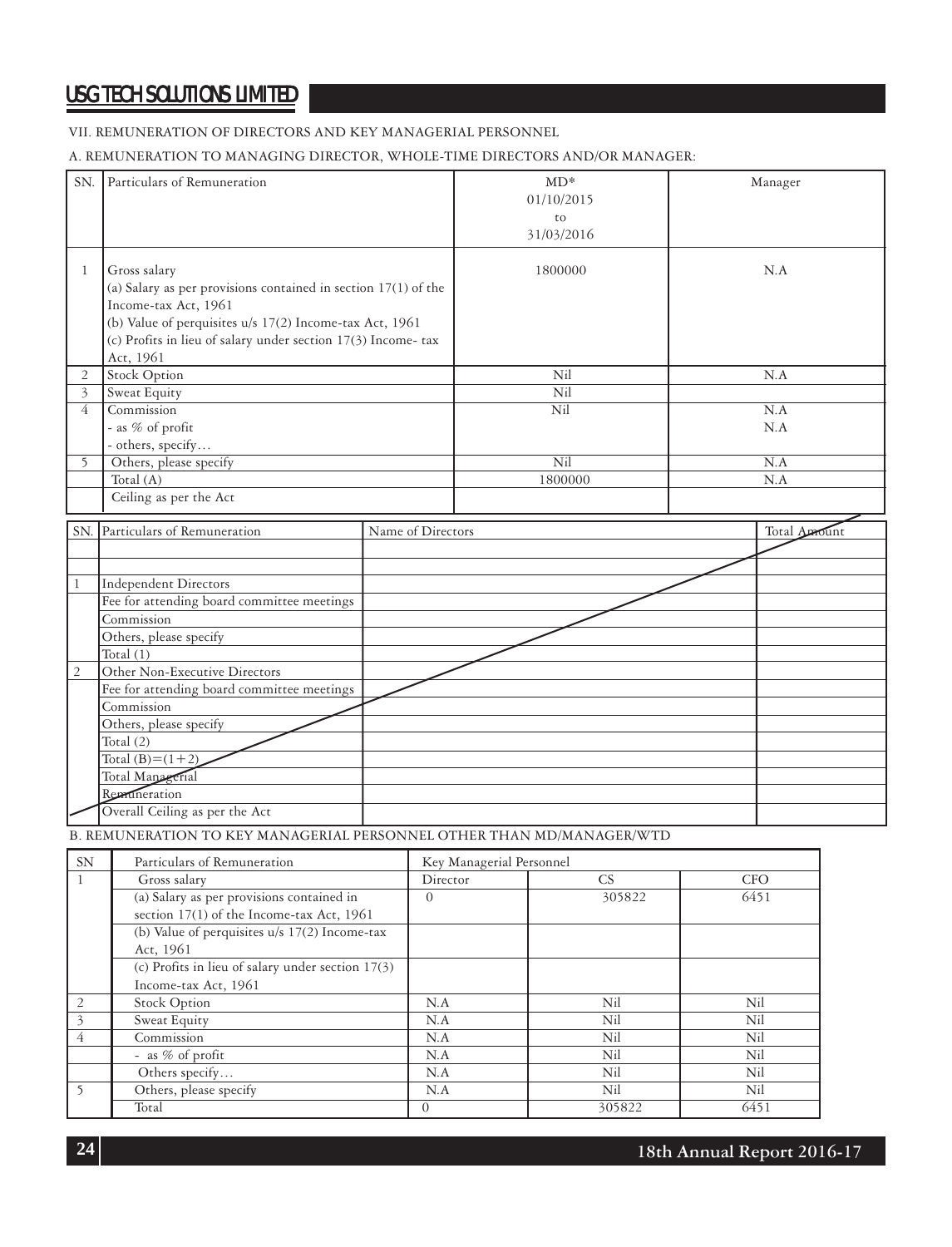VII. REMUNERATION OF DIRECTORS AND KEY MANAGERIAL PERSONNEL

A. REMUNERATION TO MANAGING DIRECTOR, WHOLE-TIME DIRECTORS AND/OR MANAGER:

| SN. | Particulars of Remuneration | MD* 01/10/2015 to 31/03/2016 | Manager |
|---|---|---|---|
| 1 | Gross salary (a) Salary as per provisions contained in section 17(1) of the Income-tax Act, 1961 (b) Value of perquisites u/s 17(2) Income-tax Act, 1961 (c) Profits in lieu of salary under section 17(3) Income- tax Act, 1961 | 1800000 | N.A |
| 2 | Stock Option | Nil | N.A |
| 3 | Sweat Equity | Nil | |
| 4 | Commission - as % of profit - others, specify… | Nil | N.A N.A |
| 5 | Others, please specify | Nil | N.A |
| | Total (A) | 1800000 | N.A |
| | Ceiling as per the Act | | |

| SN. | Particulars of Remuneration | Name of Directors | Total Amount |
|---|---|---|---|
| | | | |
| | | | |
| 1 | Independent Directors | | |
| | Fee for attending board committee meetings | | |
| | Commission | | |
| | Others, please specify | | |
| | Total (1) | | |
| 2 | Other Non-Executive Directors | | |
| | Fee for attending board committee meetings | | |
| | Commission | | |
| | Others, please specify | | |
| | Total (2) | | |
| | Total (B)=(1+2) | | |
| | Total Managerial | | |
| | Remuneration | | |
| | Overall Ceiling as per the Act | | |

B. REMUNERATION TO KEY MANAGERIAL PERSONNEL OTHER THAN MD/MANAGER/WTD

| SN | Particulars of Remuneration | Key Managerial Personnel | | |
|---|---|---|---|---|
| 1 | Gross salary | Director | CS | CFO |
| | (a) Salary as per provisions contained in section 17(1) of the Income-tax Act, 1961 | 0 | 305822 | 6451 |
| | (b) Value of perquisites u/s 17(2) Income-tax Act, 1961 | | | |
| | (c) Profits in lieu of salary under section 17(3) Income-tax Act, 1961 | | | |
| 2 | Stock Option | N.A | Nil | Nil |
| 3 | Sweat Equity | N.A | Nil | Nil |
| 4 | Commission | N.A | Nil | Nil |
| | - as % of profit | N.A | Nil | Nil |
| | Others specify… | N.A | Nil | Nil |
| 5 | Others, please specify | N.A | Nil | Nil |
| | Total | 0 | 305822 | 6451 |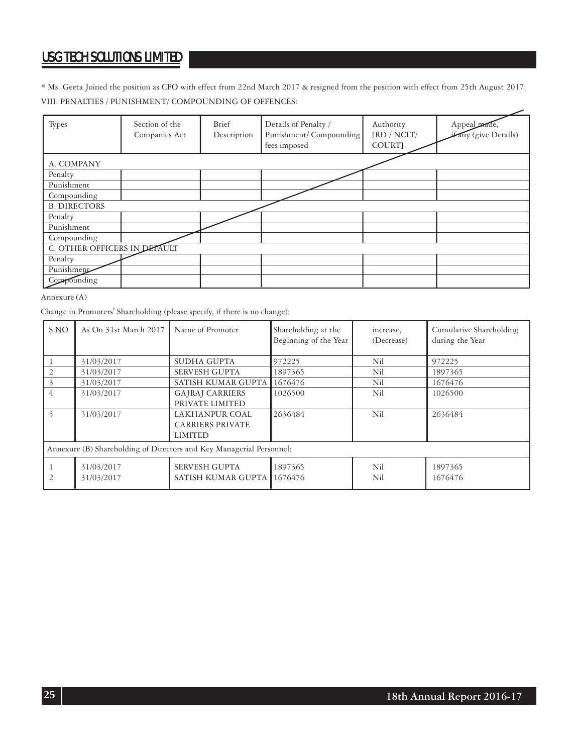* Ms. Geeta Joined the position as CFO with effect from 22nd March 2017 & resigned from the position with effect from 25th August 2017.

VIII. PENALTIES / PUNISHMENT/ COMPOUNDING OF OFFENCES:

| Types | Section of the Companies Act | Brief Description | Details of Penalty / Punishment/ Compounding fees imposed | Authority [RD / NCLT/ COURT] | Appeal made, if any (give Details) |
|---|---|---|---|---|---|
| A. COMPANY | | | | | |
| Penalty | | | | | |
| Punishment | | | | | |
| Compounding | | | | | |
| B. DIRECTORS | | | | | |
| Penalty | | | | | |
| Punishment | | | | | |
| Compounding | | | | | |
| C. OTHER OFFICERS IN DEFAULT | | | | | |
| Penalty | | | | | |
| Punishment | | | | | |
| Compounding | | | | | |

Annexure (A)

Change in Promoters' Shareholding (please specify, if there is no change):

| S.NO | As On 31st March 2017 | Name of Promoter | Shareholding at the Beginning of the Year | increase, (Decrease) | Cumulative Shareholding during the Year |
|---|---|---|---|---|---|
| 1 | 31/03/2017 | SUDHA GUPTA | 972225 | Nil | 972225 |
| 2 | 31/03/2017 | SERVESH GUPTA | 1897365 | Nil | 1897365 |
| 3 | 31/03/2017 | SATISH KUMAR GUPTA | 1676476 | Nil | 1676476 |
| 4 | 31/03/2017 | GAJRAJ CARRIERS PRIVATE LIMITED | 1026500 | Nil | 1026500 |
| 5 | 31/03/2017 | LAKHANPUR COAL CARRIERS PRIVATE LIMITED | 2636484 | Nil | 2636484 |
| Annexure (B) Shareholding of Directors and Key Managerial Personnel: | | | | | |
| 1 | 31/03/2017 | SERVESH GUPTA | 1897365 | Nil | 1897365 |
| 2 | 31/03/2017 | SATISH KUMAR GUPTA | 1676476 | Nil | 1676476 |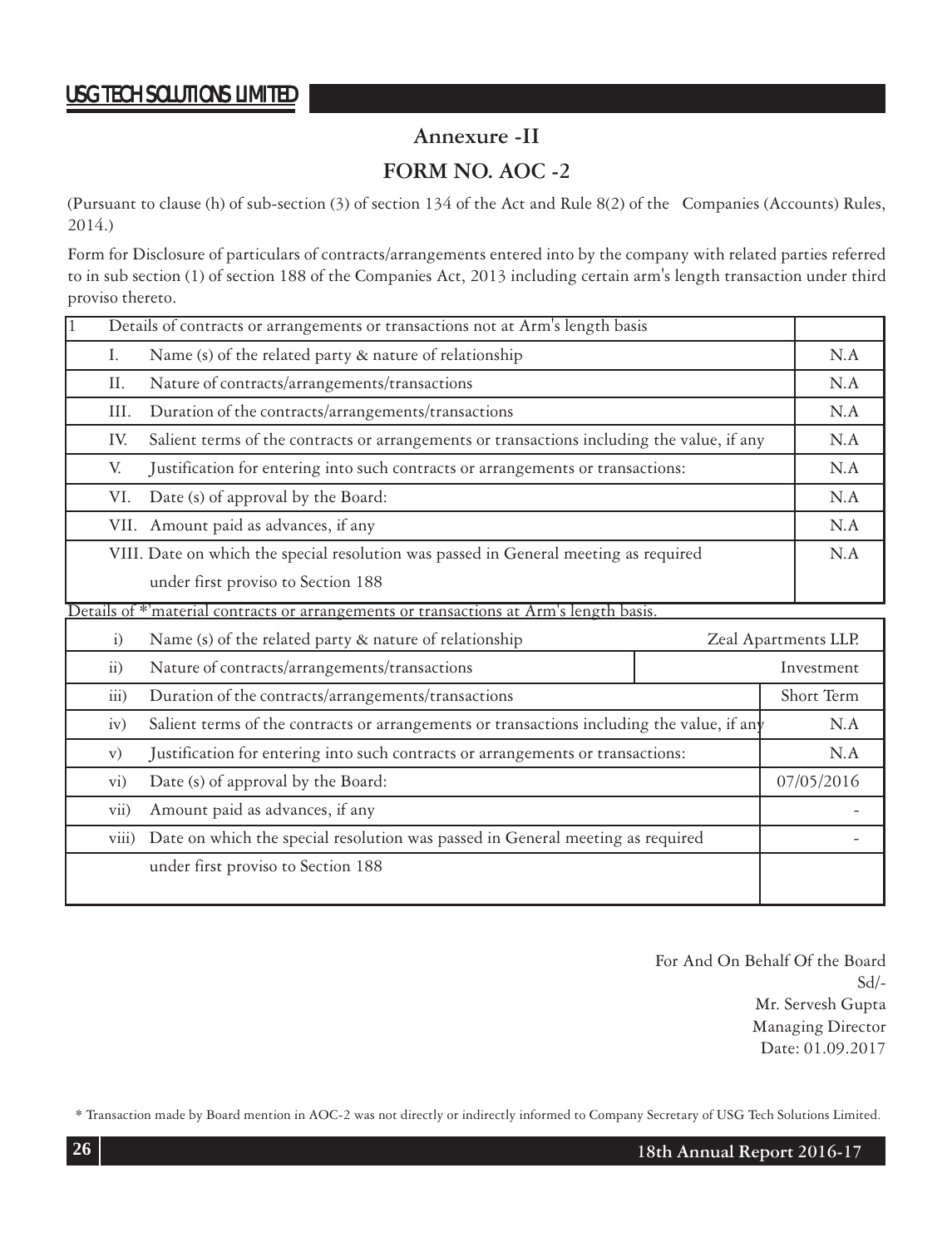## Annexure -II

## FORM NO. AOC -2

(Pursuant to clause (h) of sub-section (3) of section 134 of the Act and Rule 8(2) of the Companies (Accounts) Rules, 2014.)

Form for Disclosure of particulars of contracts/arrangements entered into by the company with related parties referred to in sub section (1) of section 188 of the Companies Act, 2013 including certain arm's length transaction under third proviso thereto.

| 1 | Details of contracts or arrangements or transactions not at Arm's length basis | |
|---|---|---|
| I. | Name (s) of the related party & nature of relationship | N.A |
| II. | Nature of contracts/arrangements/transactions | N.A |
| III. | Duration of the contracts/arrangements/transactions | N.A |
| IV. | Salient terms of the contracts or arrangements or transactions including the value, if any | N.A |
| V. | Justification for entering into such contracts or arrangements or transactions: | N.A |
| VI. | Date (s) of approval by the Board: | N.A |
| VII. | Amount paid as advances, if any | N.A |
| VIII. | Date on which the special resolution was passed in General meeting as required under first proviso to Section 188 | N.A |

Details of *'material contracts or arrangements or transactions at Arm's length basis.

| | | |
|---|---|---|
| i) | Name (s) of the related party & nature of relationship | Zeal Apartments LLP. |
| ii) | Nature of contracts/arrangements/transactions | Investment |
| iii) | Duration of the contracts/arrangements/transactions | Short Term |
| iv) | Salient terms of the contracts or arrangements or transactions including the value, if any | N.A |
| v) | Justification for entering into such contracts or arrangements or transactions: | N.A |
| vi) | Date (s) of approval by the Board: | 07/05/2016 |
| vii) | Amount paid as advances, if any | - |
| viii) | Date on which the special resolution was passed in General meeting as required under first proviso to Section 188 | - |

For And On Behalf Of the Board
Sd/-
Mr. Servesh Gupta
Managing Director
Date: 01.09.2017

\* Transaction made by Board mention in AOC-2 was not directly or indirectly informed to Company Secretary of USG Tech Solutions Limited.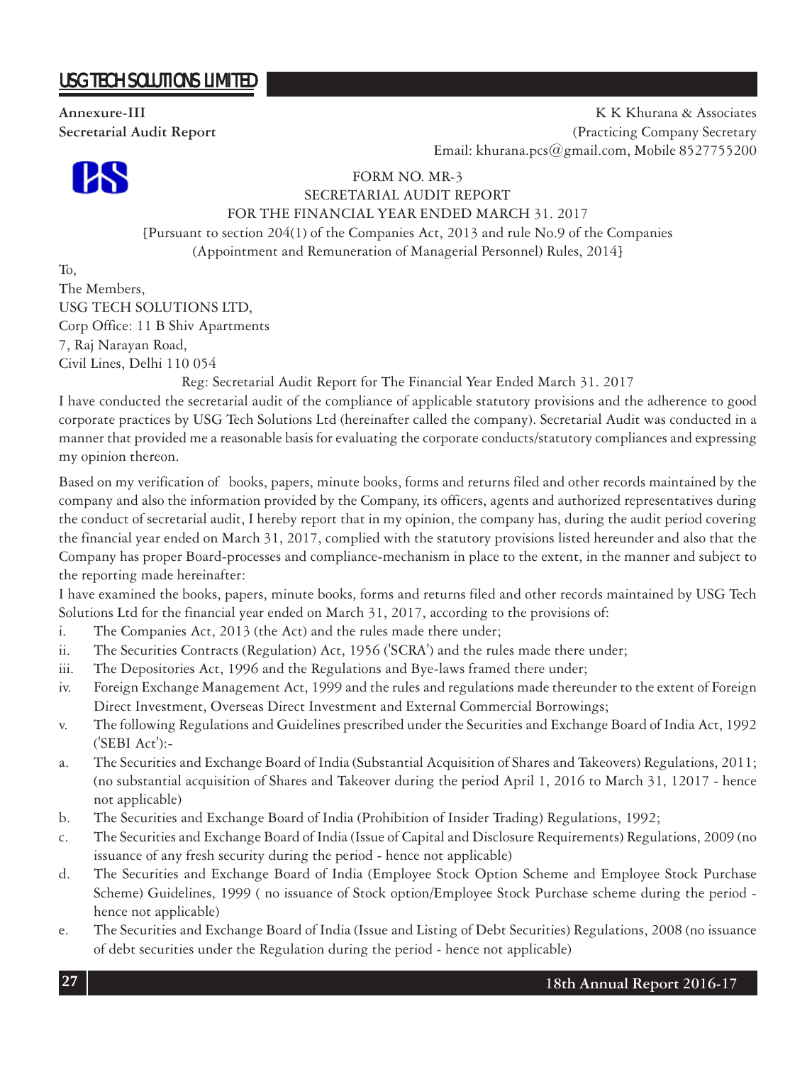**Annexure-III**

**Secretarial Audit Report**

K K Khurana & Associates
(Practicing Company Secretary
Email: khurana.pcs@gmail.com, Mobile 8527755200

FORM NO. MR-3
SECRETARIAL AUDIT REPORT
FOR THE FINANCIAL YEAR ENDED MARCH 31. 2017
[Pursuant to section 204(1) of the Companies Act, 2013 and rule No.9 of the Companies (Appointment and Remuneration of Managerial Personnel) Rules, 2014]

To,
The Members,
USG TECH SOLUTIONS LTD,
Corp Office: 11 B Shiv Apartments
7, Raj Narayan Road,
Civil Lines, Delhi 110 054

Reg: Secretarial Audit Report for The Financial Year Ended March 31. 2017

I have conducted the secretarial audit of the compliance of applicable statutory provisions and the adherence to good corporate practices by USG Tech Solutions Ltd (hereinafter called the company). Secretarial Audit was conducted in a manner that provided me a reasonable basis for evaluating the corporate conducts/statutory compliances and expressing my opinion thereon.

Based on my verification of books, papers, minute books, forms and returns filed and other records maintained by the company and also the information provided by the Company, its officers, agents and authorized representatives during the conduct of secretarial audit, I hereby report that in my opinion, the company has, during the audit period covering the financial year ended on March 31, 2017, complied with the statutory provisions listed hereunder and also that the Company has proper Board-processes and compliance-mechanism in place to the extent, in the manner and subject to the reporting made hereinafter:

I have examined the books, papers, minute books, forms and returns filed and other records maintained by USG Tech Solutions Ltd for the financial year ended on March 31, 2017, according to the provisions of:

i. The Companies Act, 2013 (the Act) and the rules made there under;
ii. The Securities Contracts (Regulation) Act, 1956 ('SCRA') and the rules made there under;
iii. The Depositories Act, 1996 and the Regulations and Bye-laws framed there under;
iv. Foreign Exchange Management Act, 1999 and the rules and regulations made thereunder to the extent of Foreign Direct Investment, Overseas Direct Investment and External Commercial Borrowings;
v. The following Regulations and Guidelines prescribed under the Securities and Exchange Board of India Act, 1992 ('SEBI Act'):-

a. The Securities and Exchange Board of India (Substantial Acquisition of Shares and Takeovers) Regulations, 2011; (no substantial acquisition of Shares and Takeover during the period April 1, 2016 to March 31, 12017 - hence not applicable)
b. The Securities and Exchange Board of India (Prohibition of Insider Trading) Regulations, 1992;
c. The Securities and Exchange Board of India (Issue of Capital and Disclosure Requirements) Regulations, 2009 (no issuance of any fresh security during the period - hence not applicable)
d. The Securities and Exchange Board of India (Employee Stock Option Scheme and Employee Stock Purchase Scheme) Guidelines, 1999 ( no issuance of Stock option/Employee Stock Purchase scheme during the period - hence not applicable)
e. The Securities and Exchange Board of India (Issue and Listing of Debt Securities) Regulations, 2008 (no issuance of debt securities under the Regulation during the period - hence not applicable)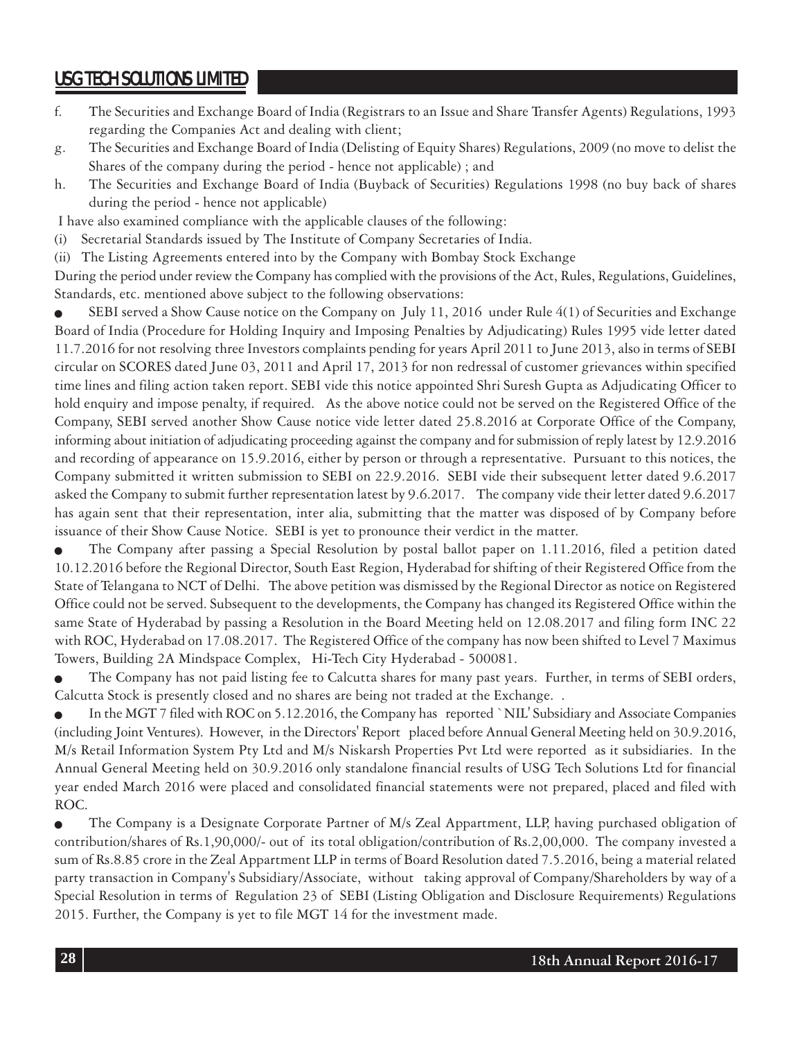f. The Securities and Exchange Board of India (Registrars to an Issue and Share Transfer Agents) Regulations, 1993 regarding the Companies Act and dealing with client;

g. The Securities and Exchange Board of India (Delisting of Equity Shares) Regulations, 2009 (no move to delist the Shares of the company during the period - hence not applicable) ; and

h. The Securities and Exchange Board of India (Buyback of Securities) Regulations 1998 (no buy back of shares during the period - hence not applicable)

I have also examined compliance with the applicable clauses of the following:

(i) Secretarial Standards issued by The Institute of Company Secretaries of India.

(ii) The Listing Agreements entered into by the Company with Bombay Stock Exchange

During the period under review the Company has complied with the provisions of the Act, Rules, Regulations, Guidelines, Standards, etc. mentioned above subject to the following observations:

- SEBI served a Show Cause notice on the Company on July 11, 2016 under Rule 4(1) of Securities and Exchange Board of India (Procedure for Holding Inquiry and Imposing Penalties by Adjudicating) Rules 1995 vide letter dated 11.7.2016 for not resolving three Investors complaints pending for years April 2011 to June 2013, also in terms of SEBI circular on SCORES dated June 03, 2011 and April 17, 2013 for non redressal of customer grievances within specified time lines and filing action taken report. SEBI vide this notice appointed Shri Suresh Gupta as Adjudicating Officer to hold enquiry and impose penalty, if required. As the above notice could not be served on the Registered Office of the Company, SEBI served another Show Cause notice vide letter dated 25.8.2016 at Corporate Office of the Company, informing about initiation of adjudicating proceeding against the company and for submission of reply latest by 12.9.2016 and recording of appearance on 15.9.2016, either by person or through a representative. Pursuant to this notices, the Company submitted it written submission to SEBI on 22.9.2016. SEBI vide their subsequent letter dated 9.6.2017 asked the Company to submit further representation latest by 9.6.2017. The company vide their letter dated 9.6.2017 has again sent that their representation, inter alia, submitting that the matter was disposed of by Company before issuance of their Show Cause Notice. SEBI is yet to pronounce their verdict in the matter.

- The Company after passing a Special Resolution by postal ballot paper on 1.11.2016, filed a petition dated 10.12.2016 before the Regional Director, South East Region, Hyderabad for shifting of their Registered Office from the State of Telangana to NCT of Delhi. The above petition was dismissed by the Regional Director as notice on Registered Office could not be served. Subsequent to the developments, the Company has changed its Registered Office within the same State of Hyderabad by passing a Resolution in the Board Meeting held on 12.08.2017 and filing form INC 22 with ROC, Hyderabad on 17.08.2017. The Registered Office of the company has now been shifted to Level 7 Maximus Towers, Building 2A Mindspace Complex, Hi-Tech City Hyderabad - 500081.

- The Company has not paid listing fee to Calcutta shares for many past years. Further, in terms of SEBI orders, Calcutta Stock is presently closed and no shares are being not traded at the Exchange. .

- In the MGT 7 filed with ROC on 5.12.2016, the Company has reported `NIL' Subsidiary and Associate Companies (including Joint Ventures). However, in the Directors' Report placed before Annual General Meeting held on 30.9.2016, M/s Retail Information System Pty Ltd and M/s Niskarsh Properties Pvt Ltd were reported as it subsidiaries. In the Annual General Meeting held on 30.9.2016 only standalone financial results of USG Tech Solutions Ltd for financial year ended March 2016 were placed and consolidated financial statements were not prepared, placed and filed with ROC.

- The Company is a Designate Corporate Partner of M/s Zeal Appartment, LLP, having purchased obligation of contribution/shares of Rs.1,90,000/- out of its total obligation/contribution of Rs.2,00,000. The company invested a sum of Rs.8.85 crore in the Zeal Appartment LLP in terms of Board Resolution dated 7.5.2016, being a material related party transaction in Company's Subsidiary/Associate, without taking approval of Company/Shareholders by way of a Special Resolution in terms of Regulation 23 of SEBI (Listing Obligation and Disclosure Requirements) Regulations 2015. Further, the Company is yet to file MGT 14 for the investment made.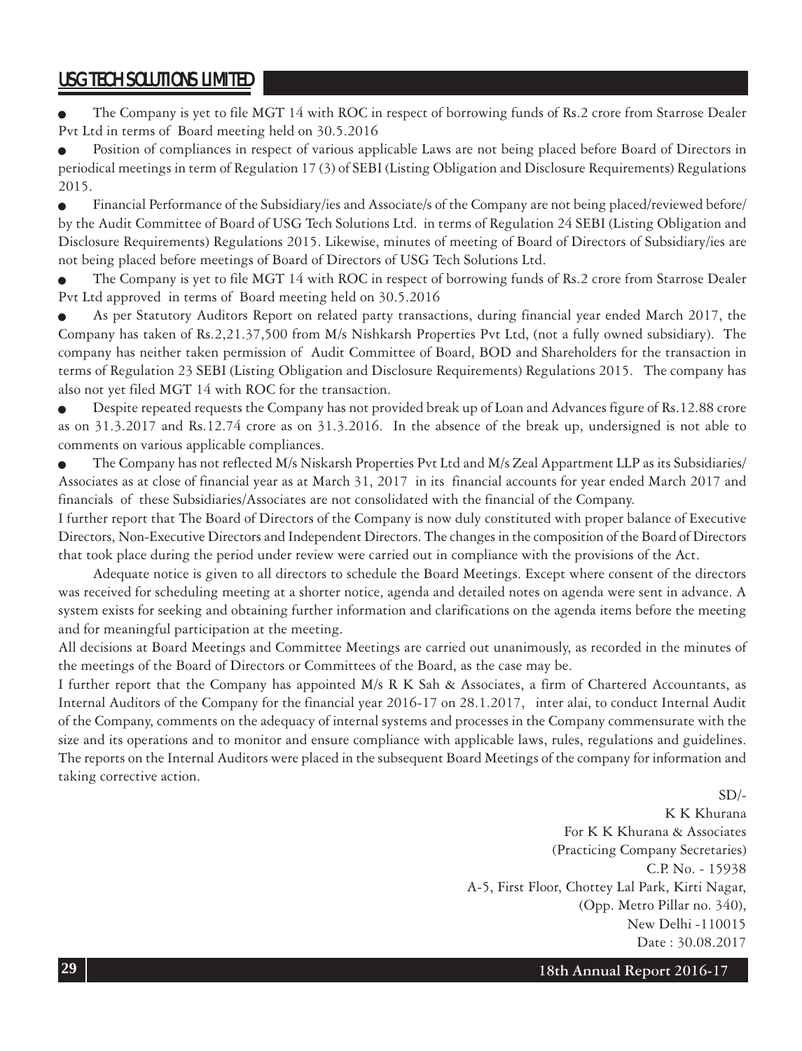- The Company is yet to file MGT 14 with ROC in respect of borrowing funds of Rs.2 crore from Starrose Dealer Pvt Ltd in terms of Board meeting held on 30.5.2016
- Position of compliances in respect of various applicable Laws are not being placed before Board of Directors in periodical meetings in term of Regulation 17 (3) of SEBI (Listing Obligation and Disclosure Requirements) Regulations 2015.
- Financial Performance of the Subsidiary/ies and Associate/s of the Company are not being placed/reviewed before/ by the Audit Committee of Board of USG Tech Solutions Ltd. in terms of Regulation 24 SEBI (Listing Obligation and Disclosure Requirements) Regulations 2015. Likewise, minutes of meeting of Board of Directors of Subsidiary/ies are not being placed before meetings of Board of Directors of USG Tech Solutions Ltd.
- The Company is yet to file MGT 14 with ROC in respect of borrowing funds of Rs.2 crore from Starrose Dealer Pvt Ltd approved in terms of Board meeting held on 30.5.2016
- As per Statutory Auditors Report on related party transactions, during financial year ended March 2017, the Company has taken of Rs.2,21.37,500 from M/s Nishkarsh Properties Pvt Ltd, (not a fully owned subsidiary). The company has neither taken permission of Audit Committee of Board, BOD and Shareholders for the transaction in terms of Regulation 23 SEBI (Listing Obligation and Disclosure Requirements) Regulations 2015. The company has also not yet filed MGT 14 with ROC for the transaction.
- Despite repeated requests the Company has not provided break up of Loan and Advances figure of Rs.12.88 crore as on 31.3.2017 and Rs.12.74 crore as on 31.3.2016. In the absence of the break up, undersigned is not able to comments on various applicable compliances.
- The Company has not reflected M/s Niskarsh Properties Pvt Ltd and M/s Zeal Appartment LLP as its Subsidiaries/ Associates as at close of financial year as at March 31, 2017 in its financial accounts for year ended March 2017 and financials of these Subsidiaries/Associates are not consolidated with the financial of the Company.

I further report that The Board of Directors of the Company is now duly constituted with proper balance of Executive Directors, Non-Executive Directors and Independent Directors. The changes in the composition of the Board of Directors that took place during the period under review were carried out in compliance with the provisions of the Act.

Adequate notice is given to all directors to schedule the Board Meetings. Except where consent of the directors was received for scheduling meeting at a shorter notice, agenda and detailed notes on agenda were sent in advance. A system exists for seeking and obtaining further information and clarifications on the agenda items before the meeting and for meaningful participation at the meeting.

All decisions at Board Meetings and Committee Meetings are carried out unanimously, as recorded in the minutes of the meetings of the Board of Directors or Committees of the Board, as the case may be.

I further report that the Company has appointed M/s R K Sah & Associates, a firm of Chartered Accountants, as Internal Auditors of the Company for the financial year 2016-17 on 28.1.2017, inter alai, to conduct Internal Audit of the Company, comments on the adequacy of internal systems and processes in the Company commensurate with the size and its operations and to monitor and ensure compliance with applicable laws, rules, regulations and guidelines. The reports on the Internal Auditors were placed in the subsequent Board Meetings of the company for information and taking corrective action.

SD/-
K K Khurana
For K K Khurana & Associates
(Practicing Company Secretaries)
C.P. No. - 15938
A-5, First Floor, Chottey Lal Park, Kirti Nagar,
(Opp. Metro Pillar no. 340),
New Delhi -110015
Date : 30.08.2017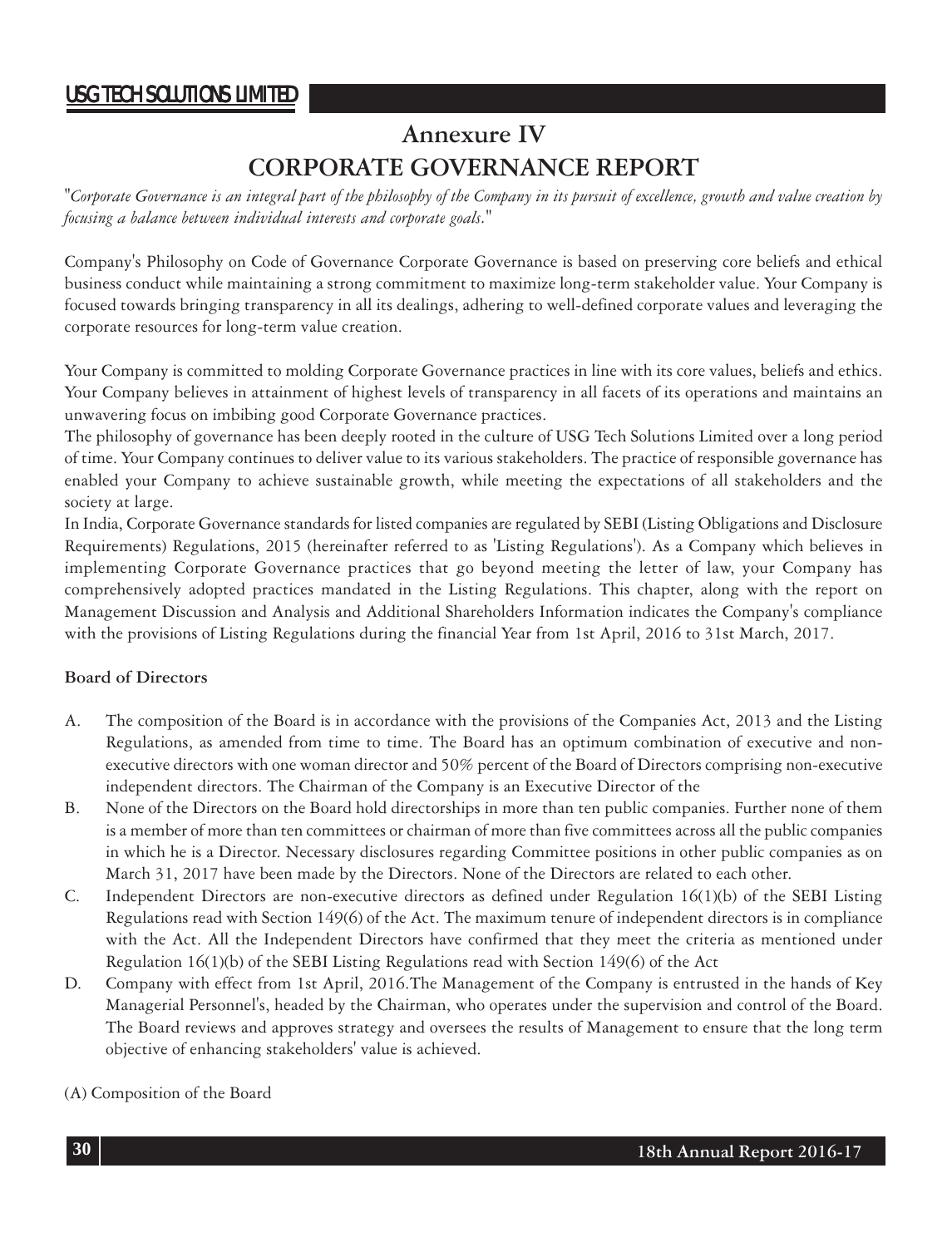# Annexure IV

# CORPORATE GOVERNANCE REPORT

"*Corporate Governance is an integral part of the philosophy of the Company in its pursuit of excellence, growth and value creation by focusing a balance between individual interests and corporate goals.*"

Company's Philosophy on Code of Governance Corporate Governance is based on preserving core beliefs and ethical business conduct while maintaining a strong commitment to maximize long-term stakeholder value. Your Company is focused towards bringing transparency in all its dealings, adhering to well-defined corporate values and leveraging the corporate resources for long-term value creation.

Your Company is committed to molding Corporate Governance practices in line with its core values, beliefs and ethics. Your Company believes in attainment of highest levels of transparency in all facets of its operations and maintains an unwavering focus on imbibing good Corporate Governance practices.

The philosophy of governance has been deeply rooted in the culture of USG Tech Solutions Limited over a long period of time. Your Company continues to deliver value to its various stakeholders. The practice of responsible governance has enabled your Company to achieve sustainable growth, while meeting the expectations of all stakeholders and the society at large.

In India, Corporate Governance standards for listed companies are regulated by SEBI (Listing Obligations and Disclosure Requirements) Regulations, 2015 (hereinafter referred to as 'Listing Regulations'). As a Company which believes in implementing Corporate Governance practices that go beyond meeting the letter of law, your Company has comprehensively adopted practices mandated in the Listing Regulations. This chapter, along with the report on Management Discussion and Analysis and Additional Shareholders Information indicates the Company's compliance with the provisions of Listing Regulations during the financial Year from 1st April, 2016 to 31st March, 2017.

**Board of Directors**

A. The composition of the Board is in accordance with the provisions of the Companies Act, 2013 and the Listing Regulations, as amended from time to time. The Board has an optimum combination of executive and non-executive directors with one woman director and 50% percent of the Board of Directors comprising non-executive independent directors. The Chairman of the Company is an Executive Director of the

B. None of the Directors on the Board hold directorships in more than ten public companies. Further none of them is a member of more than ten committees or chairman of more than five committees across all the public companies in which he is a Director. Necessary disclosures regarding Committee positions in other public companies as on March 31, 2017 have been made by the Directors. None of the Directors are related to each other.

C. Independent Directors are non-executive directors as defined under Regulation 16(1)(b) of the SEBI Listing Regulations read with Section 149(6) of the Act. The maximum tenure of independent directors is in compliance with the Act. All the Independent Directors have confirmed that they meet the criteria as mentioned under Regulation 16(1)(b) of the SEBI Listing Regulations read with Section 149(6) of the Act

D. Company with effect from 1st April, 2016.The Management of the Company is entrusted in the hands of Key Managerial Personnel's, headed by the Chairman, who operates under the supervision and control of the Board. The Board reviews and approves strategy and oversees the results of Management to ensure that the long term objective of enhancing stakeholders' value is achieved.

(A) Composition of the Board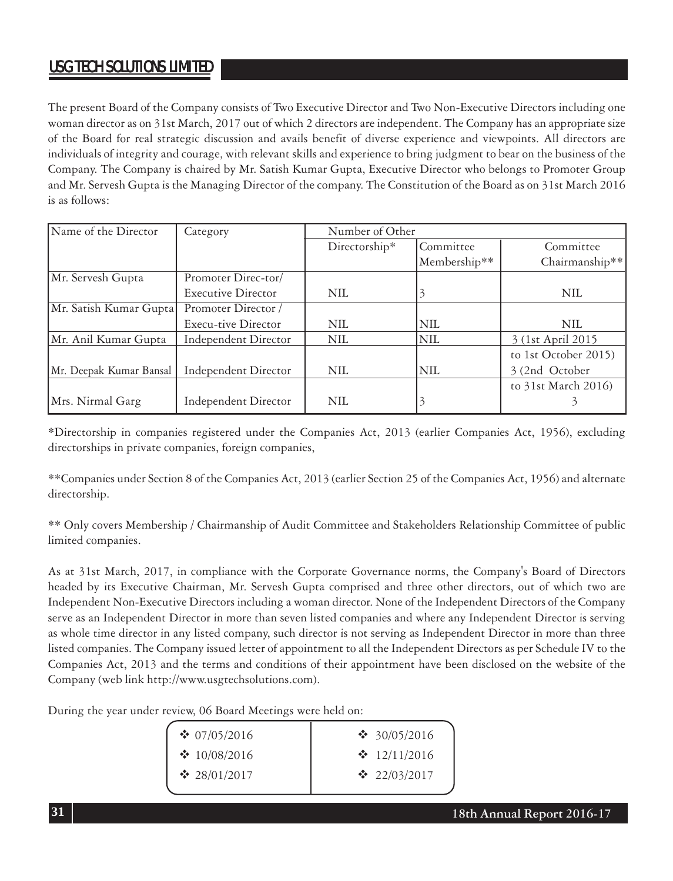The present Board of the Company consists of Two Executive Director and Two Non-Executive Directors including one woman director as on 31st March, 2017 out of which 2 directors are independent. The Company has an appropriate size of the Board for real strategic discussion and avails benefit of diverse experience and viewpoints. All directors are individuals of integrity and courage, with relevant skills and experience to bring judgment to bear on the business of the Company. The Company is chaired by Mr. Satish Kumar Gupta, Executive Director who belongs to Promoter Group and Mr. Servesh Gupta is the Managing Director of the company. The Constitution of the Board as on 31st March 2016 is as follows:

| Name of the Director | Category | Number of Other | | |
|---|---|---|---|---|
| | | Directorship* | Committee Membership** | Committee Chairmanship** |
| Mr. Servesh Gupta | Promoter Direc-tor/ Executive Director | NIL | 3 | NIL |
| Mr. Satish Kumar Gupta | Promoter Director / Execu-tive Director | NIL | NIL | NIL |
| Mr. Anil Kumar Gupta | Independent Director | NIL | NIL | 3 (1st April 2015 to 1st October 2015) |
| Mr. Deepak Kumar Bansal | Independent Director | NIL | NIL | 3 (2nd October to 31st March 2016) |
| Mrs. Nirmal Garg | Independent Director | NIL | 3 | 3 |

*Directorship in companies registered under the Companies Act, 2013 (earlier Companies Act, 1956), excluding directorships in private companies, foreign companies,

**Companies under Section 8 of the Companies Act, 2013 (earlier Section 25 of the Companies Act, 1956) and alternate directorship.

** Only covers Membership / Chairmanship of Audit Committee and Stakeholders Relationship Committee of public limited companies.

As at 31st March, 2017, in compliance with the Corporate Governance norms, the Company's Board of Directors headed by its Executive Chairman, Mr. Servesh Gupta comprised and three other directors, out of which two are Independent Non-Executive Directors including a woman director. None of the Independent Directors of the Company serve as an Independent Director in more than seven listed companies and where any Independent Director is serving as whole time director in any listed company, such director is not serving as Independent Director in more than three listed companies. The Company issued letter of appointment to all the Independent Directors as per Schedule IV to the Companies Act, 2013 and the terms and conditions of their appointment have been disclosed on the website of the Company (web link http://www.usgtechsolutions.com).

During the year under review, 06 Board Meetings were held on:

- 07/05/2016
- 30/05/2016
- 10/08/2016
- 12/11/2016
- 28/01/2017
- 22/03/2017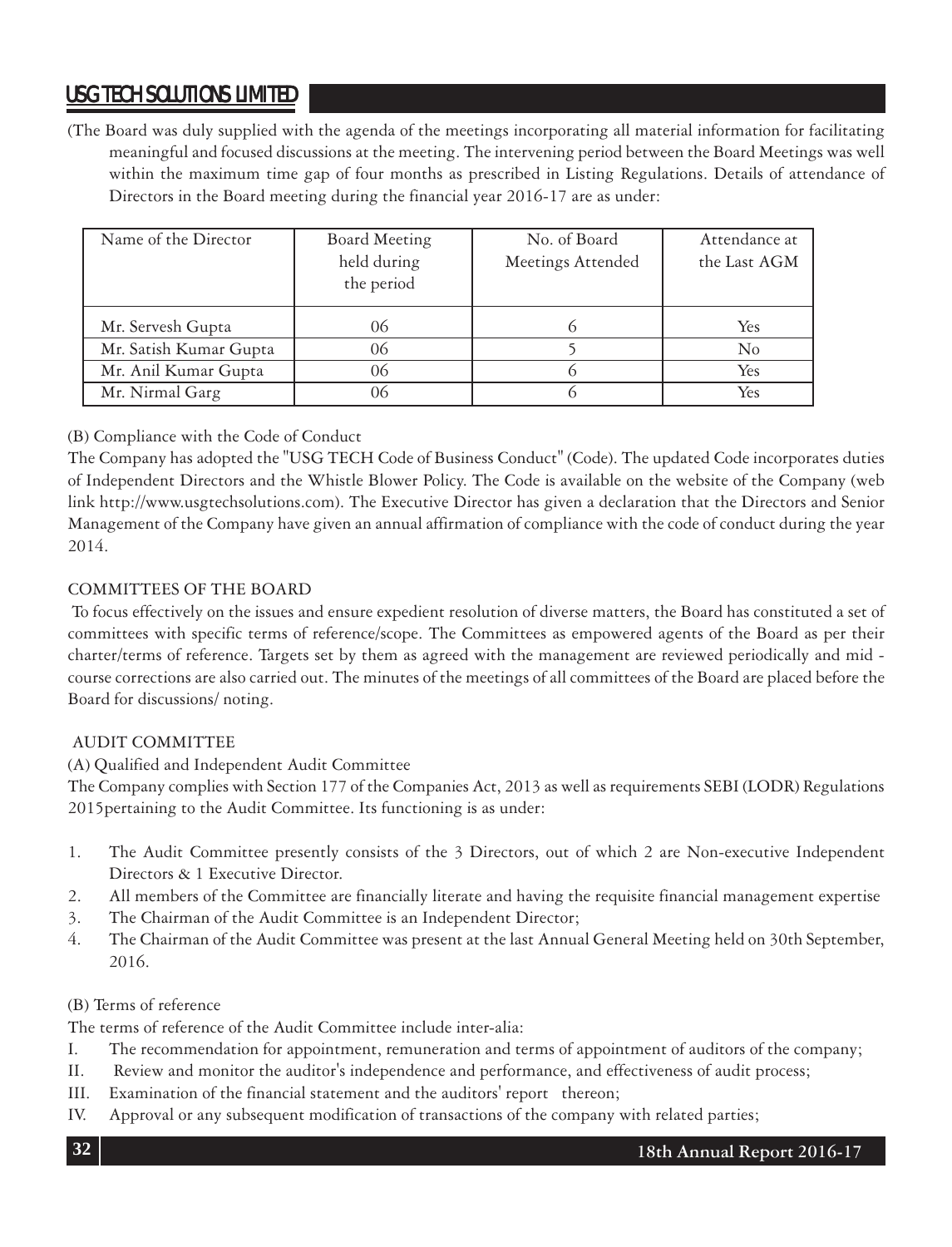(The Board was duly supplied with the agenda of the meetings incorporating all material information for facilitating meaningful and focused discussions at the meeting. The intervening period between the Board Meetings was well within the maximum time gap of four months as prescribed in Listing Regulations. Details of attendance of Directors in the Board meeting during the financial year 2016-17 are as under:

| Name of the Director | Board Meeting held during the period | No. of Board Meetings Attended | Attendance at the Last AGM |
|---|---|---|---|
| Mr. Servesh Gupta | 06 | 6 | Yes |
| Mr. Satish Kumar Gupta | 06 | 5 | No |
| Mr. Anil Kumar Gupta | 06 | 6 | Yes |
| Mr. Nirmal Garg | 06 | 6 | Yes |

(B) Compliance with the Code of Conduct

The Company has adopted the "USG TECH Code of Business Conduct" (Code). The updated Code incorporates duties of Independent Directors and the Whistle Blower Policy. The Code is available on the website of the Company (web link http://www.usgtechsolutions.com). The Executive Director has given a declaration that the Directors and Senior Management of the Company have given an annual affirmation of compliance with the code of conduct during the year 2014.

## COMMITTEES OF THE BOARD

To focus effectively on the issues and ensure expedient resolution of diverse matters, the Board has constituted a set of committees with specific terms of reference/scope. The Committees as empowered agents of the Board as per their charter/terms of reference. Targets set by them as agreed with the management are reviewed periodically and mid - course corrections are also carried out. The minutes of the meetings of all committees of the Board are placed before the Board for discussions/ noting.

## AUDIT COMMITTEE

(A) Qualified and Independent Audit Committee

The Company complies with Section 177 of the Companies Act, 2013 as well as requirements SEBI (LODR) Regulations 2015pertaining to the Audit Committee. Its functioning is as under:

1. The Audit Committee presently consists of the 3 Directors, out of which 2 are Non-executive Independent Directors & 1 Executive Director.
2. All members of the Committee are financially literate and having the requisite financial management expertise
3. The Chairman of the Audit Committee is an Independent Director;
4. The Chairman of the Audit Committee was present at the last Annual General Meeting held on 30th September, 2016.

(B) Terms of reference

The terms of reference of the Audit Committee include inter-alia:

I. The recommendation for appointment, remuneration and terms of appointment of auditors of the company;
II. Review and monitor the auditor's independence and performance, and effectiveness of audit process;
III. Examination of the financial statement and the auditors' report thereon;
IV. Approval or any subsequent modification of transactions of the company with related parties;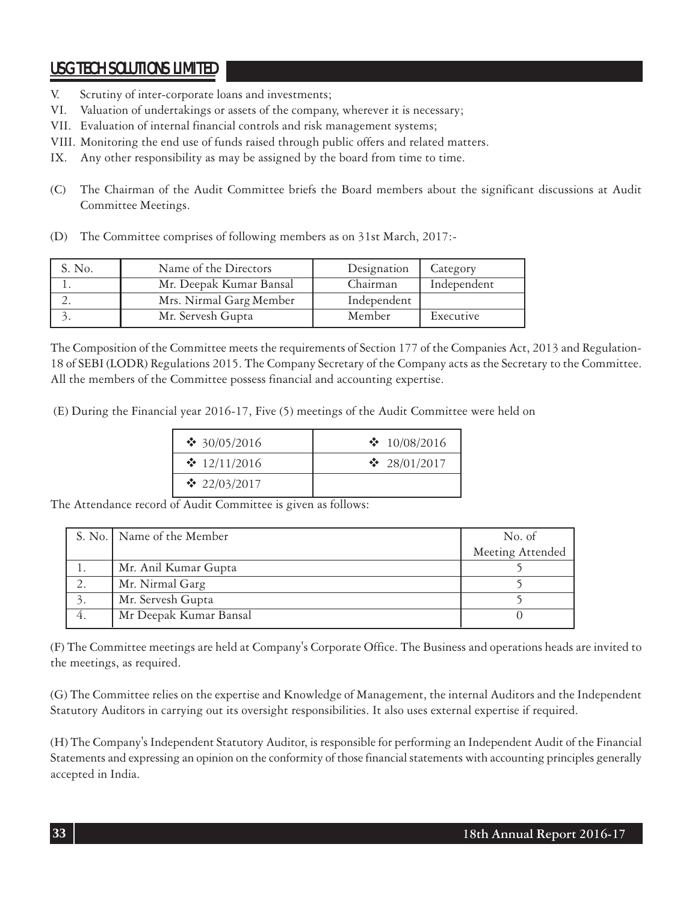V. Scrutiny of inter-corporate loans and investments;
VI. Valuation of undertakings or assets of the company, wherever it is necessary;
VII. Evaluation of internal financial controls and risk management systems;
VIII. Monitoring the end use of funds raised through public offers and related matters.
IX. Any other responsibility as may be assigned by the board from time to time.

(C) The Chairman of the Audit Committee briefs the Board members about the significant discussions at Audit Committee Meetings.

(D) The Committee comprises of following members as on 31st March, 2017:-

| S. No. | Name of the Directors | Designation | Category |
|---|---|---|---|
| 1. | Mr. Deepak Kumar Bansal | Chairman | Independent |
| 2. | Mrs. Nirmal Garg Member | Independent | |
| 3. | Mr. Servesh Gupta | Member | Executive |

The Composition of the Committee meets the requirements of Section 177 of the Companies Act, 2013 and Regulation-18 of SEBI (LODR) Regulations 2015. The Company Secretary of the Company acts as the Secretary to the Committee. All the members of the Committee possess financial and accounting expertise.

(E) During the Financial year 2016-17, Five (5) meetings of the Audit Committee were held on

| | |
|---|---|
| ❖ 30/05/2016 | ❖ 10/08/2016 |
| ❖ 12/11/2016 | ❖ 28/01/2017 |
| ❖ 22/03/2017 | |

The Attendance record of Audit Committee is given as follows:

| S. No. | Name of the Member | No. of Meeting Attended |
|---|---|---|
| 1. | Mr. Anil Kumar Gupta | 5 |
| 2. | Mr. Nirmal Garg | 5 |
| 3. | Mr. Servesh Gupta | 5 |
| 4. | Mr Deepak Kumar Bansal | 0 |

(F) The Committee meetings are held at Company's Corporate Office. The Business and operations heads are invited to the meetings, as required.

(G) The Committee relies on the expertise and Knowledge of Management, the internal Auditors and the Independent Statutory Auditors in carrying out its oversight responsibilities. It also uses external expertise if required.

(H) The Company's Independent Statutory Auditor, is responsible for performing an Independent Audit of the Financial Statements and expressing an opinion on the conformity of those financial statements with accounting principles generally accepted in India.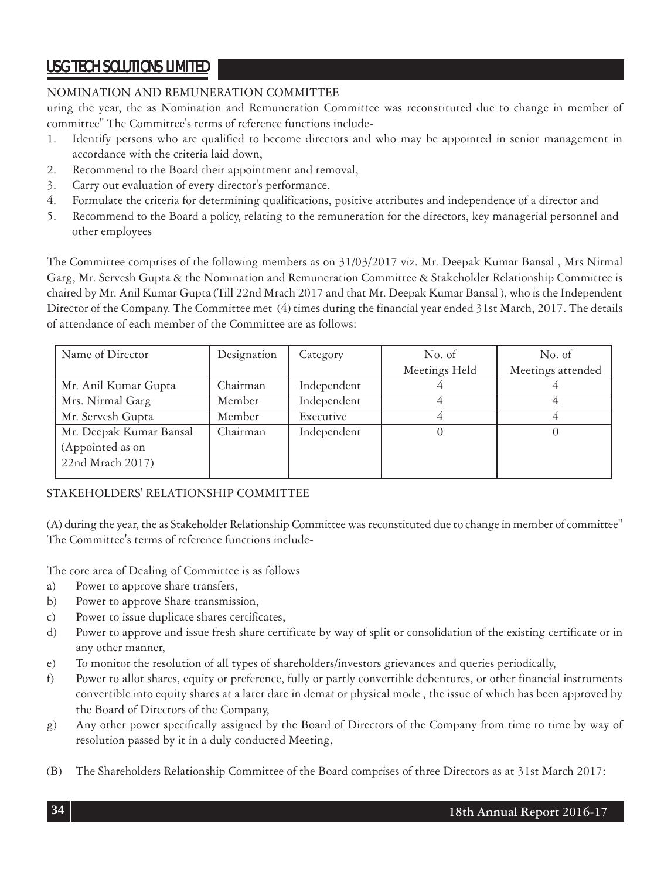NOMINATION AND REMUNERATION COMMITTEE

uring the year, the as Nomination and Remuneration Committee was reconstituted due to change in member of committee" The Committee's terms of reference functions include-

1. Identify persons who are qualified to become directors and who may be appointed in senior management in accordance with the criteria laid down,
2. Recommend to the Board their appointment and removal,
3. Carry out evaluation of every director's performance.
4. Formulate the criteria for determining qualifications, positive attributes and independence of a director and
5. Recommend to the Board a policy, relating to the remuneration for the directors, key managerial personnel and other employees

The Committee comprises of the following members as on 31/03/2017 viz. Mr. Deepak Kumar Bansal , Mrs Nirmal Garg, Mr. Servesh Gupta & the Nomination and Remuneration Committee & Stakeholder Relationship Committee is chaired by Mr. Anil Kumar Gupta (Till 22nd Mrach 2017 and that Mr. Deepak Kumar Bansal ), who is the Independent Director of the Company. The Committee met (4) times during the financial year ended 31st March, 2017. The details of attendance of each member of the Committee are as follows:

| Name of Director | Designation | Category | No. of Meetings Held | No. of Meetings attended |
|---|---|---|---|---|
| Mr. Anil Kumar Gupta | Chairman | Independent | 4 | 4 |
| Mrs. Nirmal Garg | Member | Independent | 4 | 4 |
| Mr. Servesh Gupta | Member | Executive | 4 | 4 |
| Mr. Deepak Kumar Bansal (Appointed as on 22nd Mrach 2017) | Chairman | Independent | 0 | 0 |

STAKEHOLDERS' RELATIONSHIP COMMITTEE

(A) during the year, the as Stakeholder Relationship Committee was reconstituted due to change in member of committee" The Committee's terms of reference functions include-

The core area of Dealing of Committee is as follows

a) Power to approve share transfers,
b) Power to approve Share transmission,
c) Power to issue duplicate shares certificates,
d) Power to approve and issue fresh share certificate by way of split or consolidation of the existing certificate or in any other manner,
e) To monitor the resolution of all types of shareholders/investors grievances and queries periodically,
f) Power to allot shares, equity or preference, fully or partly convertible debentures, or other financial instruments convertible into equity shares at a later date in demat or physical mode , the issue of which has been approved by the Board of Directors of the Company,
g) Any other power specifically assigned by the Board of Directors of the Company from time to time by way of resolution passed by it in a duly conducted Meeting,

(B) The Shareholders Relationship Committee of the Board comprises of three Directors as at 31st March 2017: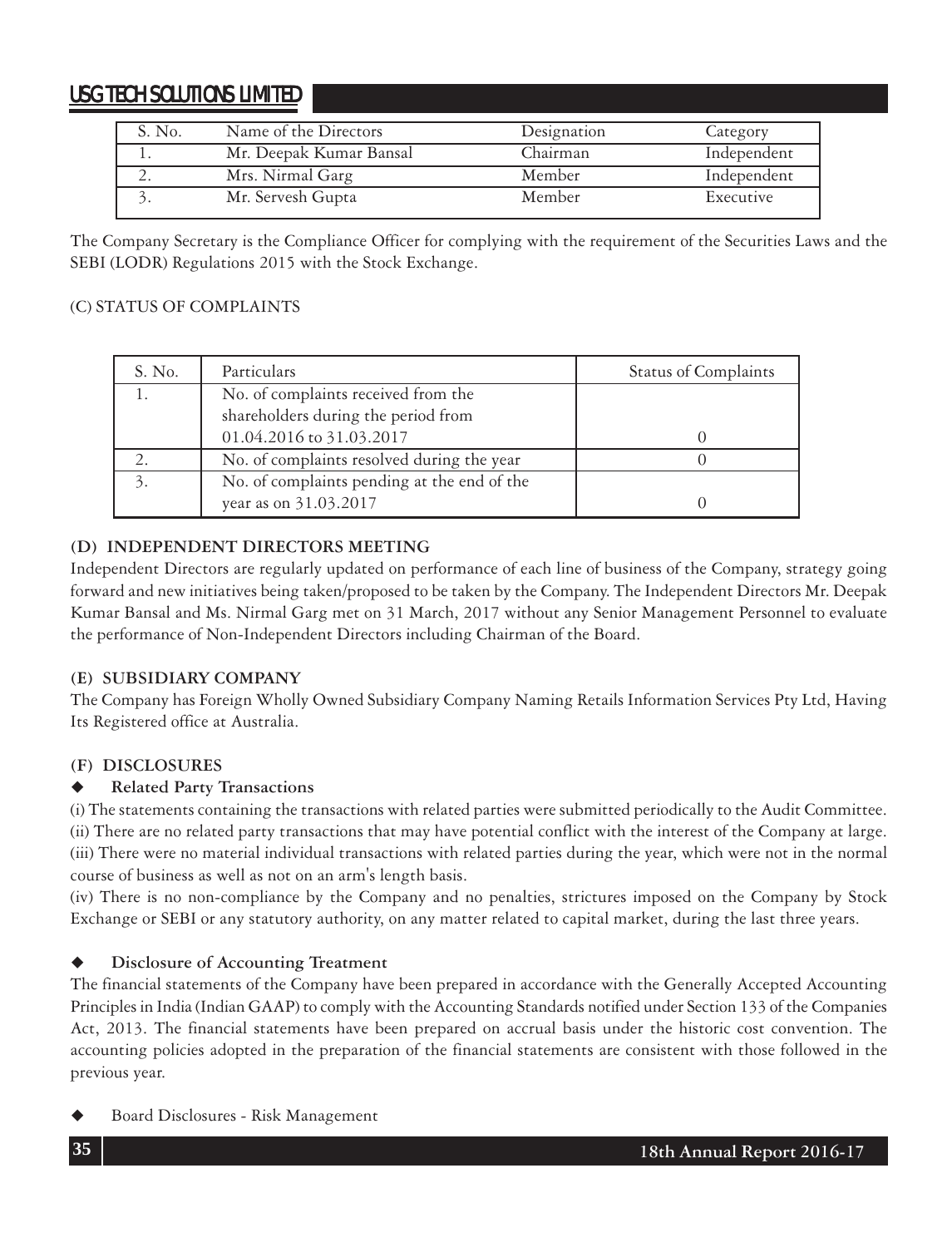| S. No. | Name of the Directors | Designation | Category |
| --- | --- | --- | --- |
| 1. | Mr. Deepak Kumar Bansal | Chairman | Independent |
| 2. | Mrs. Nirmal Garg | Member | Independent |
| 3. | Mr. Servesh Gupta | Member | Executive |

The Company Secretary is the Compliance Officer for complying with the requirement of the Securities Laws and the SEBI (LODR) Regulations 2015 with the Stock Exchange.

(C) STATUS OF COMPLAINTS

| S. No. | Particulars | Status of Complaints |
| --- | --- | --- |
| 1. | No. of complaints received from the shareholders during the period from 01.04.2016 to 31.03.2017 | 0 |
| 2. | No. of complaints resolved during the year | 0 |
| 3. | No. of complaints pending at the end of the year as on 31.03.2017 | 0 |

**(D) INDEPENDENT DIRECTORS MEETING**

Independent Directors are regularly updated on performance of each line of business of the Company, strategy going forward and new initiatives being taken/proposed to be taken by the Company. The Independent Directors Mr. Deepak Kumar Bansal and Ms. Nirmal Garg met on 31 March, 2017 without any Senior Management Personnel to evaluate the performance of Non-Independent Directors including Chairman of the Board.

**(E) SUBSIDIARY COMPANY**

The Company has Foreign Wholly Owned Subsidiary Company Naming Retails Information Services Pty Ltd, Having Its Registered office at Australia.

**(F) DISCLOSURES**

- **Related Party Transactions**

(i) The statements containing the transactions with related parties were submitted periodically to the Audit Committee.
(ii) There are no related party transactions that may have potential conflict with the interest of the Company at large.
(iii) There were no material individual transactions with related parties during the year, which were not in the normal course of business as well as not on an arm's length basis.
(iv) There is no non-compliance by the Company and no penalties, strictures imposed on the Company by Stock Exchange or SEBI or any statutory authority, on any matter related to capital market, during the last three years.

- **Disclosure of Accounting Treatment**

The financial statements of the Company have been prepared in accordance with the Generally Accepted Accounting Principles in India (Indian GAAP) to comply with the Accounting Standards notified under Section 133 of the Companies Act, 2013. The financial statements have been prepared on accrual basis under the historic cost convention. The accounting policies adopted in the preparation of the financial statements are consistent with those followed in the previous year.

- Board Disclosures - Risk Management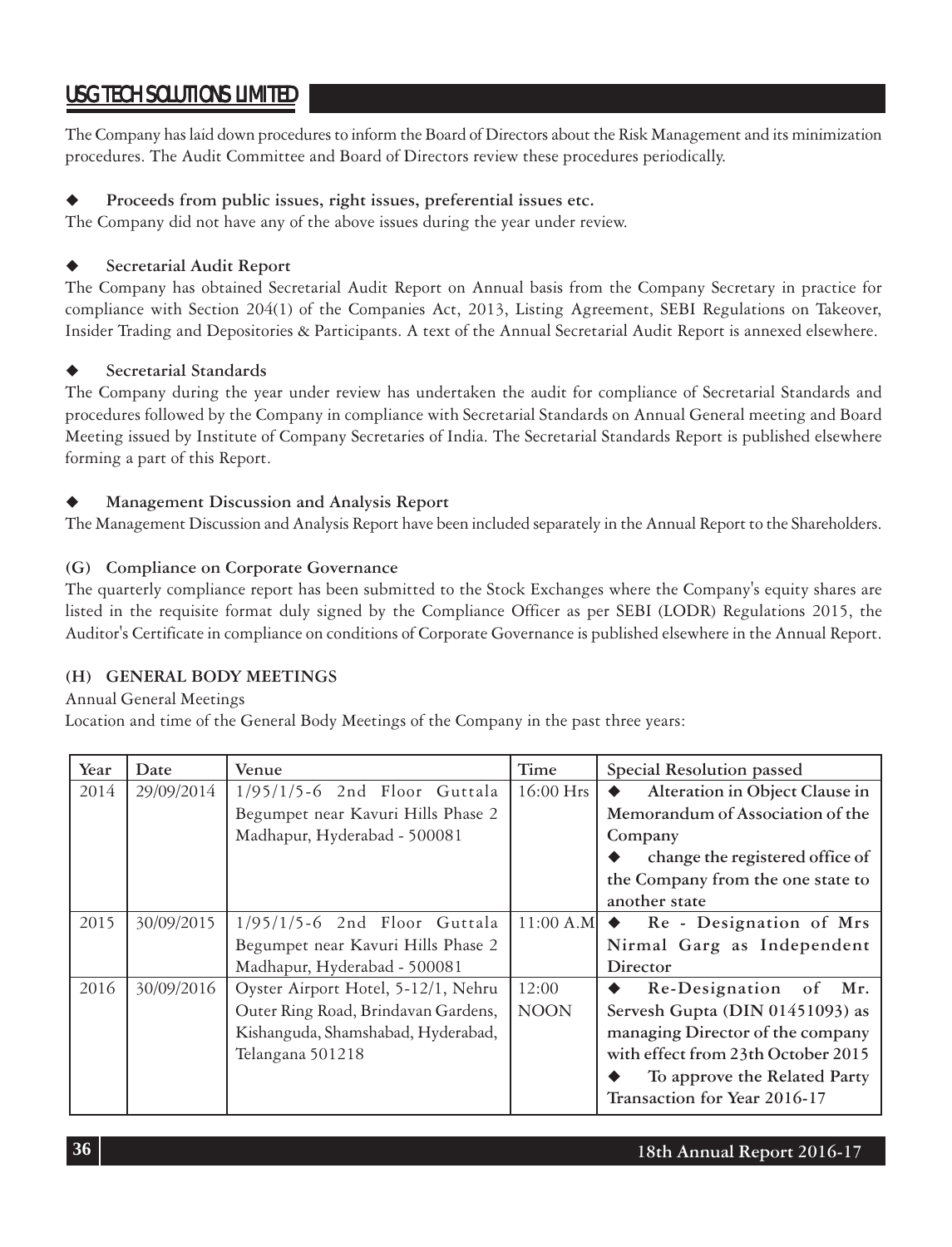The Company has laid down procedures to inform the Board of Directors about the Risk Management and its minimization procedures. The Audit Committee and Board of Directors review these procedures periodically.

- **Proceeds from public issues, right issues, preferential issues etc.**

The Company did not have any of the above issues during the year under review.

- **Secretarial Audit Report**

The Company has obtained Secretarial Audit Report on Annual basis from the Company Secretary in practice for compliance with Section 204(1) of the Companies Act, 2013, Listing Agreement, SEBI Regulations on Takeover, Insider Trading and Depositories & Participants. A text of the Annual Secretarial Audit Report is annexed elsewhere.

- **Secretarial Standards**

The Company during the year under review has undertaken the audit for compliance of Secretarial Standards and procedures followed by the Company in compliance with Secretarial Standards on Annual General meeting and Board Meeting issued by Institute of Company Secretaries of India. The Secretarial Standards Report is published elsewhere forming a part of this Report.

- **Management Discussion and Analysis Report**

The Management Discussion and Analysis Report have been included separately in the Annual Report to the Shareholders.

### (G) Compliance on Corporate Governance

The quarterly compliance report has been submitted to the Stock Exchanges where the Company's equity shares are listed in the requisite format duly signed by the Compliance Officer as per SEBI (LODR) Regulations 2015, the Auditor's Certificate in compliance on conditions of Corporate Governance is published elsewhere in the Annual Report.

### (H) GENERAL BODY MEETINGS

Annual General Meetings

Location and time of the General Body Meetings of the Company in the past three years:

| Year | Date | Venue | Time | Special Resolution passed |
|---|---|---|---|---|
| 2014 | 29/09/2014 | 1/95/1/5-6 2nd Floor Guttala Begumpet near Kavuri Hills Phase 2 Madhapur, Hyderabad - 500081 | 16:00 Hrs | ◆ **Alteration in Object Clause in Memorandum of Association of the Company**<br>◆ **change the registered office of the Company from the one state to another state** |
| 2015 | 30/09/2015 | 1/95/1/5-6 2nd Floor Guttala Begumpet near Kavuri Hills Phase 2 Madhapur, Hyderabad - 500081 | 11:00 A.M | ◆ **Re - Designation of Mrs Nirmal Garg as Independent Director** |
| 2016 | 30/09/2016 | Oyster Airport Hotel, 5-12/1, Nehru Outer Ring Road, Brindavan Gardens, Kishanguda, Shamshabad, Hyderabad, Telangana 501218 | 12:00 NOON | ◆ **Re-Designation of Mr. Servesh Gupta (DIN 01451093) as managing Director of the company with effect from 23th October 2015**<br>◆ **To approve the Related Party Transaction for Year 2016-17** |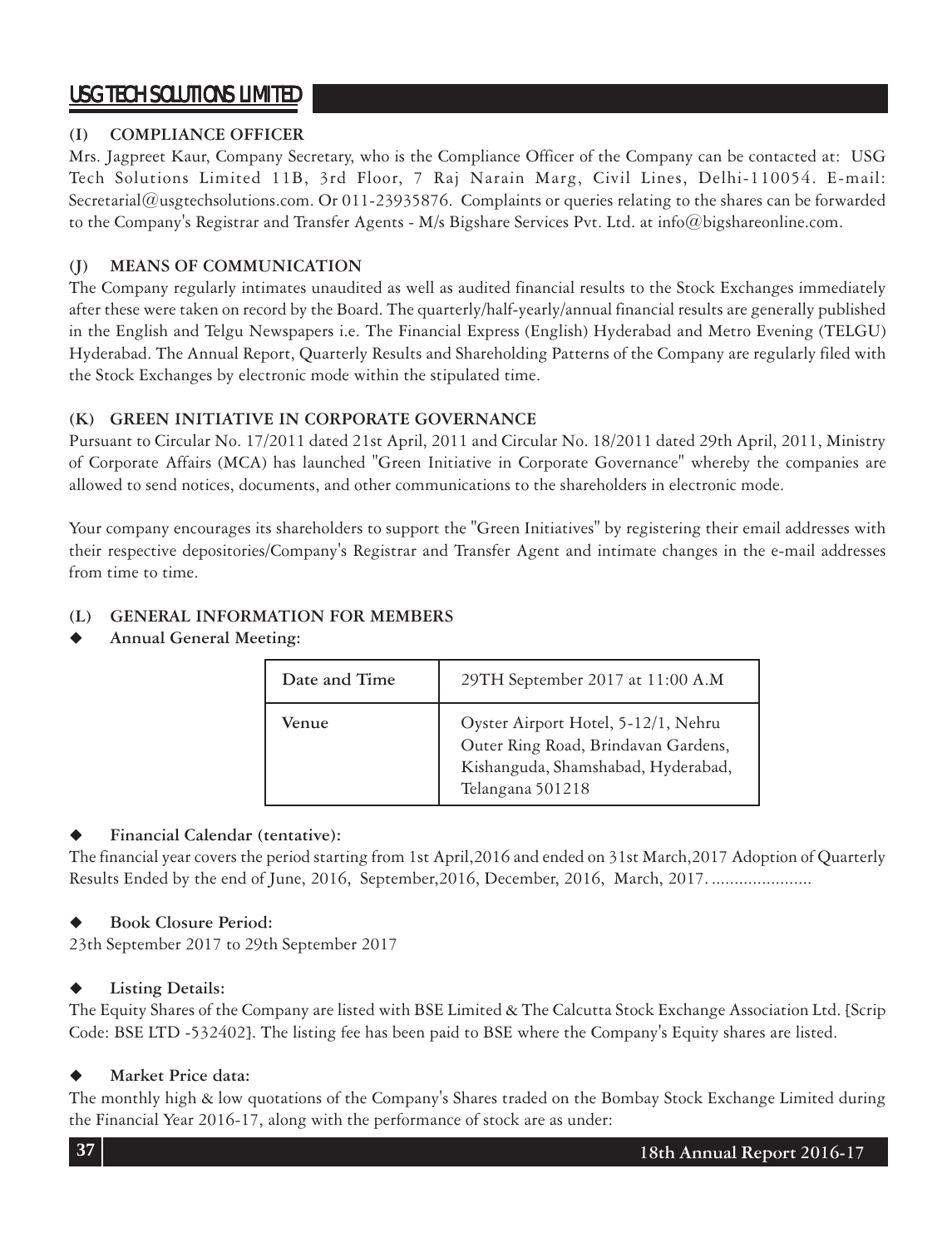### (I) COMPLIANCE OFFICER

Mrs. Jagpreet Kaur, Company Secretary, who is the Compliance Officer of the Company can be contacted at: USG Tech Solutions Limited 11B, 3rd Floor, 7 Raj Narain Marg, Civil Lines, Delhi-110054. E-mail: Secretarial@usgtechsolutions.com. Or 011-23935876. Complaints or queries relating to the shares can be forwarded to the Company's Registrar and Transfer Agents - M/s Bigshare Services Pvt. Ltd. at info@bigshareonline.com.

### (J) MEANS OF COMMUNICATION

The Company regularly intimates unaudited as well as audited financial results to the Stock Exchanges immediately after these were taken on record by the Board. The quarterly/half-yearly/annual financial results are generally published in the English and Telgu Newspapers i.e. The Financial Express (English) Hyderabad and Metro Evening (TELGU) Hyderabad. The Annual Report, Quarterly Results and Shareholding Patterns of the Company are regularly filed with the Stock Exchanges by electronic mode within the stipulated time.

### (K) GREEN INITIATIVE IN CORPORATE GOVERNANCE

Pursuant to Circular No. 17/2011 dated 21st April, 2011 and Circular No. 18/2011 dated 29th April, 2011, Ministry of Corporate Affairs (MCA) has launched "Green Initiative in Corporate Governance" whereby the companies are allowed to send notices, documents, and other communications to the shareholders in electronic mode.

Your company encourages its shareholders to support the "Green Initiatives" by registering their email addresses with their respective depositories/Company's Registrar and Transfer Agent and intimate changes in the e-mail addresses from time to time.

### (L) GENERAL INFORMATION FOR MEMBERS

- **Annual General Meeting:**

| Date and Time | 29TH September 2017 at 11:00 A.M |
|---|---|
| Venue | Oyster Airport Hotel, 5-12/1, Nehru Outer Ring Road, Brindavan Gardens, Kishanguda, Shamshabad, Hyderabad, Telangana 501218 |

- **Financial Calendar (tentative):**

The financial year covers the period starting from 1st April,2016 and ended on 31st March,2017 Adoption of Quarterly Results Ended by the end of June, 2016, September,2016, December, 2016, March, 2017. ......................

- **Book Closure Period:**

23th September 2017 to 29th September 2017

- **Listing Details:**

The Equity Shares of the Company are listed with BSE Limited & The Calcutta Stock Exchange Association Ltd. [Scrip Code: BSE LTD -532402]. The listing fee has been paid to BSE where the Company's Equity shares are listed.

- **Market Price data:**

The monthly high & low quotations of the Company's Shares traded on the Bombay Stock Exchange Limited during the Financial Year 2016-17, along with the performance of stock are as under: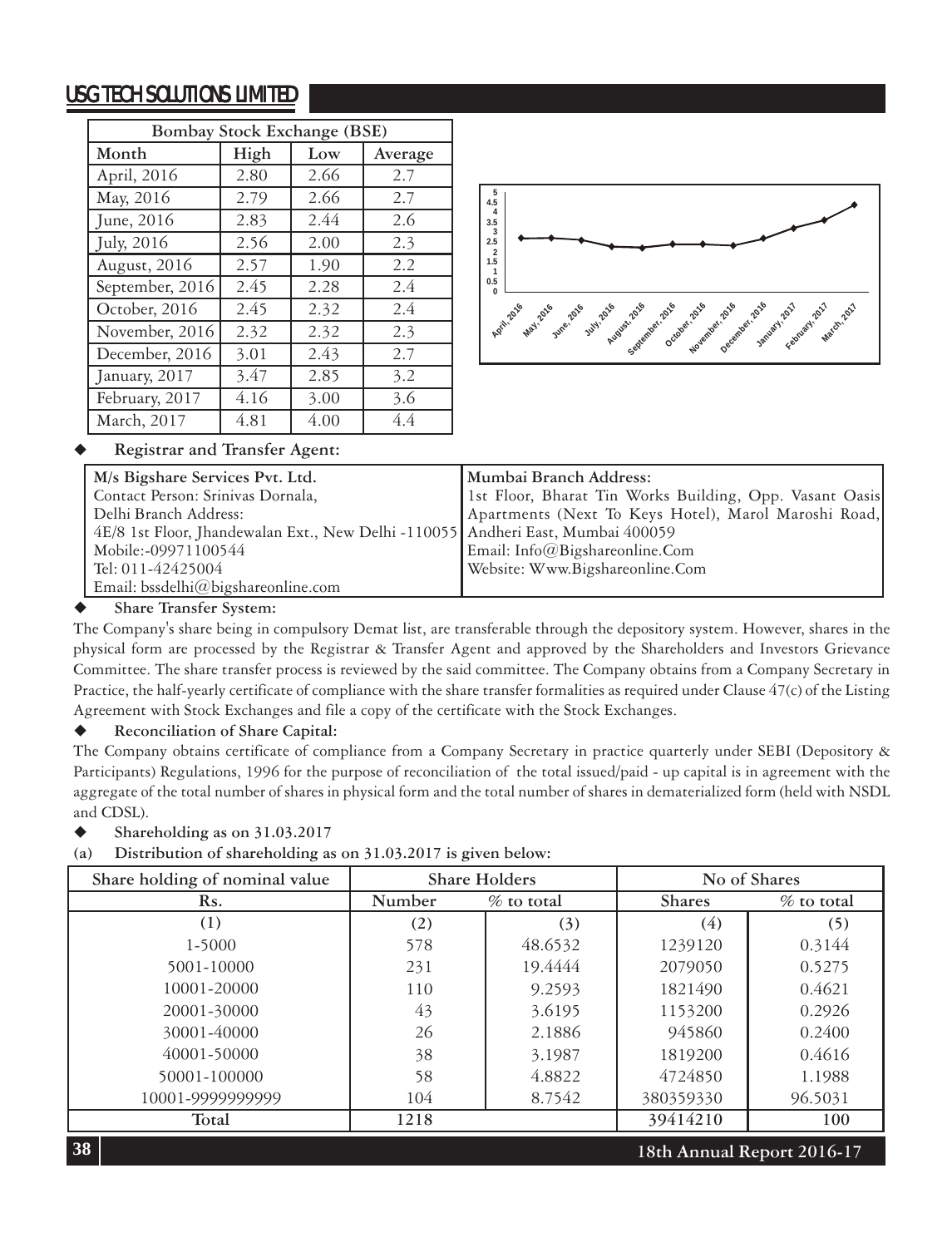| Bombay Stock Exchange (BSE) | | | |
|---|---|---|---|
| Month | High | Low | Average |
| April, 2016 | 2.80 | 2.66 | 2.7 |
| May, 2016 | 2.79 | 2.66 | 2.7 |
| June, 2016 | 2.83 | 2.44 | 2.6 |
| July, 2016 | 2.56 | 2.00 | 2.3 |
| August, 2016 | 2.57 | 1.90 | 2.2 |
| September, 2016 | 2.45 | 2.28 | 2.4 |
| October, 2016 | 2.45 | 2.32 | 2.4 |
| November, 2016 | 2.32 | 2.32 | 2.3 |
| December, 2016 | 3.01 | 2.43 | 2.7 |
| January, 2017 | 3.47 | 2.85 | 3.2 |
| February, 2017 | 4.16 | 3.00 | 3.6 |
| March, 2017 | 4.81 | 4.00 | 4.4 |

- **Registrar and Transfer Agent:**

| M/s Bigshare Services Pvt. Ltd. | Mumbai Branch Address: |
|---|---|
| Contact Person: Srinivas Dornala,<br>Delhi Branch Address:<br>4E/8 1st Floor, Jhandewalan Ext., New Delhi -110055<br>Mobile:-09971100544<br>Tel: 011-42425004<br>Email: bssdelhi@bigshareonline.com | 1st Floor, Bharat Tin Works Building, Opp. Vasant Oasis Apartments (Next To Keys Hotel), Marol Maroshi Road, Andheri East, Mumbai 400059<br>Email: Info@Bigshareonline.Com<br>Website: Www.Bigshareonline.Com |

- **Share Transfer System:**

The Company's share being in compulsory Demat list, are transferable through the depository system. However, shares in the physical form are processed by the Registrar & Transfer Agent and approved by the Shareholders and Investors Grievance Committee. The share transfer process is reviewed by the said committee. The Company obtains from a Company Secretary in Practice, the half-yearly certificate of compliance with the share transfer formalities as required under Clause 47(c) of the Listing Agreement with Stock Exchanges and file a copy of the certificate with the Stock Exchanges.

- **Reconciliation of Share Capital:**

The Company obtains certificate of compliance from a Company Secretary in practice quarterly under SEBI (Depository & Participants) Regulations, 1996 for the purpose of reconciliation of the total issued/paid - up capital is in agreement with the aggregate of the total number of shares in physical form and the total number of shares in dematerialized form (held with NSDL and CDSL).

- **Shareholding as on 31.03.2017**

**(a) Distribution of shareholding as on 31.03.2017 is given below:**

| Share holding of nominal value | Share Holders | | No of Shares | |
|---|---|---|---|---|
| Rs. | Number | % to total | Shares | % to total |
| (1) | (2) | (3) | (4) | (5) |
| 1-5000 | 578 | 48.6532 | 1239120 | 0.3144 |
| 5001-10000 | 231 | 19.4444 | 2079050 | 0.5275 |
| 10001-20000 | 110 | 9.2593 | 1821490 | 0.4621 |
| 20001-30000 | 43 | 3.6195 | 1153200 | 0.2926 |
| 30001-40000 | 26 | 2.1886 | 945860 | 0.2400 |
| 40001-50000 | 38 | 3.1987 | 1819200 | 0.4616 |
| 50001-100000 | 58 | 4.8822 | 4724850 | 1.1988 |
| 10001-9999999999 | 104 | 8.7542 | 380359330 | 96.5031 |
| Total | 1218 | | 39414210 | 100 |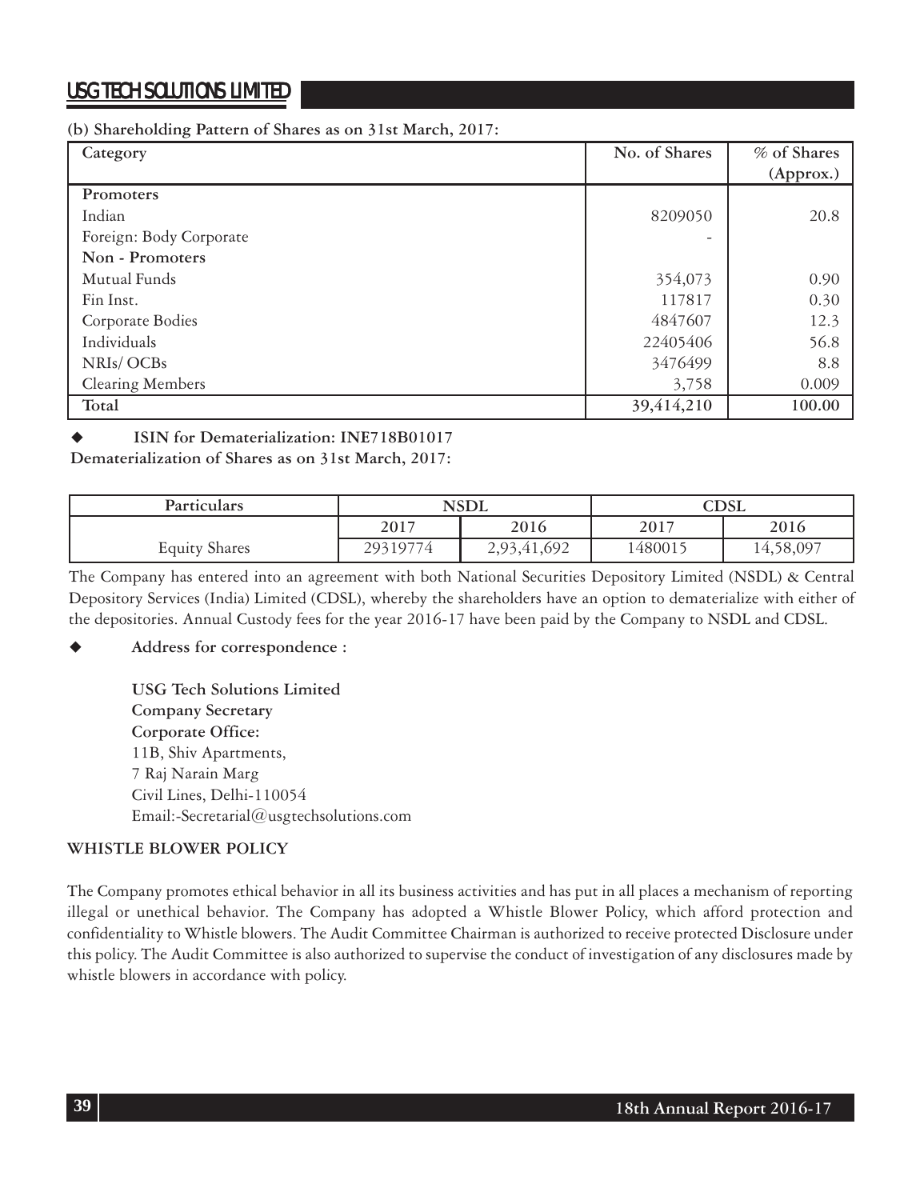**(b) Shareholding Pattern of Shares as on 31st March, 2017:**

| Category | No. of Shares | % of Shares (Approx.) |
|---|---|---|
| **Promoters** | | |
| Indian | 8209050 | 20.8 |
| Foreign: Body Corporate | - | |
| **Non - Promoters** | | |
| Mutual Funds | 354,073 | 0.90 |
| Fin Inst. | 117817 | 0.30 |
| Corporate Bodies | 4847607 | 12.3 |
| Individuals | 22405406 | 56.8 |
| NRIs/ OCBs | 3476499 | 8.8 |
| Clearing Members | 3,758 | 0.009 |
| **Total** | **39,414,210** | **100.00** |

- **ISIN for Dematerialization: INE718B01017**

**Dematerialization of Shares as on 31st March, 2017:**

| Particulars | NSDL | | CDSL | |
|---|---|---|---|---|
| | 2017 | 2016 | 2017 | 2016 |
| Equity Shares | 29319774 | 2,93,41,692 | 1480015 | 14,58,097 |

The Company has entered into an agreement with both National Securities Depository Limited (NSDL) & Central Depository Services (India) Limited (CDSL), whereby the shareholders have an option to dematerialize with either of the depositories. Annual Custody fees for the year 2016-17 have been paid by the Company to NSDL and CDSL.

- **Address for correspondence :**

  **USG Tech Solutions Limited**
  **Company Secretary**
  **Corporate Office:**
  11B, Shiv Apartments,
  7 Raj Narain Marg
  Civil Lines, Delhi-110054
  Email:-Secretarial@usgtechsolutions.com

**WHISTLE BLOWER POLICY**

The Company promotes ethical behavior in all its business activities and has put in all places a mechanism of reporting illegal or unethical behavior. The Company has adopted a Whistle Blower Policy, which afford protection and confidentiality to Whistle blowers. The Audit Committee Chairman is authorized to receive protected Disclosure under this policy. The Audit Committee is also authorized to supervise the conduct of investigation of any disclosures made by whistle blowers in accordance with policy.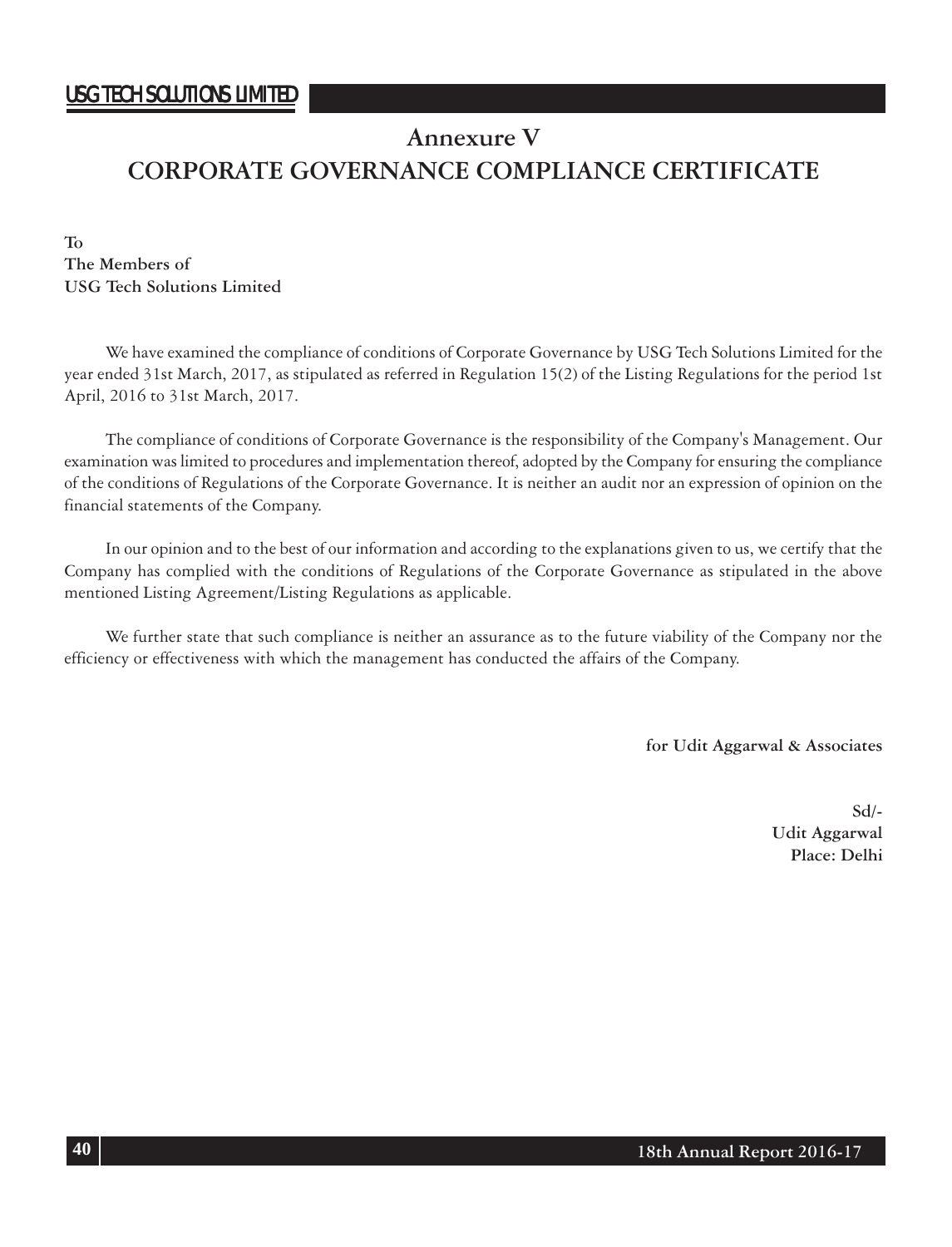# Annexure V
# CORPORATE GOVERNANCE COMPLIANCE CERTIFICATE

**To**
**The Members of**
**USG Tech Solutions Limited**

We have examined the compliance of conditions of Corporate Governance by USG Tech Solutions Limited for the year ended 31st March, 2017, as stipulated as referred in Regulation 15(2) of the Listing Regulations for the period 1st April, 2016 to 31st March, 2017.

The compliance of conditions of Corporate Governance is the responsibility of the Company's Management. Our examination was limited to procedures and implementation thereof, adopted by the Company for ensuring the compliance of the conditions of Regulations of the Corporate Governance. It is neither an audit nor an expression of opinion on the financial statements of the Company.

In our opinion and to the best of our information and according to the explanations given to us, we certify that the Company has complied with the conditions of Regulations of the Corporate Governance as stipulated in the above mentioned Listing Agreement/Listing Regulations as applicable.

We further state that such compliance is neither an assurance as to the future viability of the Company nor the efficiency or effectiveness with which the management has conducted the affairs of the Company.

**for Udit Aggarwal & Associates**

**Sd/-**
**Udit Aggarwal**
**Place: Delhi**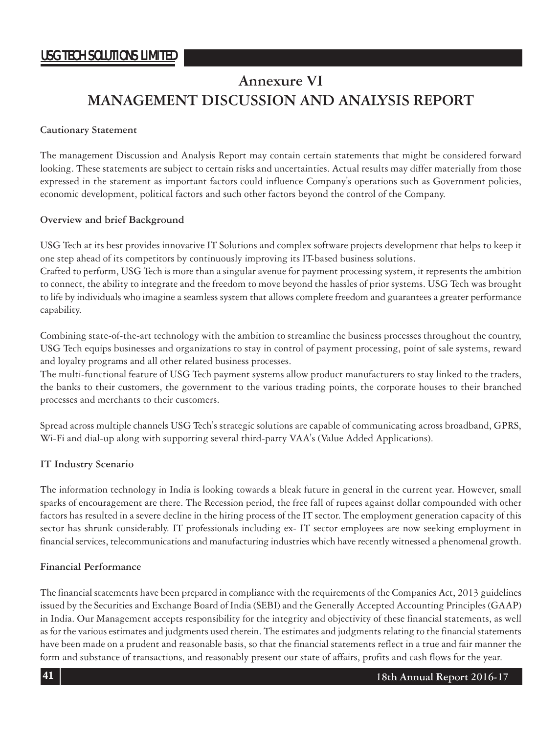# Annexure VI
# MANAGEMENT DISCUSSION AND ANALYSIS REPORT

**Cautionary Statement**

The management Discussion and Analysis Report may contain certain statements that might be considered forward looking. These statements are subject to certain risks and uncertainties. Actual results may differ materially from those expressed in the statement as important factors could influence Company's operations such as Government policies, economic development, political factors and such other factors beyond the control of the Company.

**Overview and brief Background**

USG Tech at its best provides innovative IT Solutions and complex software projects development that helps to keep it one step ahead of its competitors by continuously improving its IT-based business solutions.

Crafted to perform, USG Tech is more than a singular avenue for payment processing system, it represents the ambition to connect, the ability to integrate and the freedom to move beyond the hassles of prior systems. USG Tech was brought to life by individuals who imagine a seamless system that allows complete freedom and guarantees a greater performance capability.

Combining state-of-the-art technology with the ambition to streamline the business processes throughout the country, USG Tech equips businesses and organizations to stay in control of payment processing, point of sale systems, reward and loyalty programs and all other related business processes.

The multi-functional feature of USG Tech payment systems allow product manufacturers to stay linked to the traders, the banks to their customers, the government to the various trading points, the corporate houses to their branched processes and merchants to their customers.

Spread across multiple channels USG Tech's strategic solutions are capable of communicating across broadband, GPRS, Wi-Fi and dial-up along with supporting several third-party VAA's (Value Added Applications).

**IT Industry Scenario**

The information technology in India is looking towards a bleak future in general in the current year. However, small sparks of encouragement are there. The Recession period, the free fall of rupees against dollar compounded with other factors has resulted in a severe decline in the hiring process of the IT sector. The employment generation capacity of this sector has shrunk considerably. IT professionals including ex- IT sector employees are now seeking employment in financial services, telecommunications and manufacturing industries which have recently witnessed a phenomenal growth.

**Financial Performance**

The financial statements have been prepared in compliance with the requirements of the Companies Act, 2013 guidelines issued by the Securities and Exchange Board of India (SEBI) and the Generally Accepted Accounting Principles (GAAP) in India. Our Management accepts responsibility for the integrity and objectivity of these financial statements, as well as for the various estimates and judgments used therein. The estimates and judgments relating to the financial statements have been made on a prudent and reasonable basis, so that the financial statements reflect in a true and fair manner the form and substance of transactions, and reasonably present our state of affairs, profits and cash flows for the year.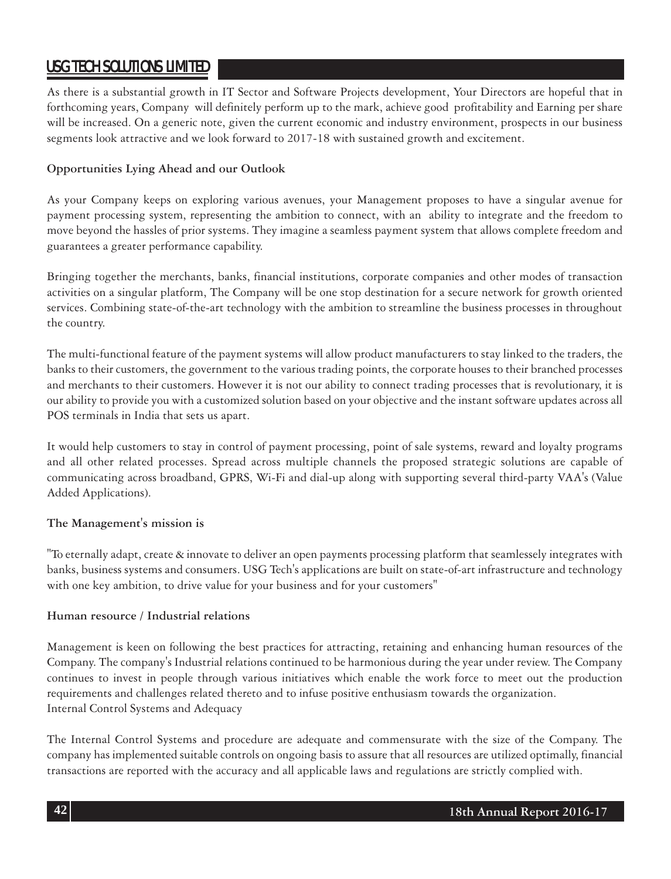As there is a substantial growth in IT Sector and Software Projects development, Your Directors are hopeful that in forthcoming years, Company will definitely perform up to the mark, achieve good profitability and Earning per share will be increased. On a generic note, given the current economic and industry environment, prospects in our business segments look attractive and we look forward to 2017-18 with sustained growth and excitement.

**Opportunities Lying Ahead and our Outlook**

As your Company keeps on exploring various avenues, your Management proposes to have a singular avenue for payment processing system, representing the ambition to connect, with an ability to integrate and the freedom to move beyond the hassles of prior systems. They imagine a seamless payment system that allows complete freedom and guarantees a greater performance capability.

Bringing together the merchants, banks, financial institutions, corporate companies and other modes of transaction activities on a singular platform, The Company will be one stop destination for a secure network for growth oriented services. Combining state-of-the-art technology with the ambition to streamline the business processes in throughout the country.

The multi-functional feature of the payment systems will allow product manufacturers to stay linked to the traders, the banks to their customers, the government to the various trading points, the corporate houses to their branched processes and merchants to their customers. However it is not our ability to connect trading processes that is revolutionary, it is our ability to provide you with a customized solution based on your objective and the instant software updates across all POS terminals in India that sets us apart.

It would help customers to stay in control of payment processing, point of sale systems, reward and loyalty programs and all other related processes. Spread across multiple channels the proposed strategic solutions are capable of communicating across broadband, GPRS, Wi-Fi and dial-up along with supporting several third-party VAA's (Value Added Applications).

**The Management's mission is**

"To eternally adapt, create & innovate to deliver an open payments processing platform that seamlessely integrates with banks, business systems and consumers. USG Tech's applications are built on state-of-art infrastructure and technology with one key ambition, to drive value for your business and for your customers"

**Human resource / Industrial relations**

Management is keen on following the best practices for attracting, retaining and enhancing human resources of the Company. The company's Industrial relations continued to be harmonious during the year under review. The Company continues to invest in people through various initiatives which enable the work force to meet out the production requirements and challenges related thereto and to infuse positive enthusiasm towards the organization.
Internal Control Systems and Adequacy

The Internal Control Systems and procedure are adequate and commensurate with the size of the Company. The company has implemented suitable controls on ongoing basis to assure that all resources are utilized optimally, financial transactions are reported with the accuracy and all applicable laws and regulations are strictly complied with.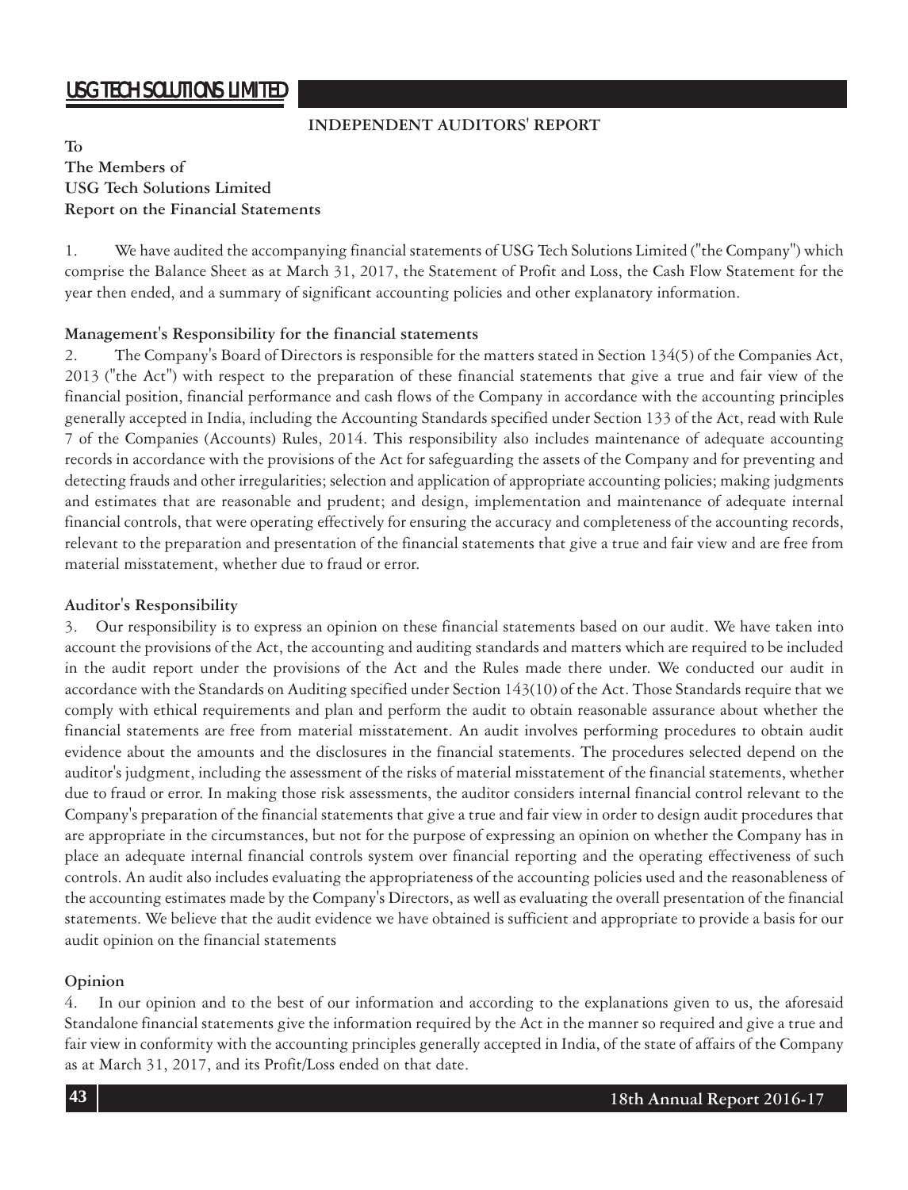## INDEPENDENT AUDITORS' REPORT

**To**
**The Members of**
**USG Tech Solutions Limited**
**Report on the Financial Statements**

1. We have audited the accompanying financial statements of USG Tech Solutions Limited ("the Company") which comprise the Balance Sheet as at March 31, 2017, the Statement of Profit and Loss, the Cash Flow Statement for the year then ended, and a summary of significant accounting policies and other explanatory information.

**Management's Responsibility for the financial statements**

2. The Company's Board of Directors is responsible for the matters stated in Section 134(5) of the Companies Act, 2013 ("the Act") with respect to the preparation of these financial statements that give a true and fair view of the financial position, financial performance and cash flows of the Company in accordance with the accounting principles generally accepted in India, including the Accounting Standards specified under Section 133 of the Act, read with Rule 7 of the Companies (Accounts) Rules, 2014. This responsibility also includes maintenance of adequate accounting records in accordance with the provisions of the Act for safeguarding the assets of the Company and for preventing and detecting frauds and other irregularities; selection and application of appropriate accounting policies; making judgments and estimates that are reasonable and prudent; and design, implementation and maintenance of adequate internal financial controls, that were operating effectively for ensuring the accuracy and completeness of the accounting records, relevant to the preparation and presentation of the financial statements that give a true and fair view and are free from material misstatement, whether due to fraud or error.

**Auditor's Responsibility**

3. Our responsibility is to express an opinion on these financial statements based on our audit. We have taken into account the provisions of the Act, the accounting and auditing standards and matters which are required to be included in the audit report under the provisions of the Act and the Rules made there under. We conducted our audit in accordance with the Standards on Auditing specified under Section 143(10) of the Act. Those Standards require that we comply with ethical requirements and plan and perform the audit to obtain reasonable assurance about whether the financial statements are free from material misstatement. An audit involves performing procedures to obtain audit evidence about the amounts and the disclosures in the financial statements. The procedures selected depend on the auditor's judgment, including the assessment of the risks of material misstatement of the financial statements, whether due to fraud or error. In making those risk assessments, the auditor considers internal financial control relevant to the Company's preparation of the financial statements that give a true and fair view in order to design audit procedures that are appropriate in the circumstances, but not for the purpose of expressing an opinion on whether the Company has in place an adequate internal financial controls system over financial reporting and the operating effectiveness of such controls. An audit also includes evaluating the appropriateness of the accounting policies used and the reasonableness of the accounting estimates made by the Company's Directors, as well as evaluating the overall presentation of the financial statements. We believe that the audit evidence we have obtained is sufficient and appropriate to provide a basis for our audit opinion on the financial statements

**Opinion**

4. In our opinion and to the best of our information and according to the explanations given to us, the aforesaid Standalone financial statements give the information required by the Act in the manner so required and give a true and fair view in conformity with the accounting principles generally accepted in India, of the state of affairs of the Company as at March 31, 2017, and its Profit/Loss ended on that date.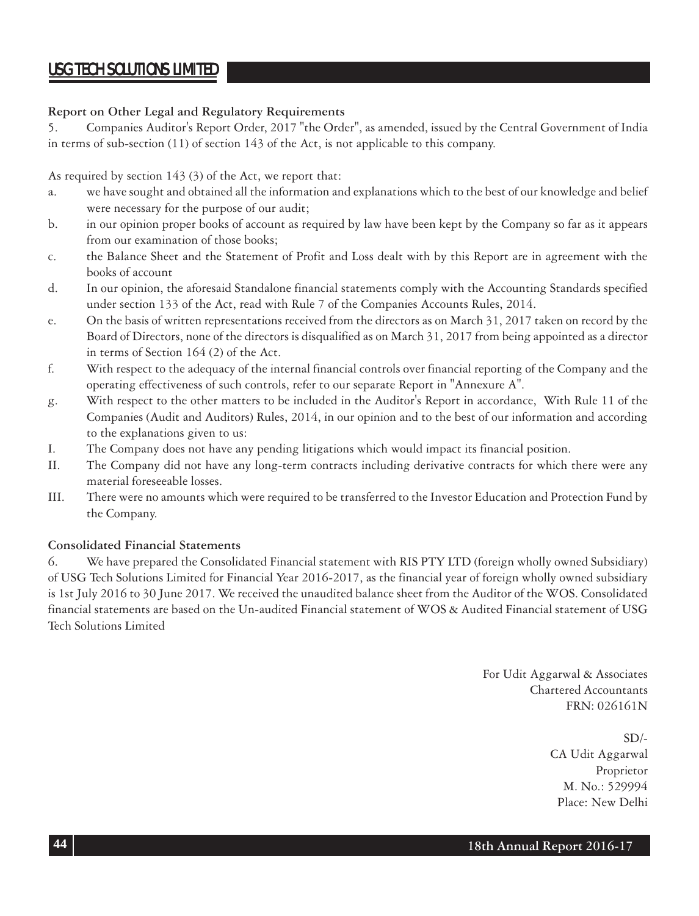**Report on Other Legal and Regulatory Requirements**

5. Companies Auditor's Report Order, 2017 "the Order", as amended, issued by the Central Government of India in terms of sub-section (11) of section 143 of the Act, is not applicable to this company.

As required by section 143 (3) of the Act, we report that:

a. we have sought and obtained all the information and explanations which to the best of our knowledge and belief were necessary for the purpose of our audit;

b. in our opinion proper books of account as required by law have been kept by the Company so far as it appears from our examination of those books;

c. the Balance Sheet and the Statement of Profit and Loss dealt with by this Report are in agreement with the books of account

d. In our opinion, the aforesaid Standalone financial statements comply with the Accounting Standards specified under section 133 of the Act, read with Rule 7 of the Companies Accounts Rules, 2014.

e. On the basis of written representations received from the directors as on March 31, 2017 taken on record by the Board of Directors, none of the directors is disqualified as on March 31, 2017 from being appointed as a director in terms of Section 164 (2) of the Act.

f. With respect to the adequacy of the internal financial controls over financial reporting of the Company and the operating effectiveness of such controls, refer to our separate Report in "Annexure A".

g. With respect to the other matters to be included in the Auditor's Report in accordance, With Rule 11 of the Companies (Audit and Auditors) Rules, 2014, in our opinion and to the best of our information and according to the explanations given to us:

I. The Company does not have any pending litigations which would impact its financial position.

II. The Company did not have any long-term contracts including derivative contracts for which there were any material foreseeable losses.

III. There were no amounts which were required to be transferred to the Investor Education and Protection Fund by the Company.

**Consolidated Financial Statements**

6. We have prepared the Consolidated Financial statement with RIS PTY LTD (foreign wholly owned Subsidiary) of USG Tech Solutions Limited for Financial Year 2016-2017, as the financial year of foreign wholly owned subsidiary is 1st July 2016 to 30 June 2017. We received the unaudited balance sheet from the Auditor of the WOS. Consolidated financial statements are based on the Un-audited Financial statement of WOS & Audited Financial statement of USG Tech Solutions Limited

For Udit Aggarwal & Associates
Chartered Accountants
FRN: 026161N

SD/-
CA Udit Aggarwal
Proprietor
M. No.: 529994
Place: New Delhi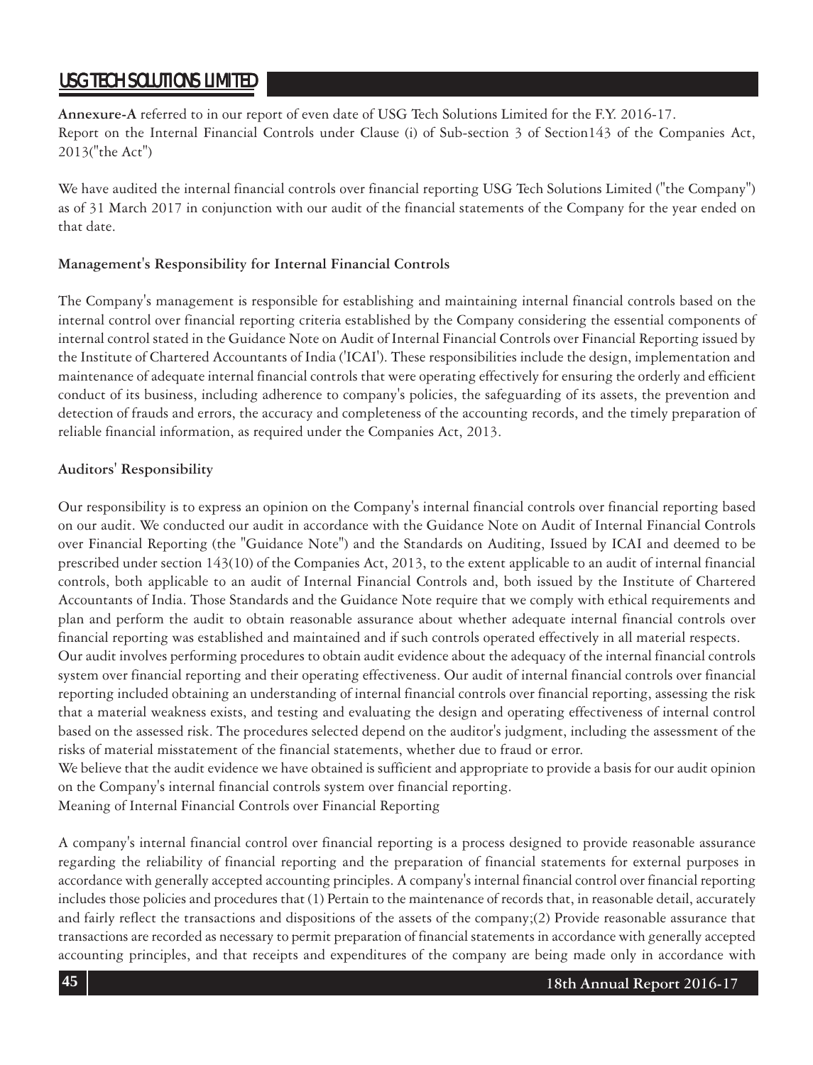**Annexure-A** referred to in our report of even date of USG Tech Solutions Limited for the F.Y. 2016-17.
Report on the Internal Financial Controls under Clause (i) of Sub-section 3 of Section143 of the Companies Act, 2013("the Act")

We have audited the internal financial controls over financial reporting USG Tech Solutions Limited ("the Company") as of 31 March 2017 in conjunction with our audit of the financial statements of the Company for the year ended on that date.

**Management's Responsibility for Internal Financial Controls**

The Company's management is responsible for establishing and maintaining internal financial controls based on the internal control over financial reporting criteria established by the Company considering the essential components of internal control stated in the Guidance Note on Audit of Internal Financial Controls over Financial Reporting issued by the Institute of Chartered Accountants of India ('ICAI'). These responsibilities include the design, implementation and maintenance of adequate internal financial controls that were operating effectively for ensuring the orderly and efficient conduct of its business, including adherence to company's policies, the safeguarding of its assets, the prevention and detection of frauds and errors, the accuracy and completeness of the accounting records, and the timely preparation of reliable financial information, as required under the Companies Act, 2013.

**Auditors' Responsibility**

Our responsibility is to express an opinion on the Company's internal financial controls over financial reporting based on our audit. We conducted our audit in accordance with the Guidance Note on Audit of Internal Financial Controls over Financial Reporting (the "Guidance Note") and the Standards on Auditing, Issued by ICAI and deemed to be prescribed under section 143(10) of the Companies Act, 2013, to the extent applicable to an audit of internal financial controls, both applicable to an audit of Internal Financial Controls and, both issued by the Institute of Chartered Accountants of India. Those Standards and the Guidance Note require that we comply with ethical requirements and plan and perform the audit to obtain reasonable assurance about whether adequate internal financial controls over financial reporting was established and maintained and if such controls operated effectively in all material respects.
Our audit involves performing procedures to obtain audit evidence about the adequacy of the internal financial controls system over financial reporting and their operating effectiveness. Our audit of internal financial controls over financial reporting included obtaining an understanding of internal financial controls over financial reporting, assessing the risk that a material weakness exists, and testing and evaluating the design and operating effectiveness of internal control based on the assessed risk. The procedures selected depend on the auditor's judgment, including the assessment of the risks of material misstatement of the financial statements, whether due to fraud or error.
We believe that the audit evidence we have obtained is sufficient and appropriate to provide a basis for our audit opinion on the Company's internal financial controls system over financial reporting.
Meaning of Internal Financial Controls over Financial Reporting

A company's internal financial control over financial reporting is a process designed to provide reasonable assurance regarding the reliability of financial reporting and the preparation of financial statements for external purposes in accordance with generally accepted accounting principles. A company's internal financial control over financial reporting includes those policies and procedures that (1) Pertain to the maintenance of records that, in reasonable detail, accurately and fairly reflect the transactions and dispositions of the assets of the company;(2) Provide reasonable assurance that transactions are recorded as necessary to permit preparation of financial statements in accordance with generally accepted accounting principles, and that receipts and expenditures of the company are being made only in accordance with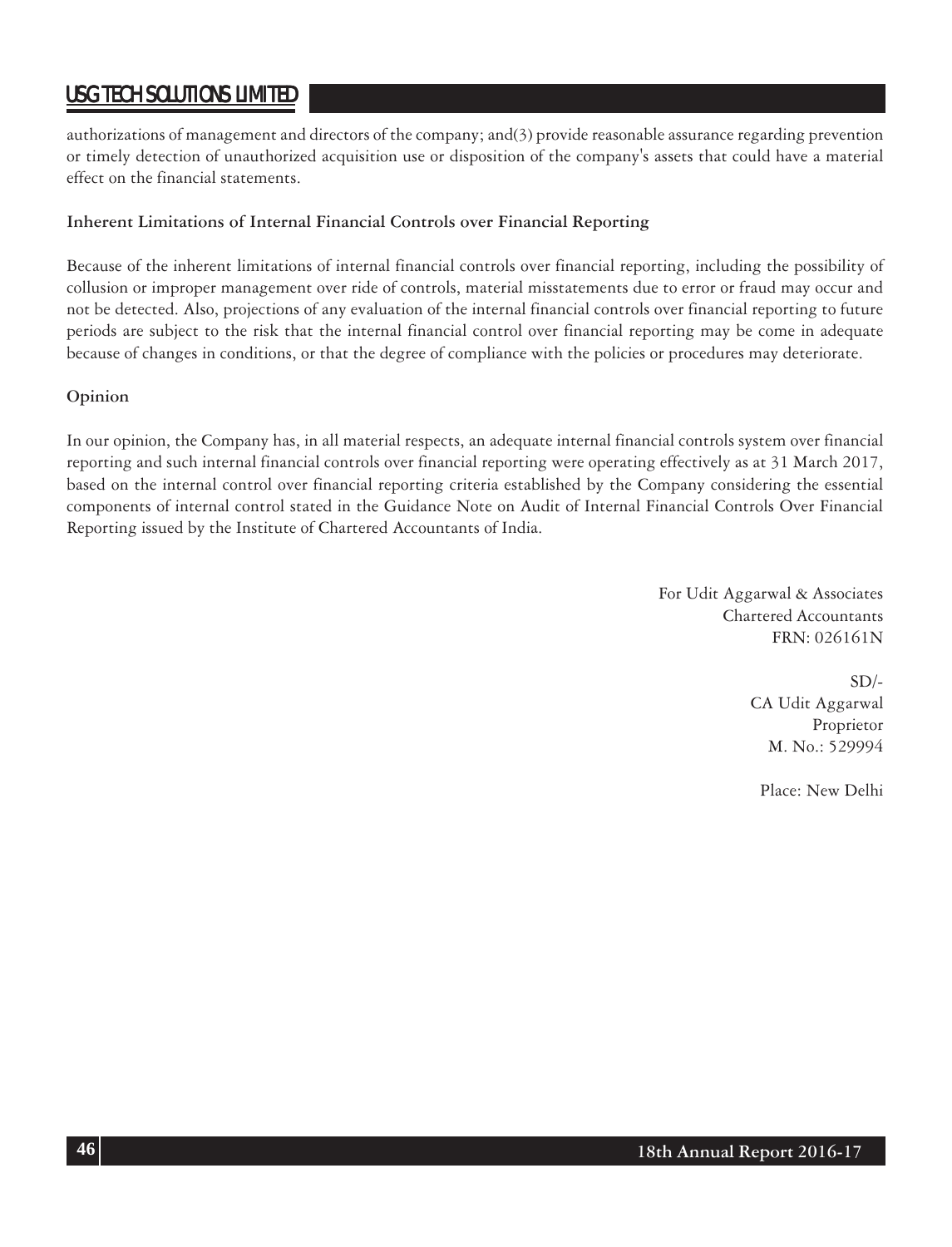authorizations of management and directors of the company; and(3) provide reasonable assurance regarding prevention or timely detection of unauthorized acquisition use or disposition of the company's assets that could have a material effect on the financial statements.

**Inherent Limitations of Internal Financial Controls over Financial Reporting**

Because of the inherent limitations of internal financial controls over financial reporting, including the possibility of collusion or improper management over ride of controls, material misstatements due to error or fraud may occur and not be detected. Also, projections of any evaluation of the internal financial controls over financial reporting to future periods are subject to the risk that the internal financial control over financial reporting may be come in adequate because of changes in conditions, or that the degree of compliance with the policies or procedures may deteriorate.

**Opinion**

In our opinion, the Company has, in all material respects, an adequate internal financial controls system over financial reporting and such internal financial controls over financial reporting were operating effectively as at 31 March 2017, based on the internal control over financial reporting criteria established by the Company considering the essential components of internal control stated in the Guidance Note on Audit of Internal Financial Controls Over Financial Reporting issued by the Institute of Chartered Accountants of India.

For Udit Aggarwal & Associates
Chartered Accountants
FRN: 026161N

SD/-
CA Udit Aggarwal
Proprietor
M. No.: 529994

Place: New Delhi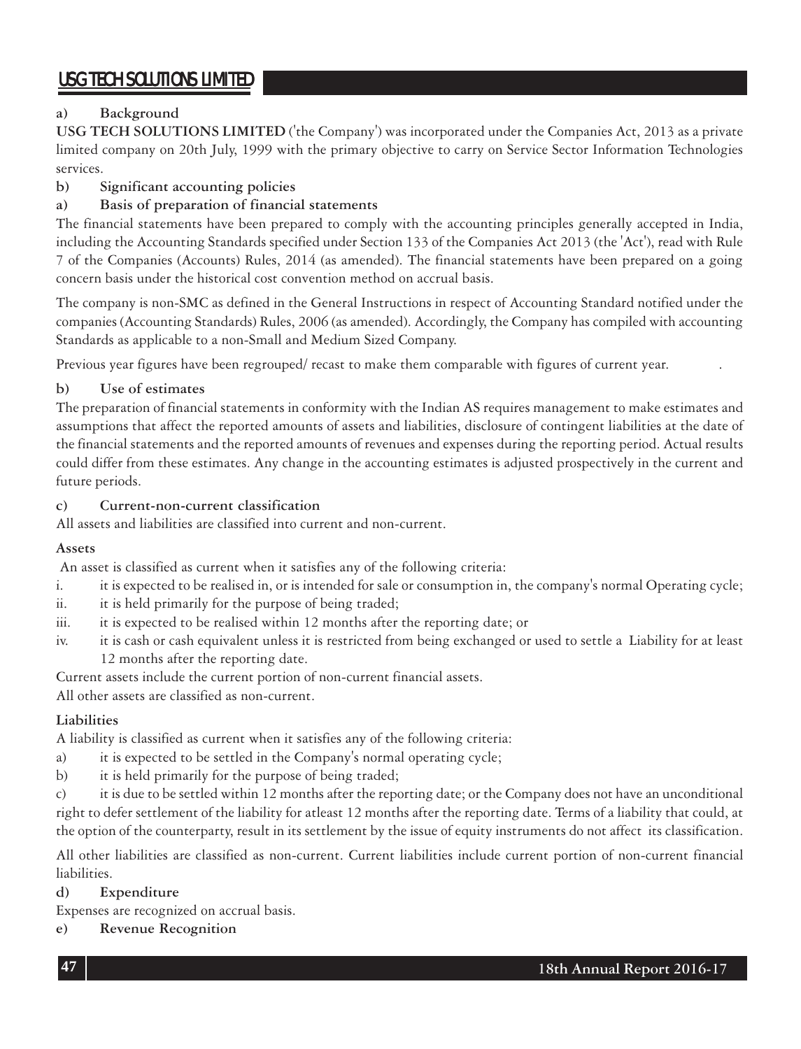**a) Background**

**USG TECH SOLUTIONS LIMITED** ('the Company') was incorporated under the Companies Act, 2013 as a private limited company on 20th July, 1999 with the primary objective to carry on Service Sector Information Technologies services.

**b) Significant accounting policies**

**a) Basis of preparation of financial statements**

The financial statements have been prepared to comply with the accounting principles generally accepted in India, including the Accounting Standards specified under Section 133 of the Companies Act 2013 (the 'Act'), read with Rule 7 of the Companies (Accounts) Rules, 2014 (as amended). The financial statements have been prepared on a going concern basis under the historical cost convention method on accrual basis.

The company is non-SMC as defined in the General Instructions in respect of Accounting Standard notified under the companies (Accounting Standards) Rules, 2006 (as amended). Accordingly, the Company has compiled with accounting Standards as applicable to a non-Small and Medium Sized Company.

Previous year figures have been regrouped/ recast to make them comparable with figures of current year.

**b) Use of estimates**

The preparation of financial statements in conformity with the Indian AS requires management to make estimates and assumptions that affect the reported amounts of assets and liabilities, disclosure of contingent liabilities at the date of the financial statements and the reported amounts of revenues and expenses during the reporting period. Actual results could differ from these estimates. Any change in the accounting estimates is adjusted prospectively in the current and future periods.

**c) Current-non-current classification**

All assets and liabilities are classified into current and non-current.

**Assets**

An asset is classified as current when it satisfies any of the following criteria:

i. it is expected to be realised in, or is intended for sale or consumption in, the company's normal Operating cycle;
ii. it is held primarily for the purpose of being traded;
iii. it is expected to be realised within 12 months after the reporting date; or
iv. it is cash or cash equivalent unless it is restricted from being exchanged or used to settle a Liability for at least 12 months after the reporting date.

Current assets include the current portion of non-current financial assets.

All other assets are classified as non-current.

**Liabilities**

A liability is classified as current when it satisfies any of the following criteria:

a) it is expected to be settled in the Company's normal operating cycle;
b) it is held primarily for the purpose of being traded;
c) it is due to be settled within 12 months after the reporting date; or the Company does not have an unconditional right to defer settlement of the liability for atleast 12 months after the reporting date. Terms of a liability that could, at the option of the counterparty, result in its settlement by the issue of equity instruments do not affect its classification.

All other liabilities are classified as non-current. Current liabilities include current portion of non-current financial liabilities.

**d) Expenditure**

Expenses are recognized on accrual basis.

**e) Revenue Recognition**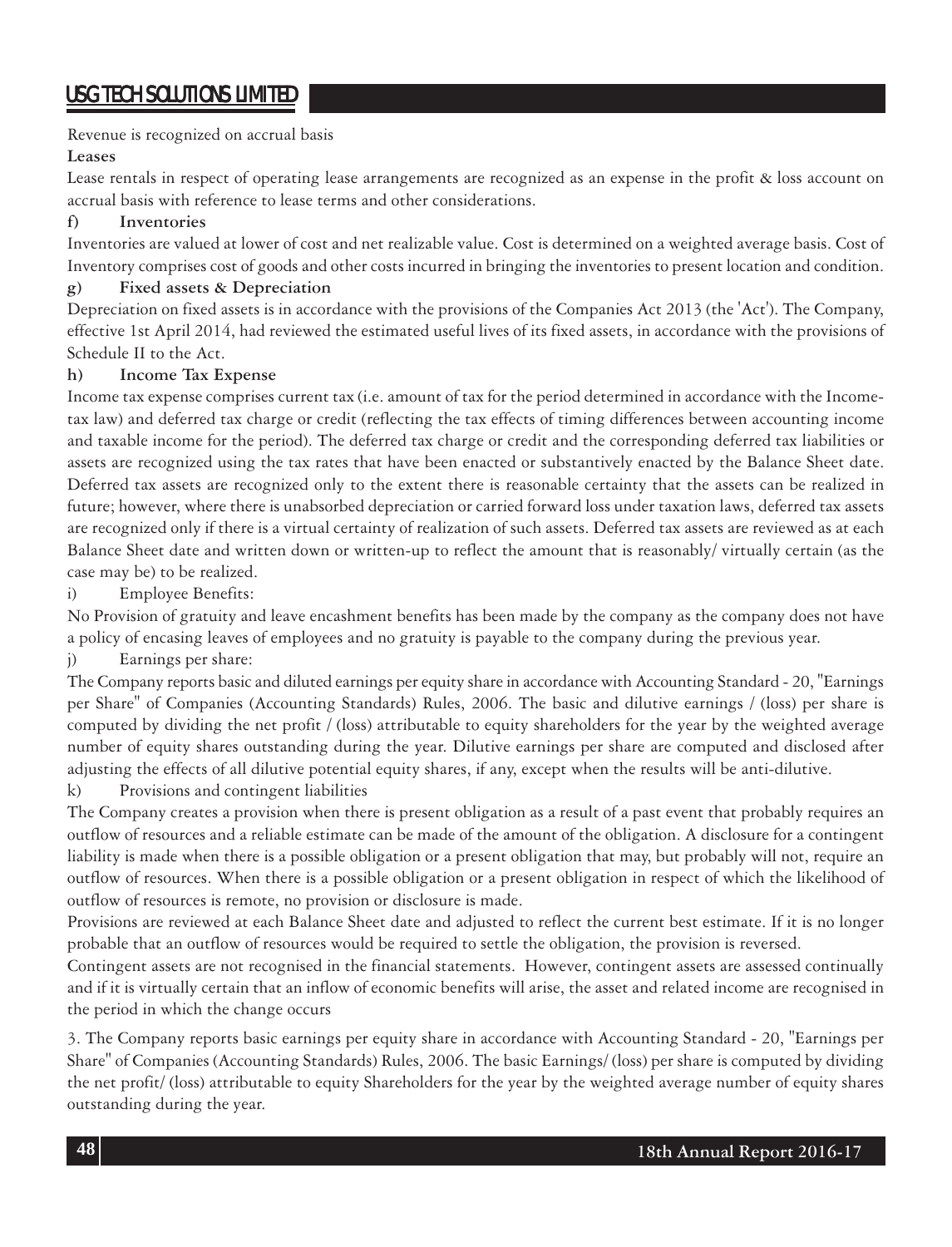Revenue is recognized on accrual basis

**Leases**

Lease rentals in respect of operating lease arrangements are recognized as an expense in the profit & loss account on accrual basis with reference to lease terms and other considerations.

**f) Inventories**

Inventories are valued at lower of cost and net realizable value. Cost is determined on a weighted average basis. Cost of Inventory comprises cost of goods and other costs incurred in bringing the inventories to present location and condition.

**g) Fixed assets & Depreciation**

Depreciation on fixed assets is in accordance with the provisions of the Companies Act 2013 (the 'Act'). The Company, effective 1st April 2014, had reviewed the estimated useful lives of its fixed assets, in accordance with the provisions of Schedule II to the Act.

**h) Income Tax Expense**

Income tax expense comprises current tax (i.e. amount of tax for the period determined in accordance with the Income-tax law) and deferred tax charge or credit (reflecting the tax effects of timing differences between accounting income and taxable income for the period). The deferred tax charge or credit and the corresponding deferred tax liabilities or assets are recognized using the tax rates that have been enacted or substantively enacted by the Balance Sheet date. Deferred tax assets are recognized only to the extent there is reasonable certainty that the assets can be realized in future; however, where there is unabsorbed depreciation or carried forward loss under taxation laws, deferred tax assets are recognized only if there is a virtual certainty of realization of such assets. Deferred tax assets are reviewed as at each Balance Sheet date and written down or written-up to reflect the amount that is reasonably/ virtually certain (as the case may be) to be realized.

i) Employee Benefits:

No Provision of gratuity and leave encashment benefits has been made by the company as the company does not have a policy of encasing leaves of employees and no gratuity is payable to the company during the previous year.

j) Earnings per share:

The Company reports basic and diluted earnings per equity share in accordance with Accounting Standard - 20, "Earnings per Share" of Companies (Accounting Standards) Rules, 2006. The basic and dilutive earnings / (loss) per share is computed by dividing the net profit / (loss) attributable to equity shareholders for the year by the weighted average number of equity shares outstanding during the year. Dilutive earnings per share are computed and disclosed after adjusting the effects of all dilutive potential equity shares, if any, except when the results will be anti-dilutive.

k) Provisions and contingent liabilities

The Company creates a provision when there is present obligation as a result of a past event that probably requires an outflow of resources and a reliable estimate can be made of the amount of the obligation. A disclosure for a contingent liability is made when there is a possible obligation or a present obligation that may, but probably will not, require an outflow of resources. When there is a possible obligation or a present obligation in respect of which the likelihood of outflow of resources is remote, no provision or disclosure is made.

Provisions are reviewed at each Balance Sheet date and adjusted to reflect the current best estimate. If it is no longer probable that an outflow of resources would be required to settle the obligation, the provision is reversed.

Contingent assets are not recognised in the financial statements. However, contingent assets are assessed continually and if it is virtually certain that an inflow of economic benefits will arise, the asset and related income are recognised in the period in which the change occurs

3. The Company reports basic earnings per equity share in accordance with Accounting Standard - 20, "Earnings per Share" of Companies (Accounting Standards) Rules, 2006. The basic Earnings/ (loss) per share is computed by dividing the net profit/ (loss) attributable to equity Shareholders for the year by the weighted average number of equity shares outstanding during the year.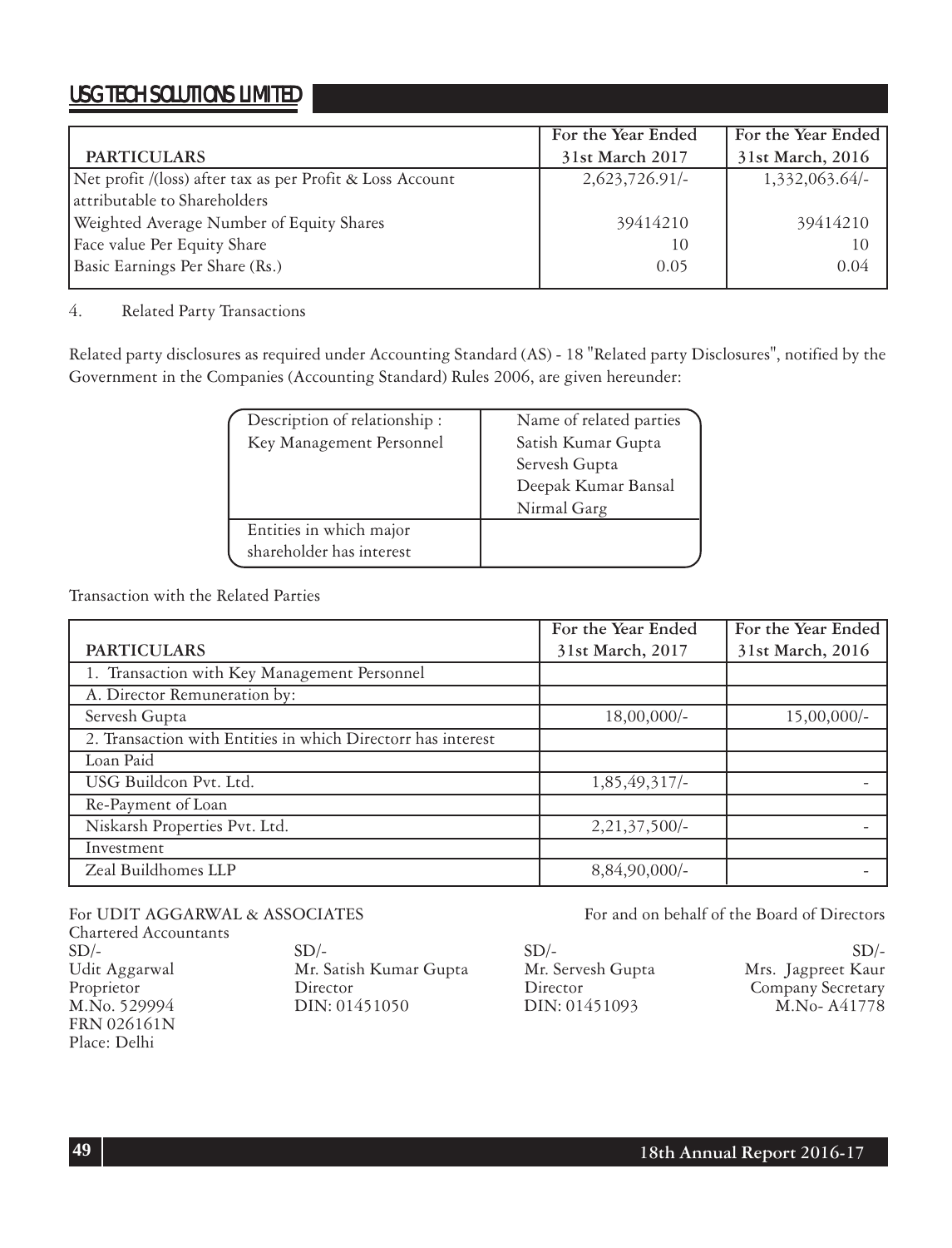| PARTICULARS | For the Year Ended 31st March 2017 | For the Year Ended 31st March, 2016 |
|---|---|---|
| Net profit /(loss) after tax as per Profit & Loss Account attributable to Shareholders | 2,623,726.91/- | 1,332,063.64/- |
| Weighted Average Number of Equity Shares | 39414210 | 39414210 |
| Face value Per Equity Share | 10 | 10 |
| Basic Earnings Per Share (Rs.) | 0.05 | 0.04 |

4. Related Party Transactions

Related party disclosures as required under Accounting Standard (AS) - 18 "Related party Disclosures", notified by the Government in the Companies (Accounting Standard) Rules 2006, are given hereunder:

| Description of relationship : | Name of related parties |
|---|---|
| Key Management Personnel | Satish Kumar Gupta<br>Servesh Gupta<br>Deepak Kumar Bansal<br>Nirmal Garg |
| Entities in which major shareholder has interest | |

Transaction with the Related Parties

| PARTICULARS | For the Year Ended 31st March, 2017 | For the Year Ended 31st March, 2016 |
|---|---|---|
| 1. Transaction with Key Management Personnel | | |
| A. Director Remuneration by: | | |
| Servesh Gupta | 18,00,000/- | 15,00,000/- |
| 2. Transaction with Entities in which Directorr has interest | | |
| Loan Paid | | |
| USG Buildcon Pvt. Ltd. | 1,85,49,317/- | - |
| Re-Payment of Loan | | |
| Niskarsh Properties Pvt. Ltd. | 2,21,37,500/- | - |
| Investment | | |
| Zeal Buildhomes LLP | 8,84,90,000/- | - |

For UDIT AGGARWAL & ASSOCIATES
Chartered Accountants
SD/-
Udit Aggarwal
Proprietor
M.No. 529994
FRN 026161N
Place: Delhi

For and on behalf of the Board of Directors

SD/-
Mr. Satish Kumar Gupta
Director
DIN: 01451050

SD/-
Mr. Servesh Gupta
Director
DIN: 01451093

SD/-
Mrs. Jagpreet Kaur
Company Secretary
M.No- A41778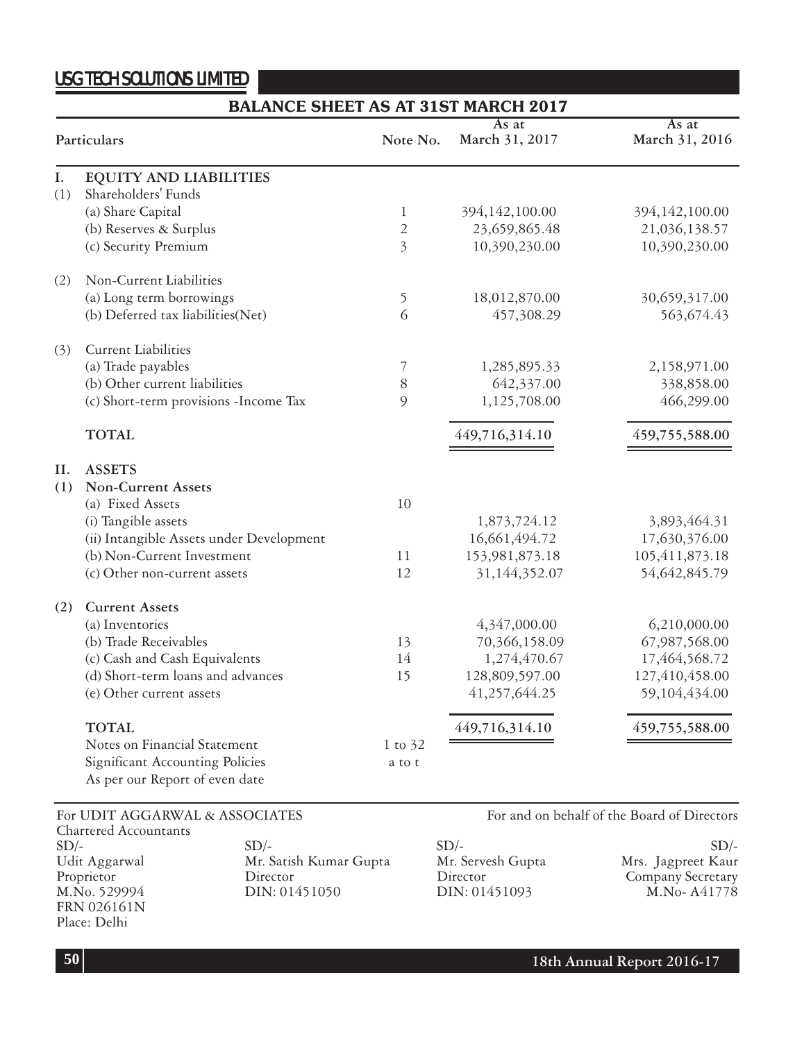# USG TECH SOLUTIONS LIMITED

## BALANCE SHEET AS AT 31ST MARCH 2017

| | Particulars | Note No. | As at March 31, 2017 | As at March 31, 2016 |
|---|---|---|---|---|
| **I.** | **EQUITY AND LIABILITIES** | | | |
| (1) | Shareholders' Funds | | | |
| | (a) Share Capital | 1 | 394,142,100.00 | 394,142,100.00 |
| | (b) Reserves & Surplus | 2 | 23,659,865.48 | 21,036,138.57 |
| | (c) Security Premium | 3 | 10,390,230.00 | 10,390,230.00 |
| (2) | Non-Current Liabilities | | | |
| | (a) Long term borrowings | 5 | 18,012,870.00 | 30,659,317.00 |
| | (b) Deferred tax liabilities(Net) | 6 | 457,308.29 | 563,674.43 |
| (3) | Current Liabilities | | | |
| | (a) Trade payables | 7 | 1,285,895.33 | 2,158,971.00 |
| | (b) Other current liabilities | 8 | 642,337.00 | 338,858.00 |
| | (c) Short-term provisions -Income Tax | 9 | 1,125,708.00 | 466,299.00 |
| | **TOTAL** | | **449,716,314.10** | **459,755,588.00** |
| **II.** | **ASSETS** | | | |
| **(1)** | **Non-Current Assets** | | | |
| | (a) Fixed Assets | 10 | | |
| | (i) Tangible assets | | 1,873,724.12 | 3,893,464.31 |
| | (ii) Intangible Assets under Development | | 16,661,494.72 | 17,630,376.00 |
| | (b) Non-Current Investment | 11 | 153,981,873.18 | 105,411,873.18 |
| | (c) Other non-current assets | 12 | 31,144,352.07 | 54,642,845.79 |
| **(2)** | **Current Assets** | | | |
| | (a) Inventories | | 4,347,000.00 | 6,210,000.00 |
| | (b) Trade Receivables | 13 | 70,366,158.09 | 67,987,568.00 |
| | (c) Cash and Cash Equivalents | 14 | 1,274,470.67 | 17,464,568.72 |
| | (d) Short-term loans and advances | 15 | 128,809,597.00 | 127,410,458.00 |
| | (e) Other current assets | | 41,257,644.25 | 59,104,434.00 |
| | **TOTAL** | | **449,716,314.10** | **459,755,588.00** |
| | Notes on Financial Statement | 1 to 32 | | |
| | Significant Accounting Policies | a to t | | |
| | As per our Report of even date | | | |

For UDIT AGGARWAL & ASSOCIATES
Chartered Accountants
SD/-
Udit Aggarwal
Proprietor
M.No. 529994
FRN 026161N
Place: Delhi

For and on behalf of the Board of Directors

SD/-
Mr. Satish Kumar Gupta
Director
DIN: 01451050

SD/-
Mr. Servesh Gupta
Director
DIN: 01451093

SD/-
Mrs. Jagpreet Kaur
Company Secretary
M.No- A41778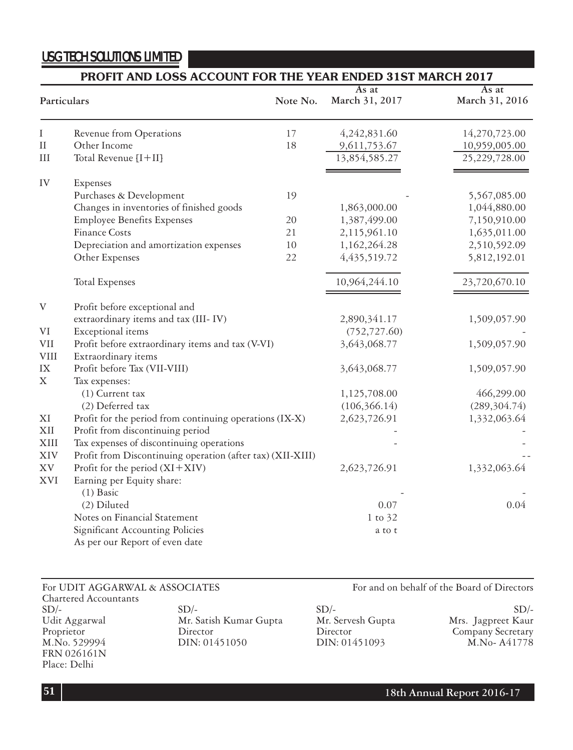USG TECH SOLUTIONS LIMITED

## PROFIT AND LOSS ACCOUNT FOR THE YEAR ENDED 31ST MARCH 2017

| | Particulars | Note No. | As at March 31, 2017 | As at March 31, 2016 |
|---|---|---|---|---|
| I | Revenue from Operations | 17 | 4,242,831.60 | 14,270,723.00 |
| II | Other Income | 18 | 9,611,753.67 | 10,959,005.00 |
| III | Total Revenue {I+II} | | 13,854,585.27 | 25,229,728.00 |
| IV | Expenses | | | |
| | Purchases & Development | 19 | - | 5,567,085.00 |
| | Changes in inventories of finished goods | | 1,863,000.00 | 1,044,880.00 |
| | Employee Benefits Expenses | 20 | 1,387,499.00 | 7,150,910.00 |
| | Finance Costs | 21 | 2,115,961.10 | 1,635,011.00 |
| | Depreciation and amortization expenses | 10 | 1,162,264.28 | 2,510,592.09 |
| | Other Expenses | 22 | 4,435,519.72 | 5,812,192.01 |
| | Total Expenses | | 10,964,244.10 | 23,720,670.10 |
| V | Profit before exceptional and extraordinary items and tax (III- IV) | | 2,890,341.17 | 1,509,057.90 |
| VI | Exceptional items | | (752,727.60) | - |
| VII | Profit before extraordinary items and tax (V-VI) | | 3,643,068.77 | 1,509,057.90 |
| VIII | Extraordinary items | | | |
| IX | Profit before Tax (VII-VIII) | | 3,643,068.77 | 1,509,057.90 |
| X | Tax expenses: | | | |
| | (1) Current tax | | 1,125,708.00 | 466,299.00 |
| | (2) Deferred tax | | (106,366.14) | (289,304.74) |
| XI | Profit for the period from continuing operations (IX-X) | | 2,623,726.91 | 1,332,063.64 |
| XII | Profit from discontinuing period | | - | - |
| XIII | Tax expenses of discontinuing operations | | - | - |
| XIV | Profit from Discontinuing operation (after tax) (XII-XIII) | | | -- |
| XV | Profit for the period (XI+XIV) | | 2,623,726.91 | 1,332,063.64 |
| XVI | Earning per Equity share: | | | |
| | (1) Basic | | - | - |
| | (2) Diluted | | 0.07 | 0.04 |
| | Notes on Financial Statement | | 1 to 32 | |
| | Significant Accounting Policies | | a to t | |
| | As per our Report of even date | | | |

For UDIT AGGARWAL & ASSOCIATES
Chartered Accountants
SD/-
Udit Aggarwal
Proprietor
M.No. 529994
FRN 026161N
Place: Delhi

For and on behalf of the Board of Directors

SD/-
Mr. Satish Kumar Gupta
Director
DIN: 01451050

SD/-
Mr. Servesh Gupta
Director
DIN: 01451093

SD/-
Mrs. Jagpreet Kaur
Company Secretary
M.No- A41778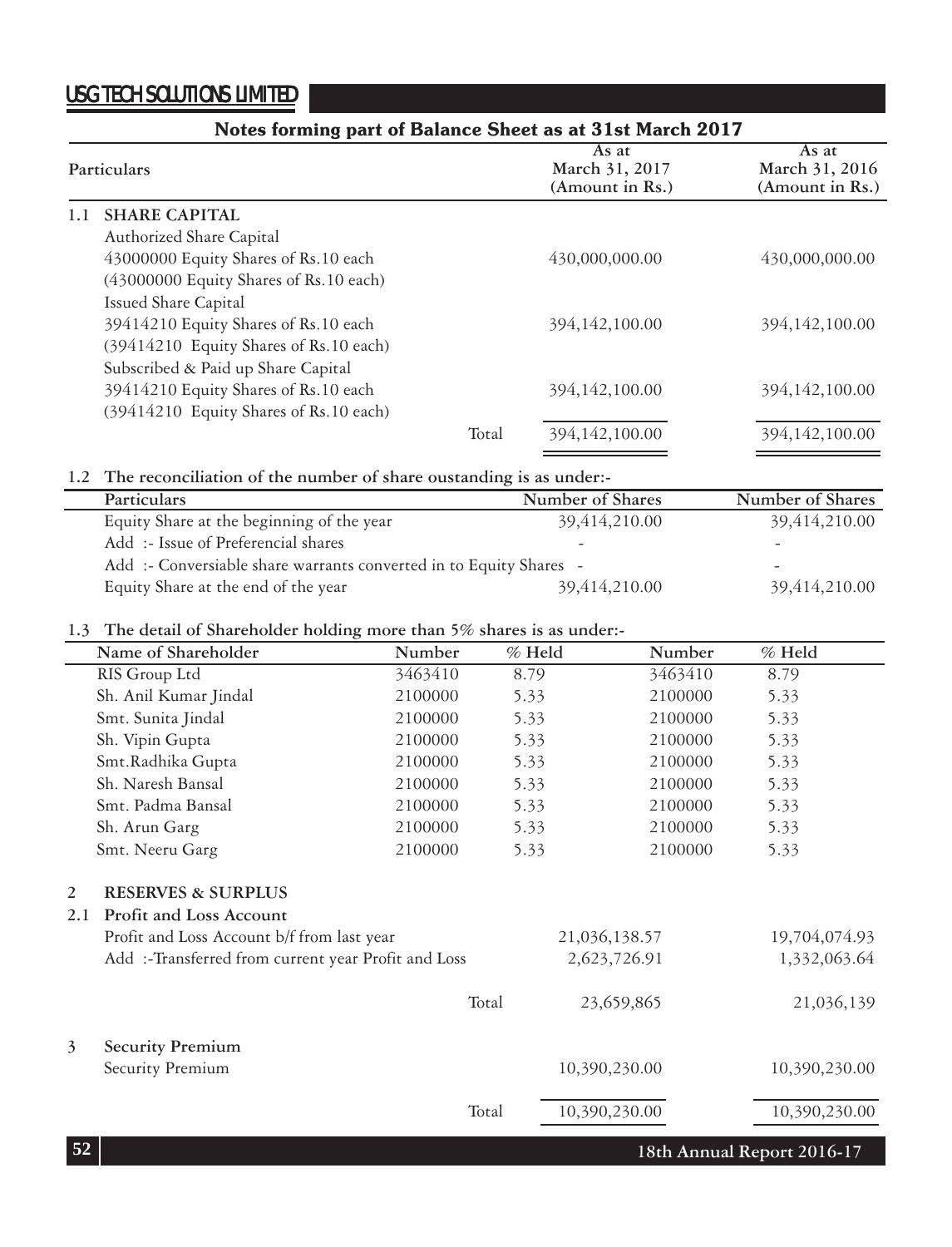## Notes forming part of Balance Sheet as at 31st March 2017

| | Particulars | | As at March 31, 2017 (Amount in Rs.) | As at March 31, 2016 (Amount in Rs.) |
|---|---|---|---|---|
| 1.1 | **SHARE CAPITAL** | | | |
| | Authorized Share Capital | | | |
| | 43000000 Equity Shares of Rs.10 each | | 430,000,000.00 | 430,000,000.00 |
| | (43000000 Equity Shares of Rs.10 each) | | | |
| | Issued Share Capital | | | |
| | 39414210 Equity Shares of Rs.10 each | | 394,142,100.00 | 394,142,100.00 |
| | (39414210 Equity Shares of Rs.10 each) | | | |
| | Subscribed & Paid up Share Capital | | | |
| | 39414210 Equity Shares of Rs.10 each | | 394,142,100.00 | 394,142,100.00 |
| | (39414210 Equity Shares of Rs.10 each) | | | |
| | | Total | 394,142,100.00 | 394,142,100.00 |

**1.2 The reconciliation of the number of share oustanding is as under:-**

| Particulars | Number of Shares | Number of Shares |
|---|---|---|
| Equity Share at the beginning of the year | 39,414,210.00 | 39,414,210.00 |
| Add :- Issue of Preferencial shares | - | - |
| Add :- Conversiable share warrants converted in to Equity Shares | - | - |
| Equity Share at the end of the year | 39,414,210.00 | 39,414,210.00 |

**1.3 The detail of Shareholder holding more than 5% shares is as under:-**

| Name of Shareholder | Number | % Held | Number | % Held |
|---|---|---|---|---|
| RIS Group Ltd | 3463410 | 8.79 | 3463410 | 8.79 |
| Sh. Anil Kumar Jindal | 2100000 | 5.33 | 2100000 | 5.33 |
| Smt. Sunita Jindal | 2100000 | 5.33 | 2100000 | 5.33 |
| Sh. Vipin Gupta | 2100000 | 5.33 | 2100000 | 5.33 |
| Smt.Radhika Gupta | 2100000 | 5.33 | 2100000 | 5.33 |
| Sh. Naresh Bansal | 2100000 | 5.33 | 2100000 | 5.33 |
| Smt. Padma Bansal | 2100000 | 5.33 | 2100000 | 5.33 |
| Sh. Arun Garg | 2100000 | 5.33 | 2100000 | 5.33 |
| Smt. Neeru Garg | 2100000 | 5.33 | 2100000 | 5.33 |

| | Particulars | | As at March 31, 2017 (Amount in Rs.) | As at March 31, 2016 (Amount in Rs.) |
|---|---|---|---|---|
| 2 | **RESERVES & SURPLUS** | | | |
| 2.1 | **Profit and Loss Account** | | | |
| | Profit and Loss Account b/f from last year | | 21,036,138.57 | 19,704,074.93 |
| | Add :-Transferred from current year Profit and Loss | | 2,623,726.91 | 1,332,063.64 |
| | | Total | 23,659,865 | 21,036,139 |
| 3 | **Security Premium** | | | |
| | Security Premium | | 10,390,230.00 | 10,390,230.00 |
| | | Total | 10,390,230.00 | 10,390,230.00 |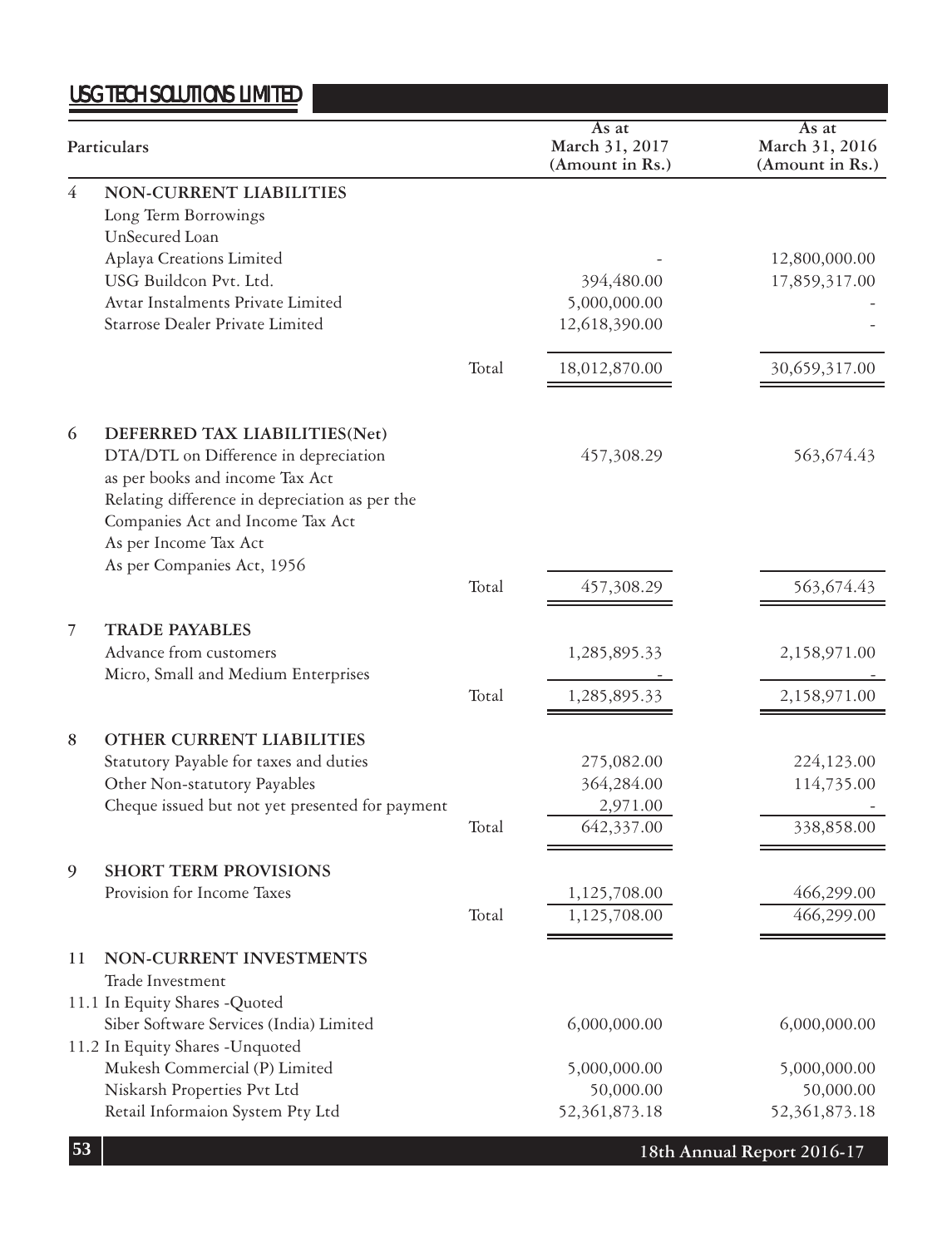| | Particulars | | As at March 31, 2017 (Amount in Rs.) | As at March 31, 2016 (Amount in Rs.) |
|---|---|---|---|---|
| 4 | **NON-CURRENT LIABILITIES** | | | |
| | Long Term Borrowings | | | |
| | UnSecured Loan | | | |
| | Aplaya Creations Limited | | - | 12,800,000.00 |
| | USG Buildcon Pvt. Ltd. | | 394,480.00 | 17,859,317.00 |
| | Avtar Instalments Private Limited | | 5,000,000.00 | - |
| | Starrose Dealer Private Limited | | 12,618,390.00 | - |
| | | Total | 18,012,870.00 | 30,659,317.00 |
| 6 | **DEFERRED TAX LIABILITIES(Net)** | | | |
| | DTA/DTL on Difference in depreciation as per books and income Tax Act | | 457,308.29 | 563,674.43 |
| | Relating difference in depreciation as per the Companies Act and Income Tax Act | | | |
| | As per Income Tax Act | | | |
| | As per Companies Act, 1956 | | | |
| | | Total | 457,308.29 | 563,674.43 |
| 7 | **TRADE PAYABLES** | | | |
| | Advance from customers | | 1,285,895.33 | 2,158,971.00 |
| | Micro, Small and Medium Enterprises | | - | - |
| | | Total | 1,285,895.33 | 2,158,971.00 |
| 8 | **OTHER CURRENT LIABILITIES** | | | |
| | Statutory Payable for taxes and duties | | 275,082.00 | 224,123.00 |
| | Other Non-statutory Payables | | 364,284.00 | 114,735.00 |
| | Cheque issued but not yet presented for payment | | 2,971.00 | - |
| | | Total | 642,337.00 | 338,858.00 |
| 9 | **SHORT TERM PROVISIONS** | | | |
| | Provision for Income Taxes | | 1,125,708.00 | 466,299.00 |
| | | Total | 1,125,708.00 | 466,299.00 |
| 11 | **NON-CURRENT INVESTMENTS** | | | |
| | Trade Investment | | | |
| 11.1 | In Equity Shares -Quoted | | | |
| | Siber Software Services (India) Limited | | 6,000,000.00 | 6,000,000.00 |
| 11.2 | In Equity Shares -Unquoted | | | |
| | Mukesh Commercial (P) Limited | | 5,000,000.00 | 5,000,000.00 |
| | Niskarsh Properties Pvt Ltd | | 50,000.00 | 50,000.00 |
| | Retail Informaion System Pty Ltd | | 52,361,873.18 | 52,361,873.18 |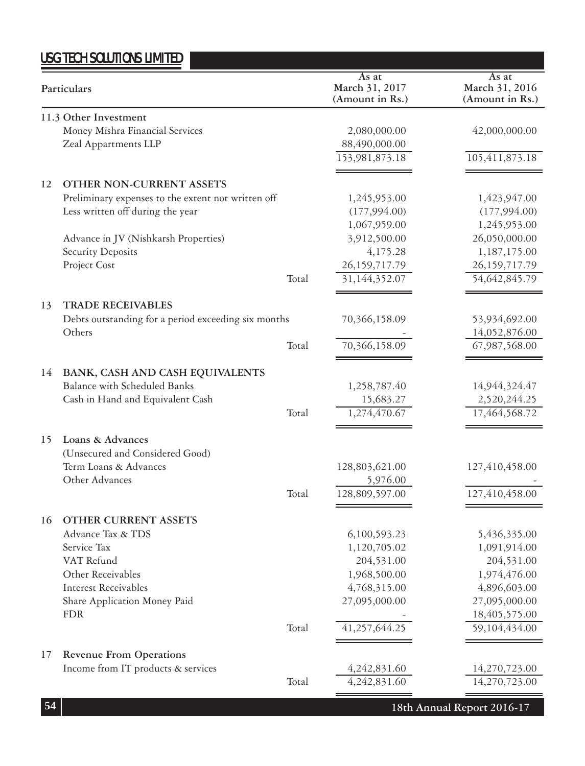| Particulars | | As at March 31, 2017 (Amount in Rs.) | As at March 31, 2016 (Amount in Rs.) |
|---|---|---|---|
| **11.3 Other Investment** | | | |
| Money Mishra Financial Services | | 2,080,000.00 | 42,000,000.00 |
| Zeal Appartments LLP | | 88,490,000.00 | |
| | | 153,981,873.18 | 105,411,873.18 |
| **12 OTHER NON-CURRENT ASSETS** | | | |
| Preliminary expenses to the extent not written off | | 1,245,953.00 | 1,423,947.00 |
| Less written off during the year | | (177,994.00) | (177,994.00) |
| | | 1,067,959.00 | 1,245,953.00 |
| Advance in JV (Nishkarsh Properties) | | 3,912,500.00 | 26,050,000.00 |
| Security Deposits | | 4,175.28 | 1,187,175.00 |
| Project Cost | | 26,159,717.79 | 26,159,717.79 |
| | Total | 31,144,352.07 | 54,642,845.79 |
| **13 TRADE RECEIVABLES** | | | |
| Debts outstanding for a period exceeding six months | | 70,366,158.09 | 53,934,692.00 |
| Others | | - | 14,052,876.00 |
| | Total | 70,366,158.09 | 67,987,568.00 |
| **14 BANK, CASH AND CASH EQUIVALENTS** | | | |
| Balance with Scheduled Banks | | 1,258,787.40 | 14,944,324.47 |
| Cash in Hand and Equivalent Cash | | 15,683.27 | 2,520,244.25 |
| | Total | 1,274,470.67 | 17,464,568.72 |
| **15 Loans & Advances** | | | |
| (Unsecured and Considered Good) | | | |
| Term Loans & Advances | | 128,803,621.00 | 127,410,458.00 |
| Other Advances | | 5,976.00 | - |
| | Total | 128,809,597.00 | 127,410,458.00 |
| **16 OTHER CURRENT ASSETS** | | | |
| Advance Tax & TDS | | 6,100,593.23 | 5,436,335.00 |
| Service Tax | | 1,120,705.02 | 1,091,914.00 |
| VAT Refund | | 204,531.00 | 204,531.00 |
| Other Receivables | | 1,968,500.00 | 1,974,476.00 |
| Interest Receivables | | 4,768,315.00 | 4,896,603.00 |
| Share Application Money Paid | | 27,095,000.00 | 27,095,000.00 |
| FDR | | - | 18,405,575.00 |
| | Total | 41,257,644.25 | 59,104,434.00 |
| **17 Revenue From Operations** | | | |
| Income from IT products & services | | 4,242,831.60 | 14,270,723.00 |
| | Total | 4,242,831.60 | 14,270,723.00 |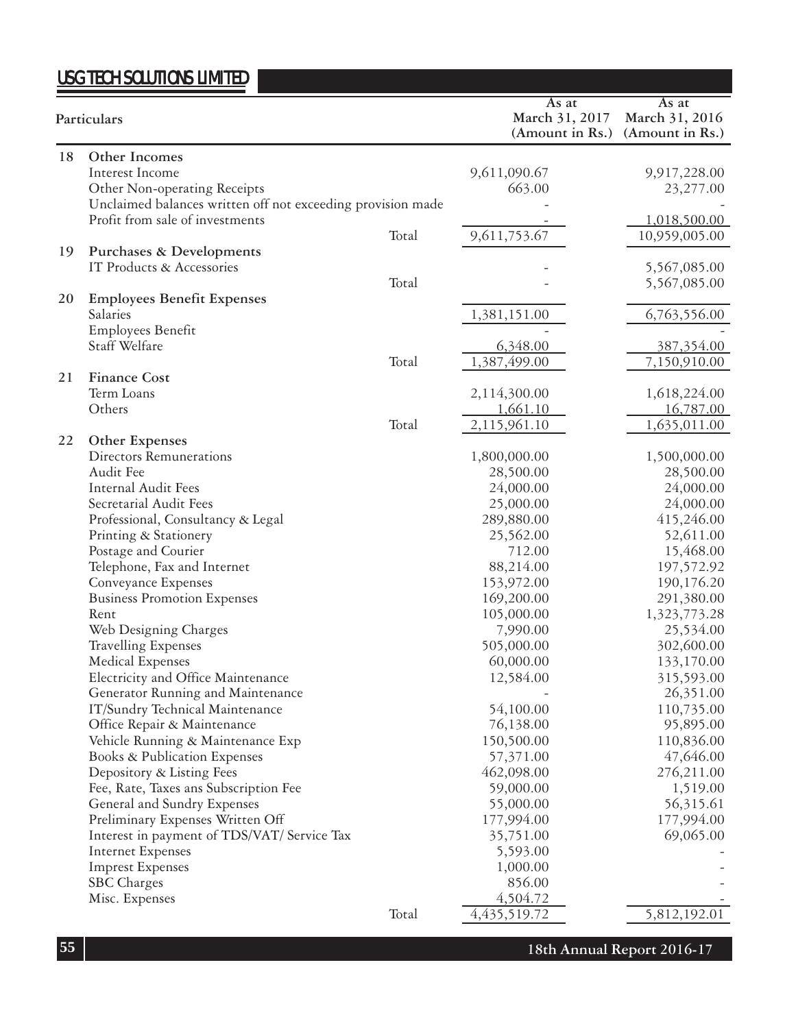| | Particulars | | As at March 31, 2017 (Amount in Rs.) | As at March 31, 2016 (Amount in Rs.) |
|---|---|---|---|---|
| 18 | **Other Incomes** | | | |
| | Interest Income | | 9,611,090.67 | 9,917,228.00 |
| | Other Non-operating Receipts | | 663.00 | 23,277.00 |
| | Unclaimed balances written off not exceeding provision made | | - | - |
| | Profit from sale of investments | | - | 1,018,500.00 |
| | | Total | 9,611,753.67 | 10,959,005.00 |
| 19 | **Purchases & Developments** | | | |
| | IT Products & Accessories | | - | 5,567,085.00 |
| | | Total | - | 5,567,085.00 |
| 20 | **Employees Benefit Expenses** | | | |
| | Salaries | | 1,381,151.00 | 6,763,556.00 |
| | Employees Benefit | | | - |
| | Staff Welfare | | 6,348.00 | 387,354.00 |
| | | Total | 1,387,499.00 | 7,150,910.00 |
| 21 | **Finance Cost** | | | |
| | Term Loans | | 2,114,300.00 | 1,618,224.00 |
| | Others | | 1,661.10 | 16,787.00 |
| | | Total | 2,115,961.10 | 1,635,011.00 |
| 22 | **Other Expenses** | | | |
| | Directors Remunerations | | 1,800,000.00 | 1,500,000.00 |
| | Audit Fee | | 28,500.00 | 28,500.00 |
| | Internal Audit Fees | | 24,000.00 | 24,000.00 |
| | Secretarial Audit Fees | | 25,000.00 | 24,000.00 |
| | Professional, Consultancy & Legal | | 289,880.00 | 415,246.00 |
| | Printing & Stationery | | 25,562.00 | 52,611.00 |
| | Postage and Courier | | 712.00 | 15,468.00 |
| | Telephone, Fax and Internet | | 88,214.00 | 197,572.92 |
| | Conveyance Expenses | | 153,972.00 | 190,176.20 |
| | Business Promotion Expenses | | 169,200.00 | 291,380.00 |
| | Rent | | 105,000.00 | 1,323,773.28 |
| | Web Designing Charges | | 7,990.00 | 25,534.00 |
| | Travelling Expenses | | 505,000.00 | 302,600.00 |
| | Medical Expenses | | 60,000.00 | 133,170.00 |
| | Electricity and Office Maintenance | | 12,584.00 | 315,593.00 |
| | Generator Running and Maintenance | | - | 26,351.00 |
| | IT/Sundry Technical Maintenance | | 54,100.00 | 110,735.00 |
| | Office Repair & Maintenance | | 76,138.00 | 95,895.00 |
| | Vehicle Running & Maintenance Exp | | 150,500.00 | 110,836.00 |
| | Books & Publication Expenses | | 57,371.00 | 47,646.00 |
| | Depository & Listing Fees | | 462,098.00 | 276,211.00 |
| | Fee, Rate, Taxes ans Subscription Fee | | 59,000.00 | 1,519.00 |
| | General and Sundry Expenses | | 55,000.00 | 56,315.61 |
| | Preliminary Expenses Written Off | | 177,994.00 | 177,994.00 |
| | Interest in payment of TDS/VAT/ Service Tax | | 35,751.00 | 69,065.00 |
| | Internet Expenses | | 5,593.00 | - |
| | Imprest Expenses | | 1,000.00 | - |
| | SBC Charges | | 856.00 | - |
| | Misc. Expenses | | 4,504.72 | - |
| | | Total | 4,435,519.72 | 5,812,192.01 |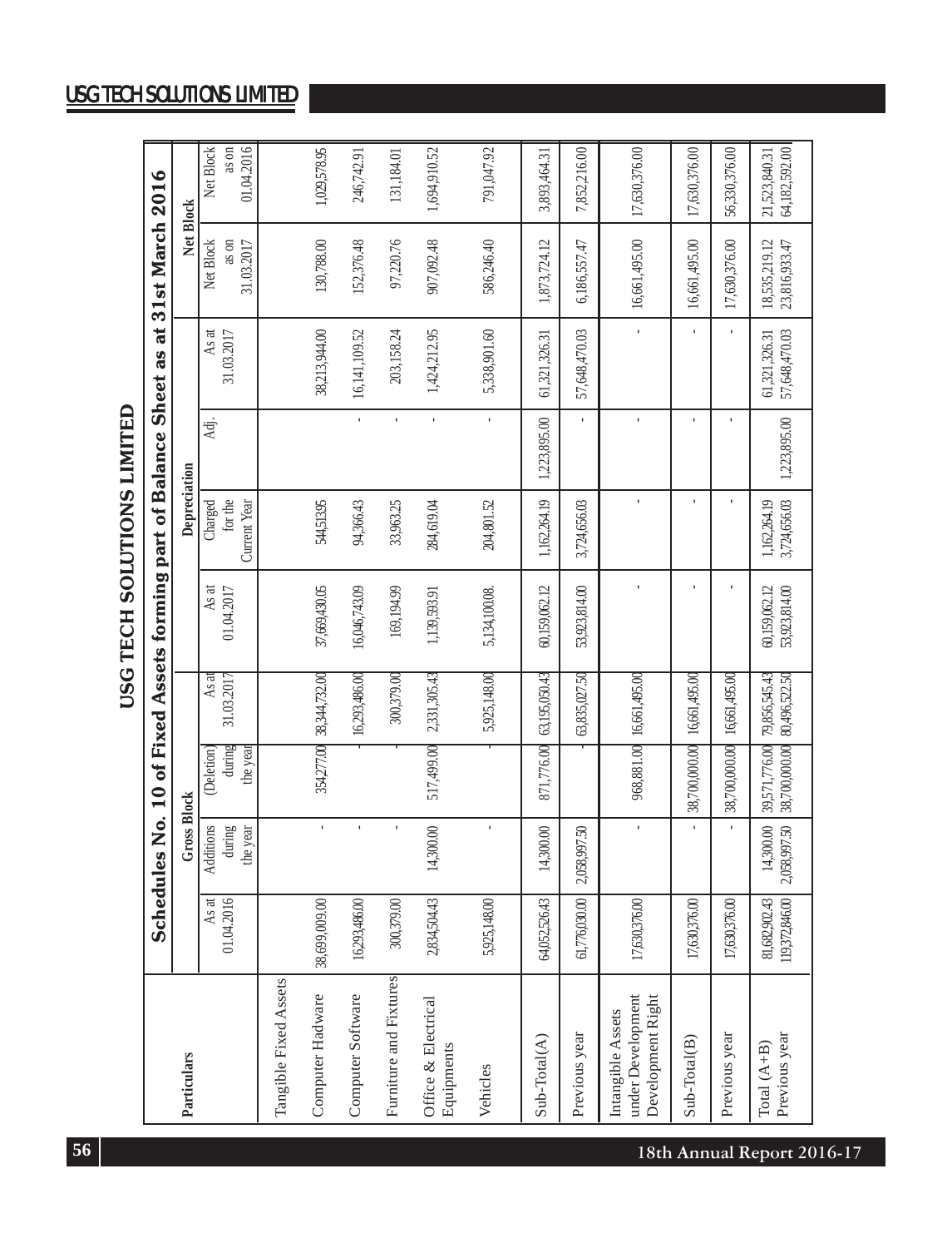# USG TECH SOLUTIONS LIMITED

## Schedules No. 10 of Fixed Assets forming part of Balance Sheet as at 31st March 2016

| Particulars | Gross Block | | | | Depreciation | | | | Net Block | |
|---|---|---|---|---|---|---|---|---|---|---|
| | As at 01.04.2016 | Additions during the year | (Deletion) during the year | As at 31.03.2017 | As at 01.04.2017 | Charged for the Current Year | Adj. | As at 31.03.2017 | Net Block as on 31.03.2017 | Net Block as on 01.04.2016 |
| Tangible Fixed Assets | | | | | | | | | | |
| Computer Hadware | 38,699,009.00 | - | 354,277.00 | 38,344,732.00 | 37,669,430.05 | 544,513.95 | | 38,213,944.00 | 130,788.00 | 1,029,578.95 |
| Computer Software | 16,293,486.00 | - | - | 16,293,486.00 | 16,046,743.09 | 94,366.43 | - | 16,141,109.52 | 152,376.48 | 246,742.91 |
| Furniture and Fixtures | 300,379.00 | - | - | 300,379.00 | 169,194.99 | 33,963.25 | - | 203,158.24 | 97,220.76 | 131,184.01 |
| Office & Electrical Equipments | 2,834,504.43 | 14,300.00 | 517,499.00 | 2,331,305.43 | 1,139,593.91 | 284,619.04 | - | 1,424,212.95 | 907,092.48 | 1,694,910.52 |
| Vehicles | 5,925,148.00 | - | - | 5,925,148.00 | 5,134,100.08. | 204,801.52 | - | 5,338,901.60 | 586,246.40 | 791,047.92 |
| Sub-Total(A) | 64,052,526.43 | 14,300.00 | 871,776.00 | 63,195,050.43 | 60,159,062.12 | 1,162,264.19 | 1,223,895.00 | 61,321,326.31 | 1,873,724.12 | 3,893,464.31 |
| Previous year | 61,776,030.00 | 2,058,997.50 | - | 63,835,027.50 | 53,923,814.00 | 3,724,656.03 | - | 57,648,470.03 | 6,186,557.47 | 7,852,216.00 |
| Intangible Assets under Development Development Right | 17,630,376.00 | - | 968,881.00 | 16,661,495.00 | - | - | - | - | 16,661,495.00 | 17,630,376.00 |
| Sub-Total(B) | 17,630,376.00 | - | 38,700,000.00 | 16,661,495.00 | - | - | - | - | 16,661,495.00 | 17,630,376.00 |
| Previous year | 17,630,376.00 | - | 38,700,000.00 | 16,661,495.00 | - | - | - | - | 17,630,376.00 | 56,330,376.00 |
| Total (A+B) | 81,682,902.43 | 14,300.00 | 39,571,776.00 | 79,856,545.43 | 60,159,062.12 | 1,162,264.19 | | 61,321,326.31 | 18,535,219.12 | 21,523,840.31 |
| Previous year | 119,372,846.00 | 2,058,997.50 | 38,700,000.00 | 80,496,522.50 | 53,923,814.00 | 3,724,656.03 | 1,223,895.00 | 57,648,470.03 | 23,816,933.47 | 64,182,592.00 |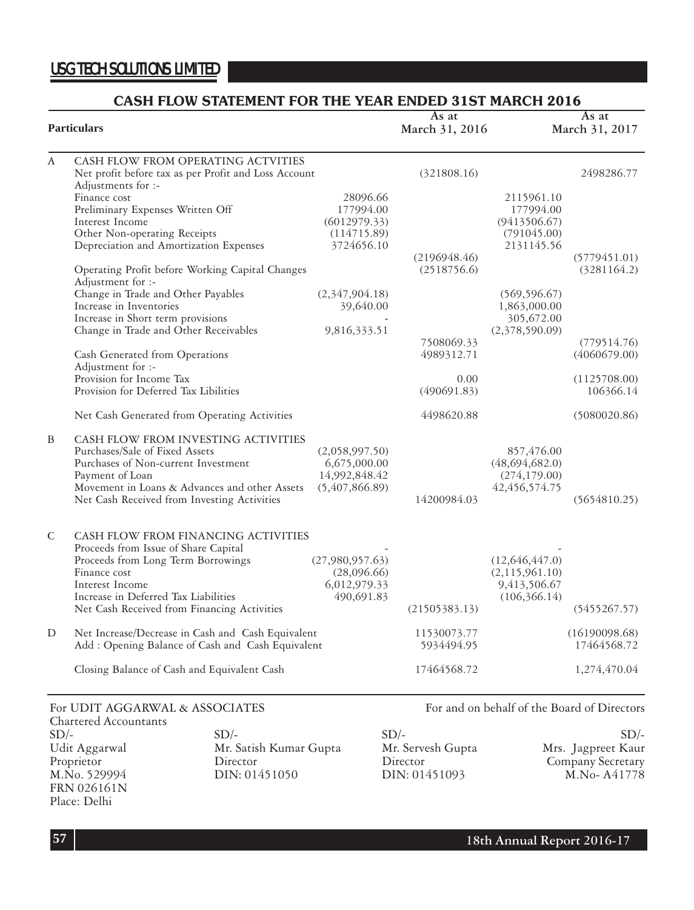## CASH FLOW STATEMENT FOR THE YEAR ENDED 31ST MARCH 2016

| | Particulars | | As at March 31, 2016 | | As at March 31, 2017 |
|---|---|---|---|---|---|
| A | CASH FLOW FROM OPERATING ACTVITIES | | | | |
| | Net profit before tax as per Profit and Loss Account | | (321808.16) | | 2498286.77 |
| | Adjustments for :- | | | | |
| | Finance cost | 28096.66 | | 2115961.10 | |
| | Preliminary Expenses Written Off | 177994.00 | | 177994.00 | |
| | Interest Income | (6012979.33) | | (9413506.67) | |
| | Other Non-operating Receipts | (114715.89) | | (791045.00) | |
| | Depreciation and Amortization Expenses | 3724656.10 | | 2131145.56 | |
| | | | (2196948.46) | | (5779451.01) |
| | Operating Profit before Working Capital Changes | | (2518756.6) | | (3281164.2) |
| | Adjustment for :- | | | | |
| | Change in Trade and Other Payables | (2,347,904.18) | | (569,596.67) | |
| | Increase in Inventories | 39,640.00 | | 1,863,000.00 | |
| | Increase in Short term provisions | - | | 305,672.00 | |
| | Change in Trade and Other Receivables | 9,816,333.51 | | (2,378,590.09) | |
| | | | 7508069.33 | | (779514.76) |
| | Cash Generated from Operations | | 4989312.71 | | (4060679.00) |
| | Adjustment for :- | | | | |
| | Provision for Income Tax | | 0.00 | | (1125708.00) |
| | Provision for Deferred Tax Libilities | | (490691.83) | | 106366.14 |
| | Net Cash Generated from Operating Activities | | 4498620.88 | | (5080020.86) |
| B | CASH FLOW FROM INVESTING ACTIVITIES | | | | |
| | Purchases/Sale of Fixed Assets | (2,058,997.50) | | 857,476.00 | |
| | Purchases of Non-current Investment | 6,675,000.00 | | (48,694,682.0) | |
| | Payment of Loan | 14,992,848.42 | | (274,179.00) | |
| | Movement in Loans & Advances and other Assets | (5,407,866.89) | | 42,456,574.75 | |
| | Net Cash Received from Investing Activities | | 14200984.03 | | (5654810.25) |
| C | CASH FLOW FROM FINANCING ACTIVITIES | | | | |
| | Proceeds from Issue of Share Capital | - | | - | |
| | Proceeds from Long Term Borrowings | (27,980,957.63) | | (12,646,447.0) | |
| | Finance cost | (28,096.66) | | (2,115,961.10) | |
| | Interest Income | 6,012,979.33 | | 9,413,506.67 | |
| | Increase in Deferred Tax Liabilities | 490,691.83 | | (106,366.14) | |
| | Net Cash Received from Financing Activities | | (21505383.13) | | (5455267.57) |
| D | Net Increase/Decrease in Cash and Cash Equivalent | | 11530073.77 | | (16190098.68) |
| | Add : Opening Balance of Cash and Cash Equivalent | | 5934494.95 | | 17464568.72 |
| | Closing Balance of Cash and Equivalent Cash | | 17464568.72 | | 1,274,470.04 |

For UDIT AGGARWAL & ASSOCIATES
Chartered Accountants

SD/-
Udit Aggarwal
Proprietor
M.No. 529994
FRN 026161N
Place: Delhi

For and on behalf of the Board of Directors

SD/-
Mr. Satish Kumar Gupta
Director
DIN: 01451050

SD/-
Mr. Servesh Gupta
Director
DIN: 01451093

SD/-
Mrs. Jagpreet Kaur
Company Secretary
M.No- A41778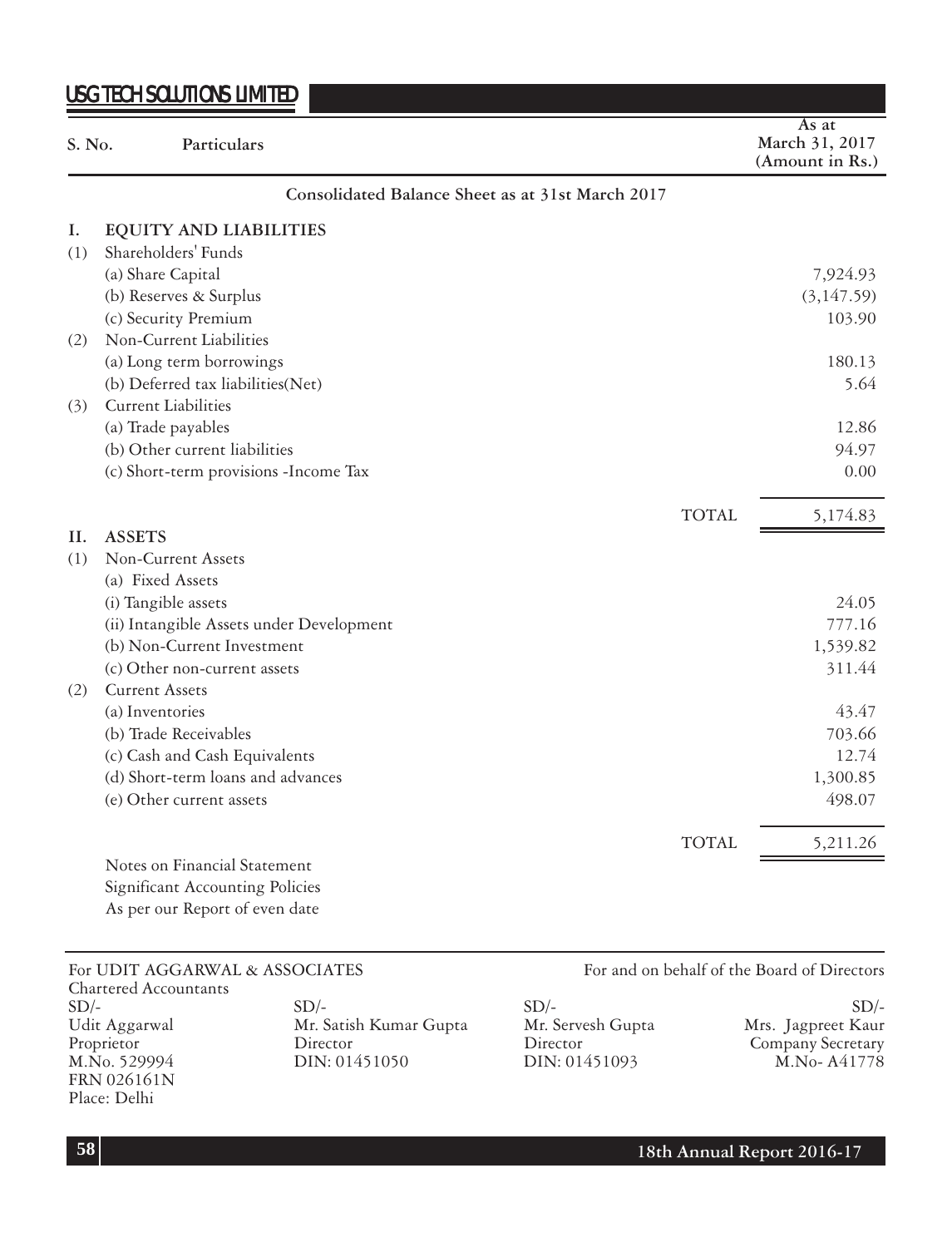# USG TECH SOLUTIONS LIMITED

## Consolidated Balance Sheet as at 31st March 2017

| S. No. | Particulars | | As at March 31, 2017 (Amount in Rs.) |
|---|---|---|---|
| **I.** | **EQUITY AND LIABILITIES** | | |
| (1) | Shareholders' Funds | | |
| | (a) Share Capital | | 7,924.93 |
| | (b) Reserves & Surplus | | (3,147.59) |
| | (c) Security Premium | | 103.90 |
| (2) | Non-Current Liabilities | | |
| | (a) Long term borrowings | | 180.13 |
| | (b) Deferred tax liabilities(Net) | | 5.64 |
| (3) | Current Liabilities | | |
| | (a) Trade payables | | 12.86 |
| | (b) Other current liabilities | | 94.97 |
| | (c) Short-term provisions -Income Tax | | 0.00 |
| | | TOTAL | 5,174.83 |
| **II.** | **ASSETS** | | |
| (1) | Non-Current Assets | | |
| | (a) Fixed Assets | | |
| | (i) Tangible assets | | 24.05 |
| | (ii) Intangible Assets under Development | | 777.16 |
| | (b) Non-Current Investment | | 1,539.82 |
| | (c) Other non-current assets | | 311.44 |
| (2) | Current Assets | | |
| | (a) Inventories | | 43.47 |
| | (b) Trade Receivables | | 703.66 |
| | (c) Cash and Cash Equivalents | | 12.74 |
| | (d) Short-term loans and advances | | 1,300.85 |
| | (e) Other current assets | | 498.07 |
| | | TOTAL | 5,211.26 |

Notes on Financial Statement

Significant Accounting Policies

As per our Report of even date

For UDIT AGGARWAL & ASSOCIATES
Chartered Accountants

For and on behalf of the Board of Directors

| | | | |
|---|---|---|---|
| SD/- | SD/- | SD/- | SD/- |
| Udit Aggarwal | Mr. Satish Kumar Gupta | Mr. Servesh Gupta | Mrs. Jagpreet Kaur |
| Proprietor | Director | Director | Company Secretary |
| M.No. 529994 | DIN: 01451050 | DIN: 01451093 | M.No- A41778 |
| FRN 026161N | | | |
| Place: Delhi | | | |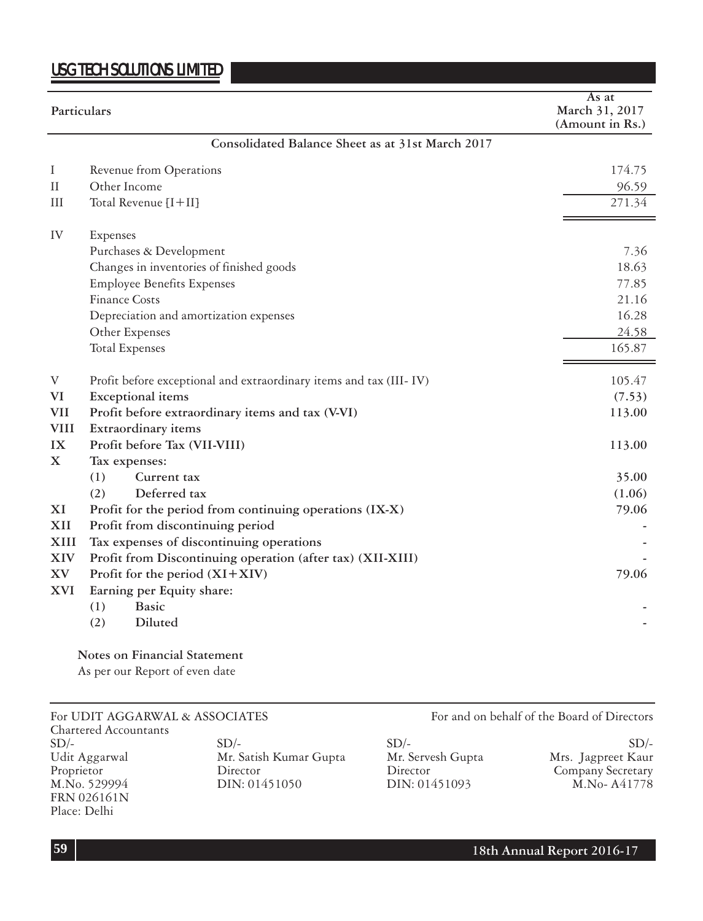| | Particulars | As at March 31, 2017 (Amount in Rs.) |
|---|---|---|
| | **Consolidated Balance Sheet as at 31st March 2017** | |
| I | Revenue from Operations | 174.75 |
| II | Other Income | 96.59 |
| III | Total Revenue [I+II] | 271.34 |
| IV | Expenses | |
| | Purchases & Development | 7.36 |
| | Changes in inventories of finished goods | 18.63 |
| | Employee Benefits Expenses | 77.85 |
| | Finance Costs | 21.16 |
| | Depreciation and amortization expenses | 16.28 |
| | Other Expenses | 24.58 |
| | Total Expenses | 165.87 |
| V | Profit before exceptional and extraordinary items and tax (III- IV) | 105.47 |
| **VI** | **Exceptional items** | **(7.53)** |
| **VII** | **Profit before extraordinary items and tax (V-VI)** | **113.00** |
| **VIII** | **Extraordinary items** | |
| **IX** | **Profit before Tax (VII-VIII)** | **113.00** |
| **X** | **Tax expenses:** | |
| | **(1) Current tax** | **35.00** |
| | **(2) Deferred tax** | **(1.06)** |
| **XI** | **Profit for the period from continuing operations (IX-X)** | **79.06** |
| **XII** | **Profit from discontinuing period** | **-** |
| **XIII** | **Tax expenses of discontinuing operations** | **-** |
| **XIV** | **Profit from Discontinuing operation (after tax) (XII-XIII)** | **-** |
| **XV** | **Profit for the period (XI+XIV)** | **79.06** |
| **XVI** | **Earning per Equity share:** | |
| | **(1) Basic** | **-** |
| | **(2) Diluted** | **-** |

**Notes on Financial Statement**

As per our Report of even date

For UDIT AGGARWAL & ASSOCIATES
Chartered Accountants
SD/-
Udit Aggarwal
Proprietor
M.No. 529994
FRN 026161N
Place: Delhi

For and on behalf of the Board of Directors

SD/-
Mr. Satish Kumar Gupta
Director
DIN: 01451050

SD/-
Mr. Servesh Gupta
Director
DIN: 01451093

SD/-
Mrs. Jagpreet Kaur
Company Secretary
M.No- A41778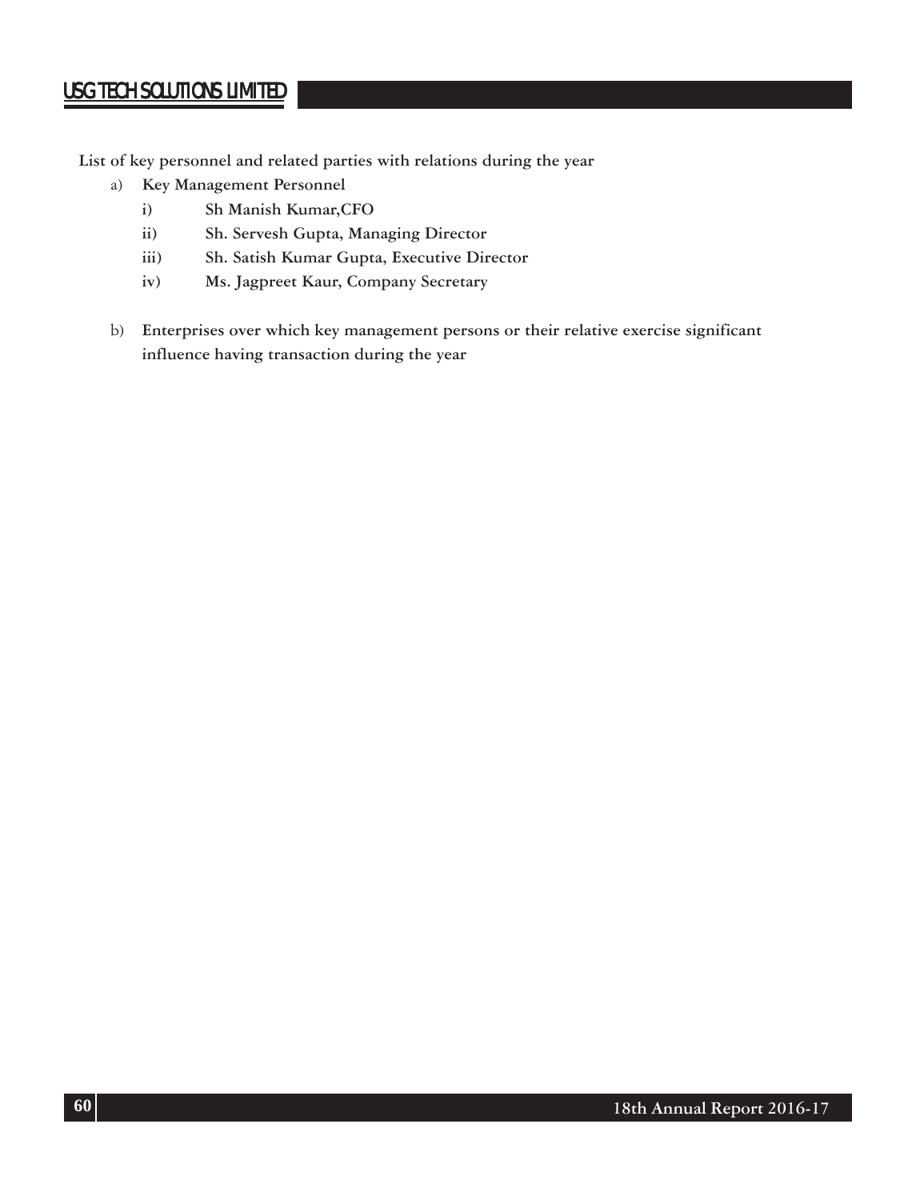**List of key personnel and related parties with relations during the year**

a) **Key Management Personnel**

   i) **Sh Manish Kumar,CFO**

   ii) **Sh. Servesh Gupta, Managing Director**

   iii) **Sh. Satish Kumar Gupta, Executive Director**

   iv) **Ms. Jagpreet Kaur, Company Secretary**

b) **Enterprises over which key management persons or their relative exercise significant influence having transaction during the year**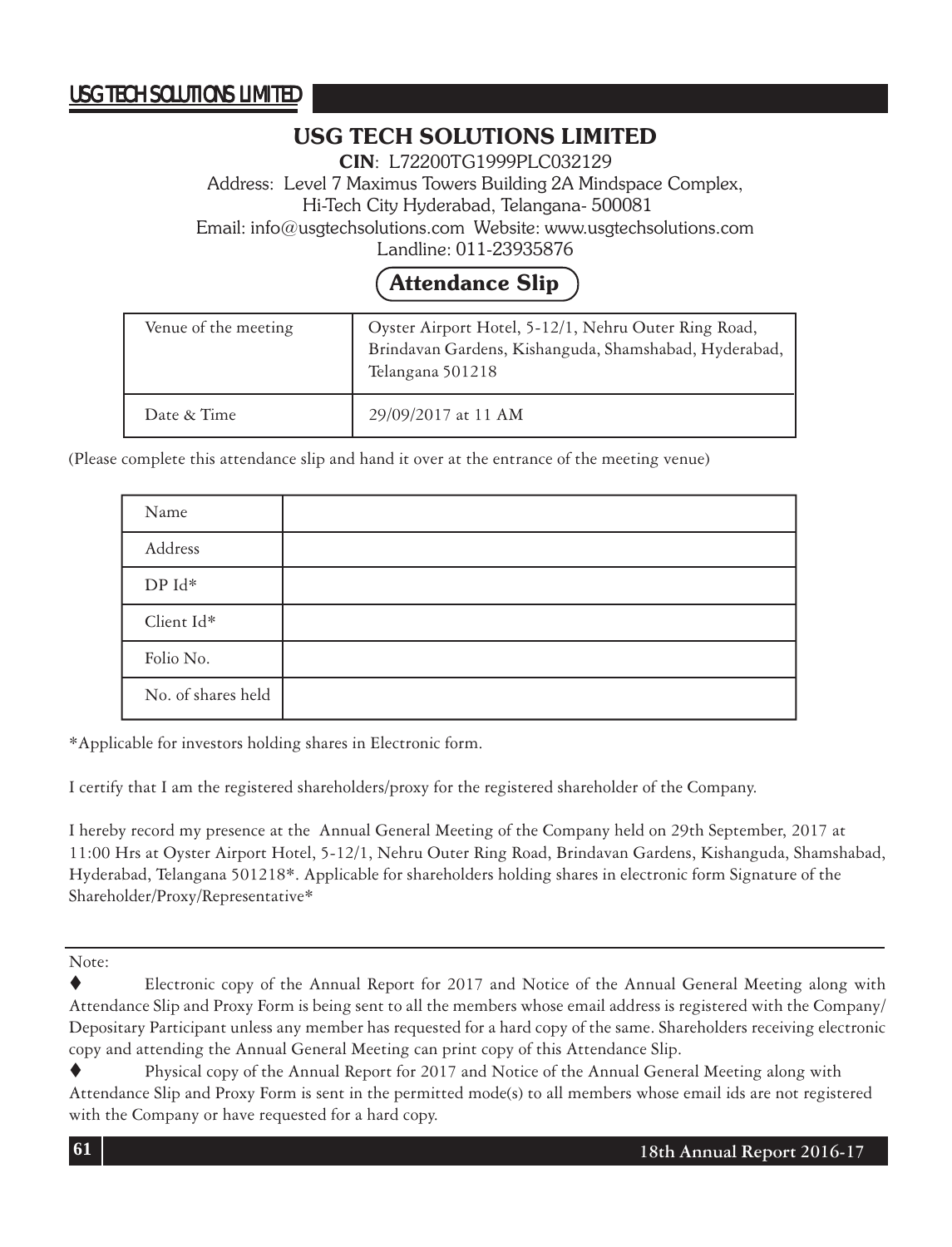# USG TECH SOLUTIONS LIMITED

**CIN**: L72200TG1999PLC032129

Address: Level 7 Maximus Towers Building 2A Mindspace Complex,
Hi-Tech City Hyderabad, Telangana- 500081

Email: info@usgtechsolutions.com Website: www.usgtechsolutions.com

Landline: 011-23935876

## Attendance Slip

| Venue of the meeting | Oyster Airport Hotel, 5-12/1, Nehru Outer Ring Road, Brindavan Gardens, Kishanguda, Shamshabad, Hyderabad, Telangana 501218 |
|---|---|
| Date & Time | 29/09/2017 at 11 AM |

(Please complete this attendance slip and hand it over at the entrance of the meeting venue)

| Name | |
|---|---|
| Address | |
| DP Id* | |
| Client Id* | |
| Folio No. | |
| No. of shares held | |

*Applicable for investors holding shares in Electronic form.

I certify that I am the registered shareholders/proxy for the registered shareholder of the Company.

I hereby record my presence at the Annual General Meeting of the Company held on 29th September, 2017 at 11:00 Hrs at Oyster Airport Hotel, 5-12/1, Nehru Outer Ring Road, Brindavan Gardens, Kishanguda, Shamshabad, Hyderabad, Telangana 501218*. Applicable for shareholders holding shares in electronic form Signature of the Shareholder/Proxy/Representative*

Note:

- Electronic copy of the Annual Report for 2017 and Notice of the Annual General Meeting along with Attendance Slip and Proxy Form is being sent to all the members whose email address is registered with the Company/ Depositary Participant unless any member has requested for a hard copy of the same. Shareholders receiving electronic copy and attending the Annual General Meeting can print copy of this Attendance Slip.
- Physical copy of the Annual Report for 2017 and Notice of the Annual General Meeting along with Attendance Slip and Proxy Form is sent in the permitted mode(s) to all members whose email ids are not registered with the Company or have requested for a hard copy.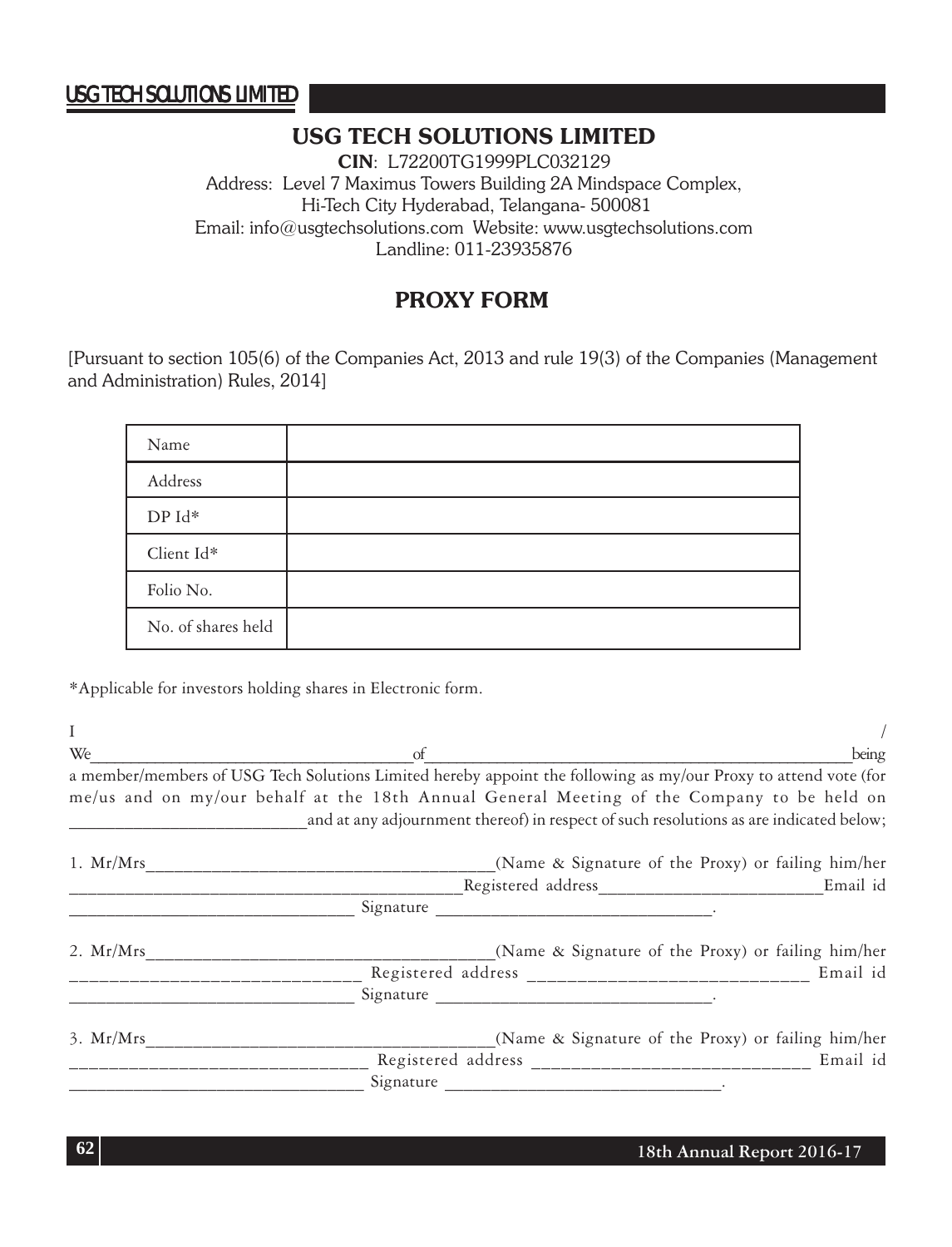# USG TECH SOLUTIONS LIMITED

**CIN**: L72200TG1999PLC032129
Address: Level 7 Maximus Towers Building 2A Mindspace Complex,
Hi-Tech City Hyderabad, Telangana- 500081
Email: info@usgtechsolutions.com Website: www.usgtechsolutions.com
Landline: 011-23935876

## PROXY FORM

[Pursuant to section 105(6) of the Companies Act, 2013 and rule 19(3) of the Companies (Management and Administration) Rules, 2014]

| Name | |
|---|---|
| Address | |
| DP Id* | |
| Client Id* | |
| Folio No. | |
| No. of shares held | |

*Applicable for investors holding shares in Electronic form.

I / We_______________________________________of_______________________________________________________being a member/members of USG Tech Solutions Limited hereby appoint the following as my/our Proxy to attend vote (for me/us and on my/our behalf at the 18th Annual General Meeting of the Company to be held on ___________________________and at any adjournment thereof) in respect of such resolutions as are indicated below;

1. Mr/Mrs_______________________________________(Name & Signature of the Proxy) or failing him/her _____________________________________________Registered address__________________________Email id _________________________________ Signature ________________________________.

2. Mr/Mrs_______________________________________(Name & Signature of the Proxy) or failing him/her _____________________________ Registered address _____________________________ Email id _________________________________ Signature ________________________________.

3. Mr/Mrs_______________________________________(Name & Signature of the Proxy) or failing him/her _______________________________ Registered address _____________________________ Email id __________________________________ Signature ________________________________.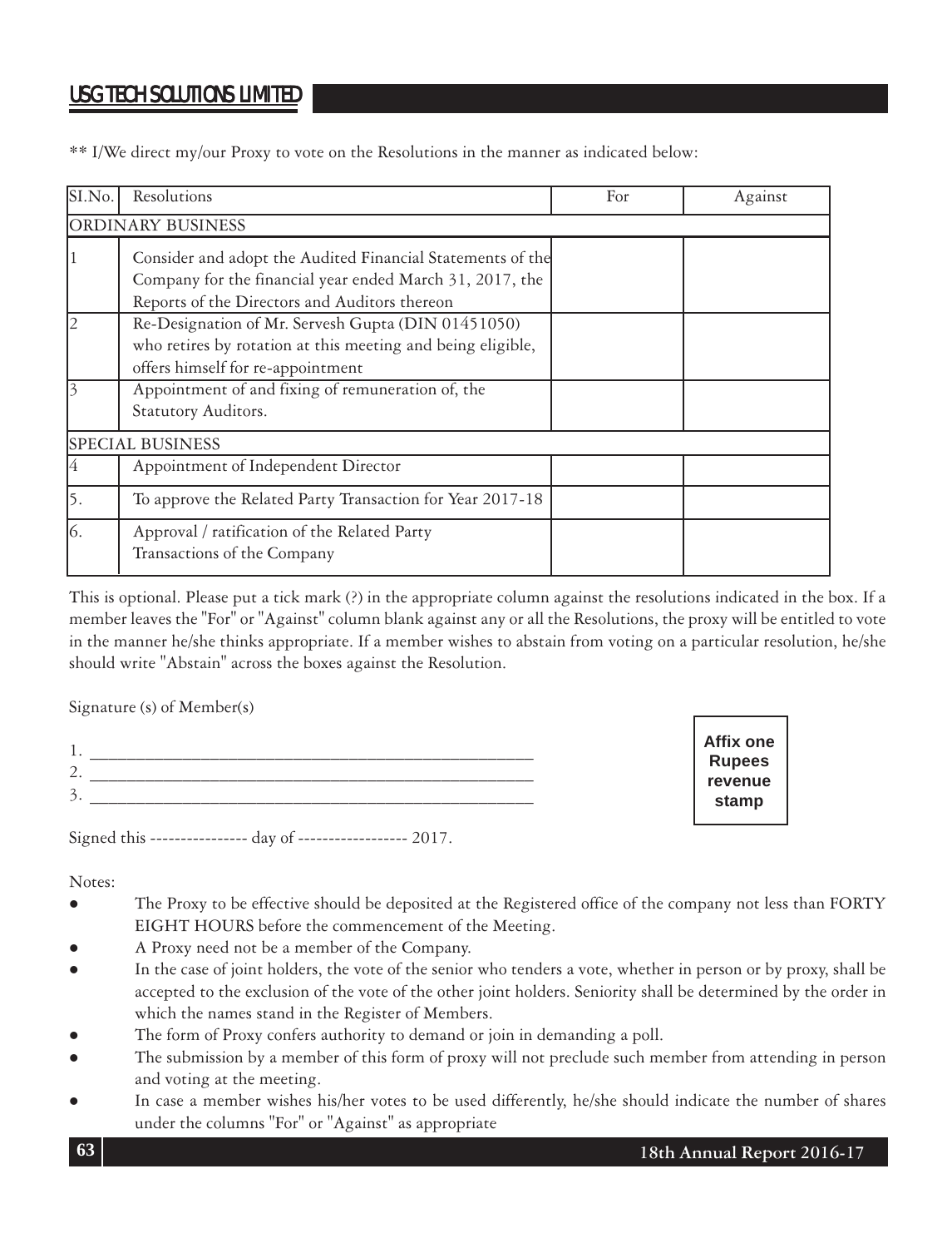** I/We direct my/our Proxy to vote on the Resolutions in the manner as indicated below:

| SI.No. | Resolutions | For | Against |
|---|---|---|---|
| ORDINARY BUSINESS | | | |
| 1 | Consider and adopt the Audited Financial Statements of the Company for the financial year ended March 31, 2017, the Reports of the Directors and Auditors thereon | | |
| 2 | Re-Designation of Mr. Servesh Gupta (DIN 01451050) who retires by rotation at this meeting and being eligible, offers himself for re-appointment | | |
| 3 | Appointment of and fixing of remuneration of, the Statutory Auditors. | | |
| SPECIAL BUSINESS | | | |
| 4 | Appointment of Independent Director | | |
| 5. | To approve the Related Party Transaction for Year 2017-18 | | |
| 6. | Approval / ratification of the Related Party Transactions of the Company | | |

This is optional. Please put a tick mark (?) in the appropriate column against the resolutions indicated in the box. If a member leaves the "For" or "Against" column blank against any or all the Resolutions, the proxy will be entitled to vote in the manner he/she thinks appropriate. If a member wishes to abstain from voting on a particular resolution, he/she should write "Abstain" across the boxes against the Resolution.

Signature (s) of Member(s)

1. ____________________________________________
2. ____________________________________________
3. ____________________________________________

**Affix one Rupees revenue stamp**

Signed this ---------------- day of ------------------ 2017.

Notes:

- The Proxy to be effective should be deposited at the Registered office of the company not less than FORTY EIGHT HOURS before the commencement of the Meeting.
- A Proxy need not be a member of the Company.
- In the case of joint holders, the vote of the senior who tenders a vote, whether in person or by proxy, shall be accepted to the exclusion of the vote of the other joint holders. Seniority shall be determined by the order in which the names stand in the Register of Members.
- The form of Proxy confers authority to demand or join in demanding a poll.
- The submission by a member of this form of proxy will not preclude such member from attending in person and voting at the meeting.
- In case a member wishes his/her votes to be used differently, he/she should indicate the number of shares under the columns "For" or "Against" as appropriate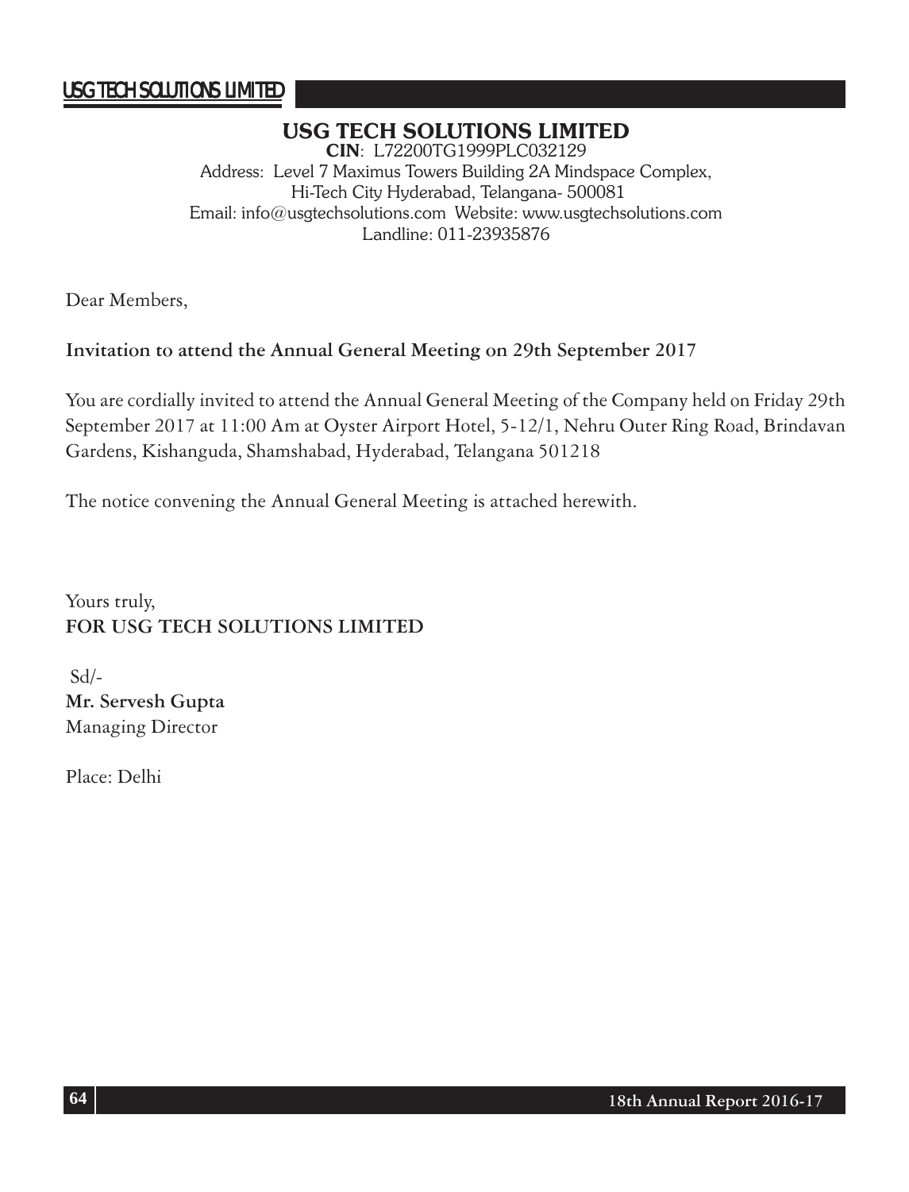# USG TECH SOLUTIONS LIMITED

**CIN**: L72200TG1999PLC032129

Address: Level 7 Maximus Towers Building 2A Mindspace Complex, Hi-Tech City Hyderabad, Telangana- 500081

Email: info@usgtechsolutions.com Website: www.usgtechsolutions.com

Landline: 011-23935876

Dear Members,

**Invitation to attend the Annual General Meeting on 29th September 2017**

You are cordially invited to attend the Annual General Meeting of the Company held on Friday 29th September 2017 at 11:00 Am at Oyster Airport Hotel, 5-12/1, Nehru Outer Ring Road, Brindavan Gardens, Kishanguda, Shamshabad, Hyderabad, Telangana 501218

The notice convening the Annual General Meeting is attached herewith.

Yours truly,
**FOR USG TECH SOLUTIONS LIMITED**

Sd/-
**Mr. Servesh Gupta**
Managing Director

Place: Delhi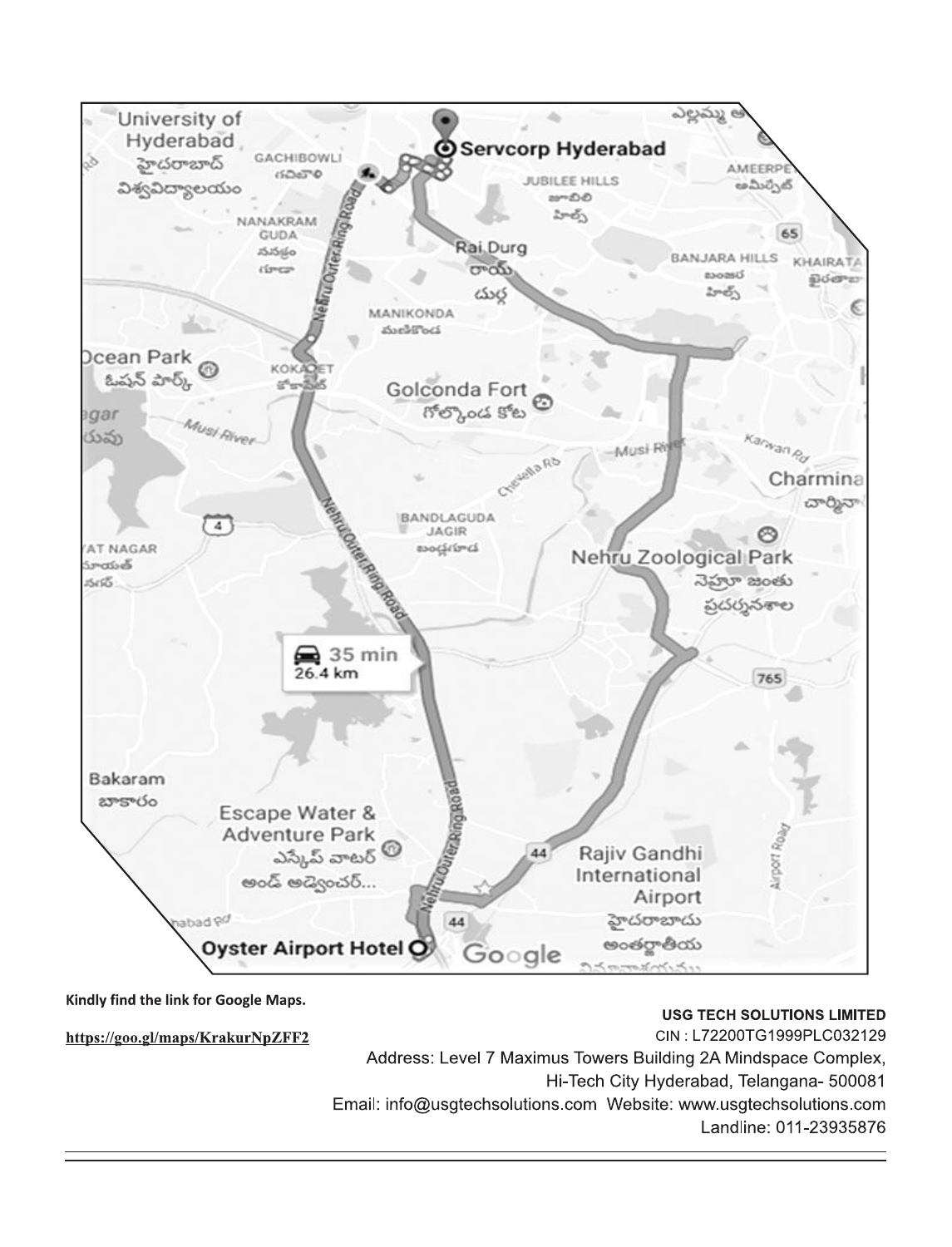Kindly find the link for Google Maps.

https://goo.gl/maps/KrakurNpZFF2

**USG TECH SOLUTIONS LIMITED**

CIN : L72200TG1999PLC032129

Address: Level 7 Maximus Towers Building 2A Mindspace Complex, Hi-Tech City Hyderabad, Telangana- 500081

Email: info@usgtechsolutions.com Website: www.usgtechsolutions.com

Landline: 011-23935876